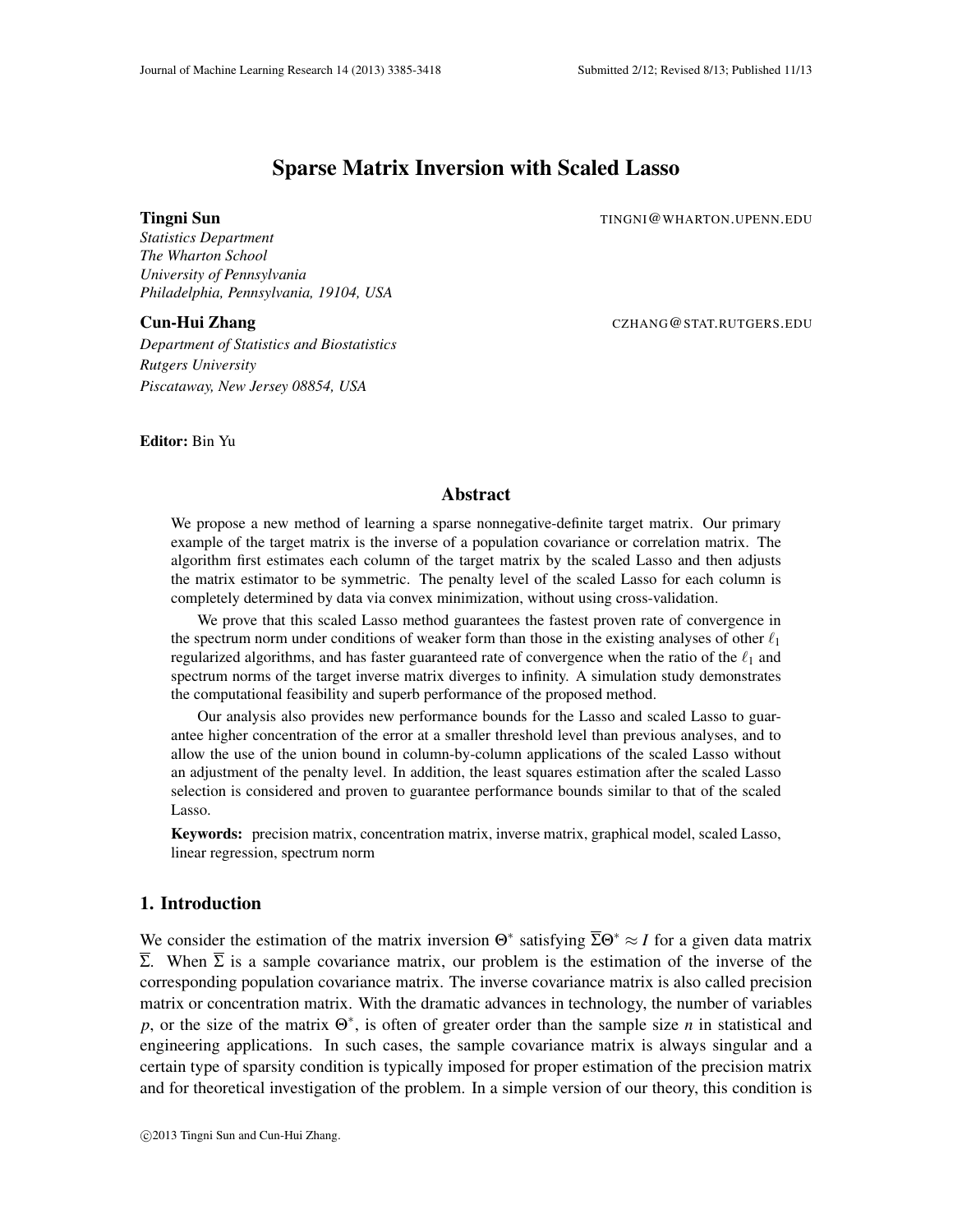# Sparse Matrix Inversion with Scaled Lasso

**Tingni Sun** TINGNI@WHARTON.UPENN.EDU

*Statistics Department*
*The Wharton School*
*University of Pennsylvania*
*Philadelphia, Pennsylvania, 19104, USA*

**Cun-Hui Zhang** CZHANG@STAT.RUTGERS.EDU

*Department of Statistics and Biostatistics*
*Rutgers University*
*Piscataway, New Jersey 08854, USA*

**Editor:** Bin Yu

## Abstract

We propose a new method of learning a sparse nonnegative-definite target matrix. Our primary example of the target matrix is the inverse of a population covariance or correlation matrix. The algorithm first estimates each column of the target matrix by the scaled Lasso and then adjusts the matrix estimator to be symmetric. The penalty level of the scaled Lasso for each column is completely determined by data via convex minimization, without using cross-validation.

We prove that this scaled Lasso method guarantees the fastest proven rate of convergence in the spectrum norm under conditions of weaker form than those in the existing analyses of other $\ell_1$ regularized algorithms, and has faster guaranteed rate of convergence when the ratio of the $\ell_1$ and spectrum norms of the target inverse matrix diverges to infinity. A simulation study demonstrates the computational feasibility and superb performance of the proposed method.

Our analysis also provides new performance bounds for the Lasso and scaled Lasso to guarantee higher concentration of the error at a smaller threshold level than previous analyses, and to allow the use of the union bound in column-by-column applications of the scaled Lasso without an adjustment of the penalty level. In addition, the least squares estimation after the scaled Lasso selection is considered and proven to guarantee performance bounds similar to that of the scaled Lasso.

**Keywords:** precision matrix, concentration matrix, inverse matrix, graphical model, scaled Lasso, linear regression, spectrum norm

## 1. Introduction

We consider the estimation of the matrix inversion $\Theta^*$ satisfying $\overline{\Sigma}\Theta^* \approx I$ for a given data matrix $\overline{\Sigma}$. When $\overline{\Sigma}$ is a sample covariance matrix, our problem is the estimation of the inverse of the corresponding population covariance matrix. The inverse covariance matrix is also called precision matrix or concentration matrix. With the dramatic advances in technology, the number of variables $p$, or the size of the matrix $\Theta^*$, is often of greater order than the sample size $n$ in statistical and engineering applications. In such cases, the sample covariance matrix is always singular and a certain type of sparsity condition is typically imposed for proper estimation of the precision matrix and for theoretical investigation of the problem. In a simple version of our theory, this condition is

©2013 Tingni Sun and Cun-Hui Zhang.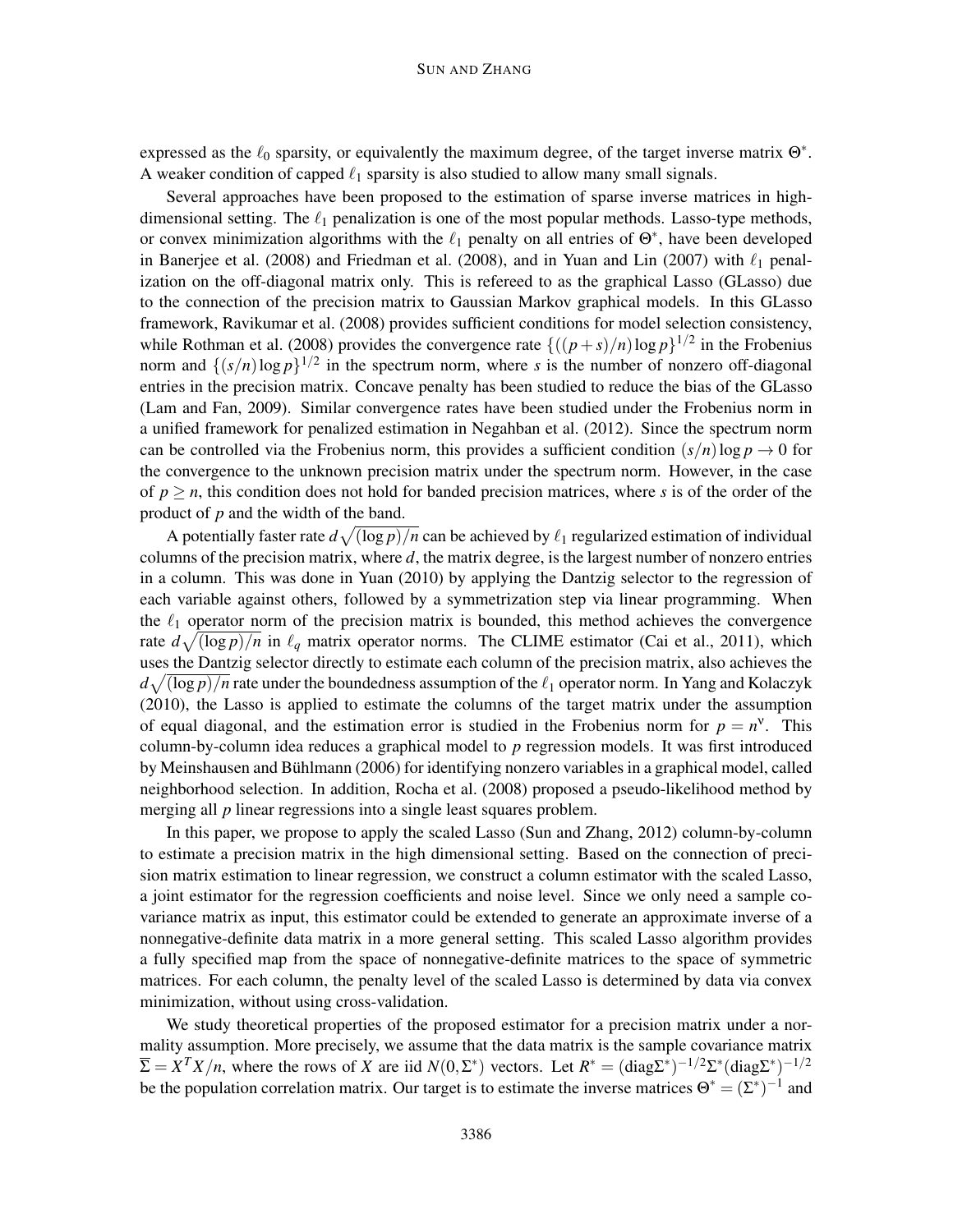expressed as the $\ell_0$ sparsity, or equivalently the maximum degree, of the target inverse matrix $\Theta^*$. A weaker condition of capped $\ell_1$ sparsity is also studied to allow many small signals.

Several approaches have been proposed to the estimation of sparse inverse matrices in high-dimensional setting. The $\ell_1$ penalization is one of the most popular methods. Lasso-type methods, or convex minimization algorithms with the $\ell_1$ penalty on all entries of $\Theta^*$, have been developed in Banerjee et al. (2008) and Friedman et al. (2008), and in Yuan and Lin (2007) with $\ell_1$ penalization on the off-diagonal matrix only. This is refereed to as the graphical Lasso (GLasso) due to the connection of the precision matrix to Gaussian Markov graphical models. In this GLasso framework, Ravikumar et al. (2008) provides sufficient conditions for model selection consistency, while Rothman et al. (2008) provides the convergence rate $\{((p+s)/n)\log p\}^{1/2}$ in the Frobenius norm and $\{(s/n)\log p\}^{1/2}$ in the spectrum norm, where $s$ is the number of nonzero off-diagonal entries in the precision matrix. Concave penalty has been studied to reduce the bias of the GLasso (Lam and Fan, 2009). Similar convergence rates have been studied under the Frobenius norm in a unified framework for penalized estimation in Negahban et al. (2012). Since the spectrum norm can be controlled via the Frobenius norm, this provides a sufficient condition $(s/n)\log p \to 0$ for the convergence to the unknown precision matrix under the spectrum norm. However, in the case of $p \geq n$, this condition does not hold for banded precision matrices, where $s$ is of the order of the product of $p$ and the width of the band.

A potentially faster rate $d\sqrt{(\log p)/n}$ can be achieved by $\ell_1$ regularized estimation of individual columns of the precision matrix, where $d$, the matrix degree, is the largest number of nonzero entries in a column. This was done in Yuan (2010) by applying the Dantzig selector to the regression of each variable against others, followed by a symmetrization step via linear programming. When the $\ell_1$ operator norm of the precision matrix is bounded, this method achieves the convergence rate $d\sqrt{(\log p)/n}$ in $\ell_q$ matrix operator norms. The CLIME estimator (Cai et al., 2011), which uses the Dantzig selector directly to estimate each column of the precision matrix, also achieves the $d\sqrt{(\log p)/n}$ rate under the boundedness assumption of the $\ell_1$ operator norm. In Yang and Kolaczyk (2010), the Lasso is applied to estimate the columns of the target matrix under the assumption of equal diagonal, and the estimation error is studied in the Frobenius norm for $p = n^{\nu}$. This column-by-column idea reduces a graphical model to $p$ regression models. It was first introduced by Meinshausen and Bühlmann (2006) for identifying nonzero variables in a graphical model, called neighborhood selection. In addition, Rocha et al. (2008) proposed a pseudo-likelihood method by merging all $p$ linear regressions into a single least squares problem.

In this paper, we propose to apply the scaled Lasso (Sun and Zhang, 2012) column-by-column to estimate a precision matrix in the high dimensional setting. Based on the connection of precision matrix estimation to linear regression, we construct a column estimator with the scaled Lasso, a joint estimator for the regression coefficients and noise level. Since we only need a sample covariance matrix as input, this estimator could be extended to generate an approximate inverse of a nonnegative-definite data matrix in a more general setting. This scaled Lasso algorithm provides a fully specified map from the space of nonnegative-definite matrices to the space of symmetric matrices. For each column, the penalty level of the scaled Lasso is determined by data via convex minimization, without using cross-validation.

We study theoretical properties of the proposed estimator for a precision matrix under a normality assumption. More precisely, we assume that the data matrix is the sample covariance matrix $\overline{\Sigma} = X^T X/n$, where the rows of $X$ are iid $N(0, \Sigma^*)$ vectors. Let $R^* = (\text{diag}\Sigma^*)^{-1/2}\Sigma^*(\text{diag}\Sigma^*)^{-1/2}$ be the population correlation matrix. Our target is to estimate the inverse matrices $\Theta^* = (\Sigma^*)^{-1}$ and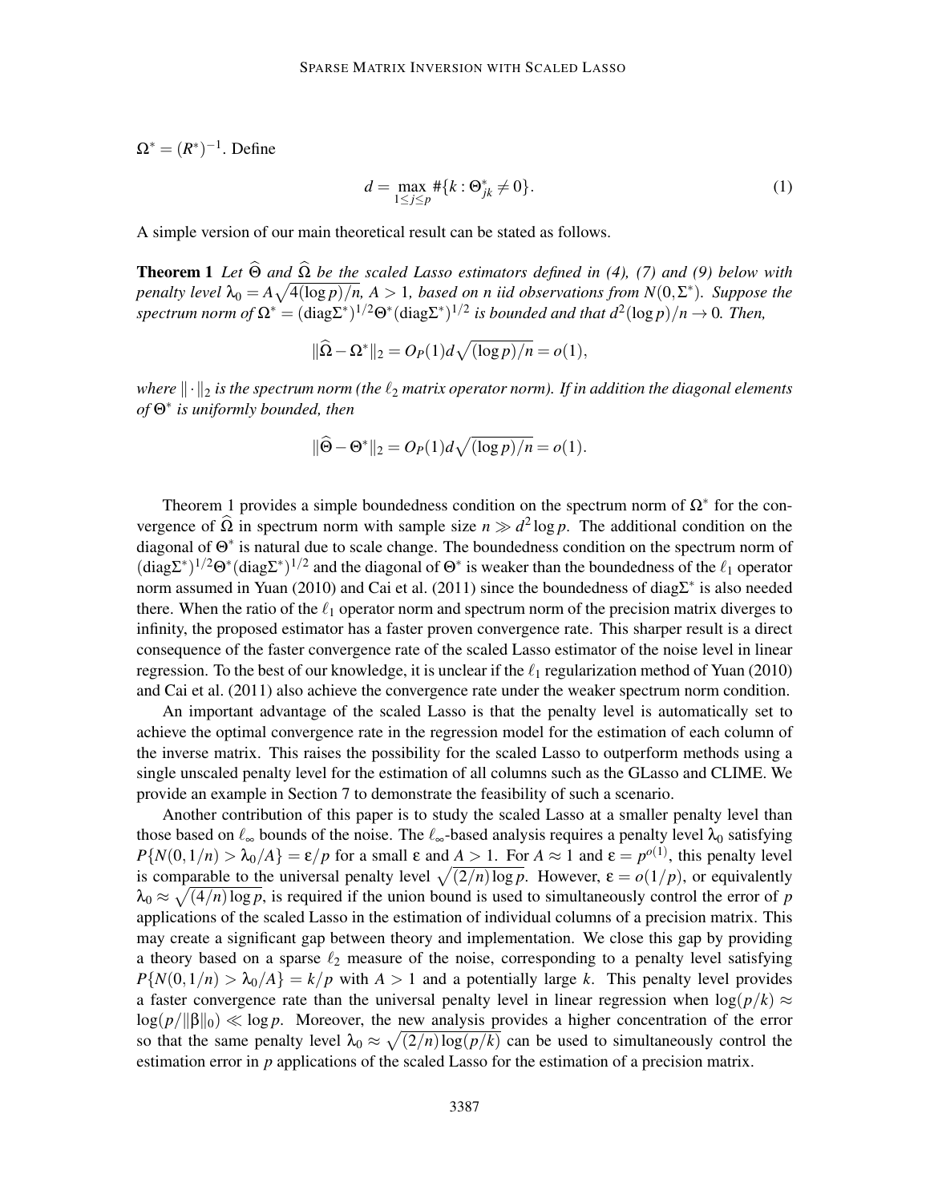$\Omega^* = (R^*)^{-1}$. Define

$$d = \max_{1 \le j \le p} \#\{k : \Theta^*_{jk} \neq 0\}. \tag{1}$$

A simple version of our main theoretical result can be stated as follows.

**Theorem 1** *Let $\widehat{\Theta}$ and $\widehat{\Omega}$ be the scaled Lasso estimators defined in (4), (7) and (9) below with penalty level $\lambda_0 = A\sqrt{4(\log p)/n}$, $A > 1$, based on $n$ iid observations from $N(0, \Sigma^*)$. Suppose the spectrum norm of $\Omega^* = (\mathrm{diag}\Sigma^*)^{1/2}\Theta^*(\mathrm{diag}\Sigma^*)^{1/2}$ is bounded and that $d^2(\log p)/n \to 0$. Then,*

$$\|\widehat{\Omega} - \Omega^*\|_2 = O_P(1) d\sqrt{(\log p)/n} = o(1),$$

*where $\|\cdot\|_2$ is the spectrum norm (the $\ell_2$ matrix operator norm). If in addition the diagonal elements of $\Theta^*$ is uniformly bounded, then*

$$\|\widehat{\Theta} - \Theta^*\|_2 = O_P(1) d\sqrt{(\log p)/n} = o(1).$$

Theorem 1 provides a simple boundedness condition on the spectrum norm of $\Omega^*$ for the convergence of $\widehat{\Omega}$ in spectrum norm with sample size $n \gg d^2 \log p$. The additional condition on the diagonal of $\Theta^*$ is natural due to scale change. The boundedness condition on the spectrum norm of $(\mathrm{diag}\Sigma^*)^{1/2}\Theta^*(\mathrm{diag}\Sigma^*)^{1/2}$ and the diagonal of $\Theta^*$ is weaker than the boundedness of the $\ell_1$ operator norm assumed in Yuan (2010) and Cai et al. (2011) since the boundedness of $\mathrm{diag}\Sigma^*$ is also needed there. When the ratio of the $\ell_1$ operator norm and spectrum norm of the precision matrix diverges to infinity, the proposed estimator has a faster proven convergence rate. This sharper result is a direct consequence of the faster convergence rate of the scaled Lasso estimator of the noise level in linear regression. To the best of our knowledge, it is unclear if the $\ell_1$ regularization method of Yuan (2010) and Cai et al. (2011) also achieve the convergence rate under the weaker spectrum norm condition.

An important advantage of the scaled Lasso is that the penalty level is automatically set to achieve the optimal convergence rate in the regression model for the estimation of each column of the inverse matrix. This raises the possibility for the scaled Lasso to outperform methods using a single unscaled penalty level for the estimation of all columns such as the GLasso and CLIME. We provide an example in Section 7 to demonstrate the feasibility of such a scenario.

Another contribution of this paper is to study the scaled Lasso at a smaller penalty level than those based on $\ell_\infty$ bounds of the noise. The $\ell_\infty$-based analysis requires a penalty level $\lambda_0$ satisfying $P\{N(0,1/n) > \lambda_0/A\} = \varepsilon/p$ for a small $\varepsilon$ and $A > 1$. For $A \approx 1$ and $\varepsilon = p^{o(1)}$, this penalty level is comparable to the universal penalty level $\sqrt{(2/n)\log p}$. However, $\varepsilon = o(1/p)$, or equivalently $\lambda_0 \approx \sqrt{(4/n)\log p}$, is required if the union bound is used to simultaneously control the error of $p$ applications of the scaled Lasso in the estimation of individual columns of a precision matrix. This may create a significant gap between theory and implementation. We close this gap by providing a theory based on a sparse $\ell_2$ measure of the noise, corresponding to a penalty level satisfying $P\{N(0,1/n) > \lambda_0/A\} = k/p$ with $A > 1$ and a potentially large $k$. This penalty level provides a faster convergence rate than the universal penalty level in linear regression when $\log(p/k) \approx \log(p/\|\beta\|_0) \ll \log p$. Moreover, the new analysis provides a higher concentration of the error so that the same penalty level $\lambda_0 \approx \sqrt{(2/n)\log(p/k)}$ can be used to simultaneously control the estimation error in $p$ applications of the scaled Lasso for the estimation of a precision matrix.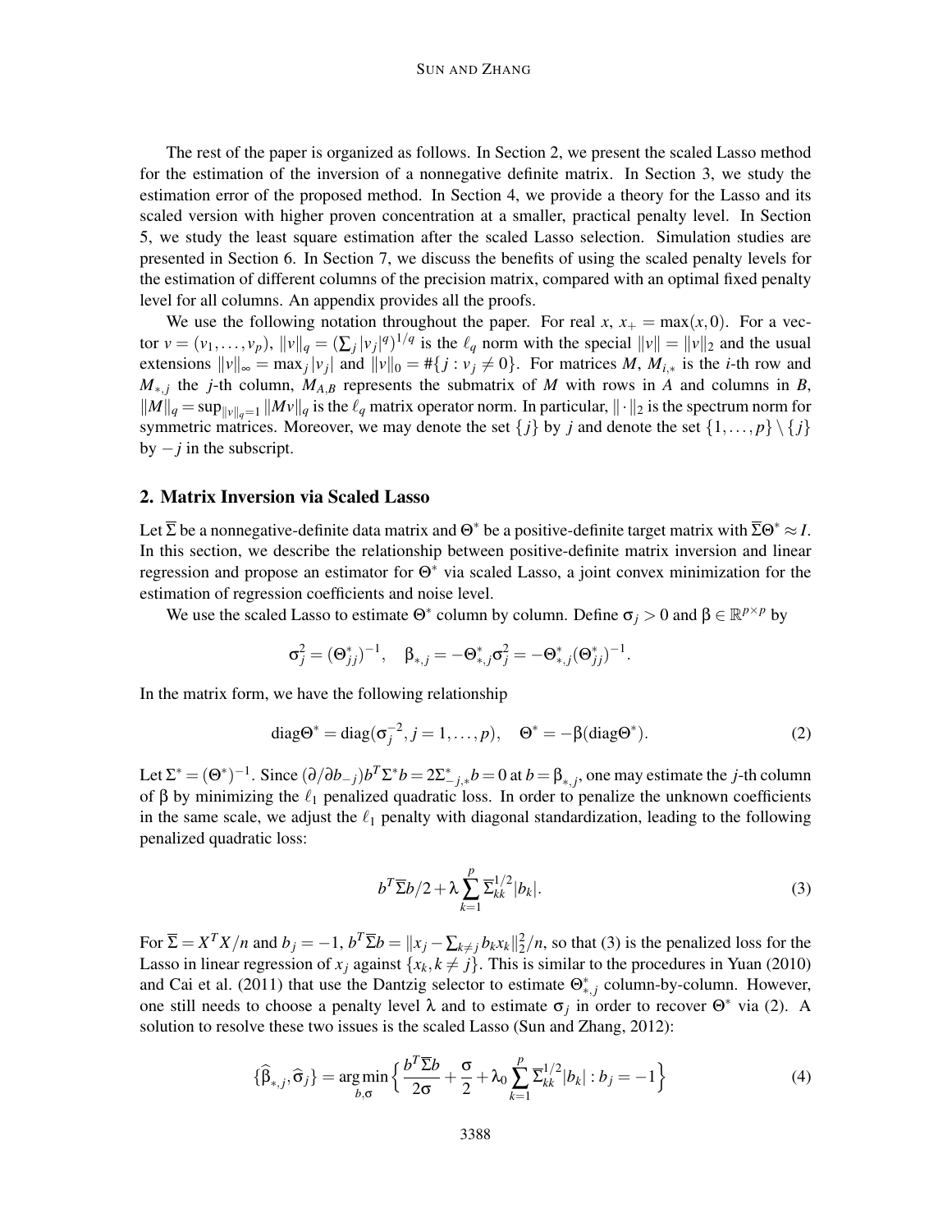The rest of the paper is organized as follows. In Section 2, we present the scaled Lasso method for the estimation of the inversion of a nonnegative definite matrix. In Section 3, we study the estimation error of the proposed method. In Section 4, we provide a theory for the Lasso and its scaled version with higher proven concentration at a smaller, practical penalty level. In Section 5, we study the least square estimation after the scaled Lasso selection. Simulation studies are presented in Section 6. In Section 7, we discuss the benefits of using the scaled penalty levels for the estimation of different columns of the precision matrix, compared with an optimal fixed penalty level for all columns. An appendix provides all the proofs.

We use the following notation throughout the paper. For real $x$, $x_+ = \max(x,0)$. For a vector $v = (v_1,\ldots,v_p)$, $\|v\|_q = (\sum_j |v_j|^q)^{1/q}$ is the $\ell_q$ norm with the special $\|v\| = \|v\|_2$ and the usual extensions $\|v\|_\infty = \max_j |v_j|$ and $\|v\|_0 = \#\{j : v_j \neq 0\}$. For matrices $M$, $M_{i,*}$ is the $i$-th row and $M_{*,j}$ the $j$-th column, $M_{A,B}$ represents the submatrix of $M$ with rows in $A$ and columns in $B$, $\|M\|_q = \sup_{\|v\|_q=1} \|Mv\|_q$ is the $\ell_q$ matrix operator norm. In particular, $\|\cdot\|_2$ is the spectrum norm for symmetric matrices. Moreover, we may denote the set $\{j\}$ by $j$ and denote the set $\{1,\ldots,p\}\setminus\{j\}$ by $-j$ in the subscript.

## 2. Matrix Inversion via Scaled Lasso

Let $\overline{\Sigma}$ be a nonnegative-definite data matrix and $\Theta^*$ be a positive-definite target matrix with $\overline{\Sigma}\Theta^* \approx I$. In this section, we describe the relationship between positive-definite matrix inversion and linear regression and propose an estimator for $\Theta^*$ via scaled Lasso, a joint convex minimization for the estimation of regression coefficients and noise level.

We use the scaled Lasso to estimate $\Theta^*$ column by column. Define $\sigma_j > 0$ and $\beta \in \mathbb{R}^{p\times p}$ by

$$\sigma_j^2 = (\Theta^*_{jj})^{-1}, \quad \beta_{*,j} = -\Theta^*_{*,j}\sigma_j^2 = -\Theta^*_{*,j}(\Theta^*_{jj})^{-1}.$$

In the matrix form, we have the following relationship

$$\text{diag}\Theta^* = \text{diag}(\sigma_j^{-2}, j = 1,\ldots,p), \quad \Theta^* = -\beta(\text{diag}\Theta^*). \tag{2}$$

Let $\Sigma^* = (\Theta^*)^{-1}$. Since $(\partial/\partial b_{-j}) b^T\Sigma^* b = 2\Sigma^*_{-j,*}b = 0$ at $b = \beta_{*,j}$, one may estimate the $j$-th column of $\beta$ by minimizing the $\ell_1$ penalized quadratic loss. In order to penalize the unknown coefficients in the same scale, we adjust the $\ell_1$ penalty with diagonal standardization, leading to the following penalized quadratic loss:

$$b^T\overline{\Sigma}b/2 + \lambda\sum_{k=1}^p \overline{\Sigma}_{kk}^{1/2}|b_k|. \tag{3}$$

For $\overline{\Sigma} = X^TX/n$ and $b_j = -1$, $b^T\overline{\Sigma}b = \|x_j - \sum_{k\neq j} b_k x_k\|_2^2/n$, so that (3) is the penalized loss for the Lasso in linear regression of $x_j$ against $\{x_k, k \neq j\}$. This is similar to the procedures in Yuan (2010) and Cai et al. (2011) that use the Dantzig selector to estimate $\Theta^*_{*,j}$ column-by-column. However, one still needs to choose a penalty level $\lambda$ and to estimate $\sigma_j$ in order to recover $\Theta^*$ via (2). A solution to resolve these two issues is the scaled Lasso (Sun and Zhang, 2012):

$$\{\widehat{\beta}_{*,j}, \widehat{\sigma}_j\} = \underset{b,\sigma}{\arg\min}\Big\{\frac{b^T\overline{\Sigma}b}{2\sigma} + \frac{\sigma}{2} + \lambda_0\sum_{k=1}^p \overline{\Sigma}_{kk}^{1/2}|b_k| : b_j = -1\Big\} \tag{4}$$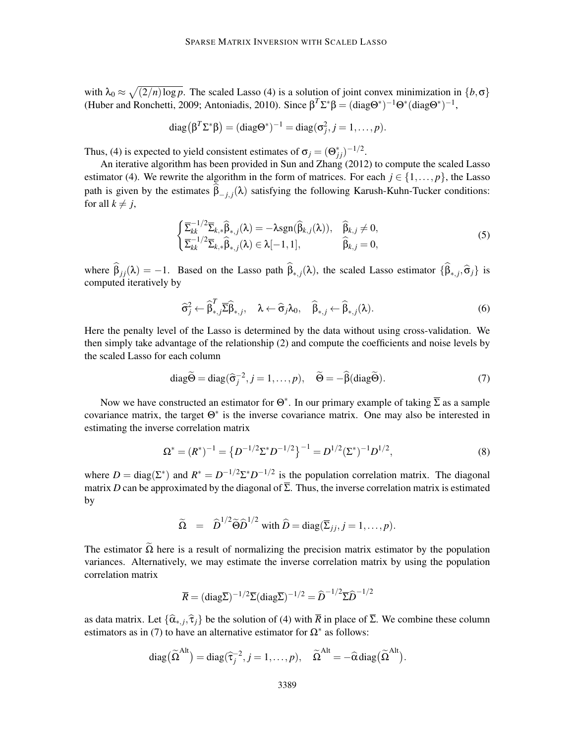with $\lambda_0 \approx \sqrt{(2/n)\log p}$. The scaled Lasso (4) is a solution of joint convex minimization in $\{b, \sigma\}$ (Huber and Ronchetti, 2009; Antoniadis, 2010). Since $\beta^T\Sigma^*\beta = (\text{diag}\Theta^*)^{-1}\Theta^*(\text{diag}\Theta^*)^{-1}$,

$$
\text{diag}\big(\beta^T\Sigma^*\beta\big) = (\text{diag}\Theta^*)^{-1} = \text{diag}(\sigma_j^2, j = 1, \ldots, p).
$$

Thus, (4) is expected to yield consistent estimates of $\sigma_j = (\Theta^*_{jj})^{-1/2}$.

An iterative algorithm has been provided in Sun and Zhang (2012) to compute the scaled Lasso estimator (4). We rewrite the algorithm in the form of matrices. For each $j \in \{1, \ldots, p\}$, the Lasso path is given by the estimates $\widehat{\beta}_{-j,j}(\lambda)$ satisfying the following Karush-Kuhn-Tucker conditions: for all $k \neq j$,

$$
\begin{cases}
\overline{\Sigma}_{kk}^{-1/2}\overline{\Sigma}_{k,*}\widehat{\beta}_{*,j}(\lambda) = -\lambda\text{sgn}(\widehat{\beta}_{k,j}(\lambda)), & \widehat{\beta}_{k,j} \neq 0, \\
\overline{\Sigma}_{kk}^{-1/2}\overline{\Sigma}_{k,*}\widehat{\beta}_{*,j}(\lambda) \in \lambda[-1, 1], & \widehat{\beta}_{k,j} = 0,
\end{cases}
\tag{5}
$$

where $\widehat{\beta}_{jj}(\lambda) = -1$. Based on the Lasso path $\widehat{\beta}_{*,j}(\lambda)$, the scaled Lasso estimator $\{\widehat{\beta}_{*,j}, \widehat{\sigma}_j\}$ is computed iteratively by

$$
\widehat{\sigma}_j^2 \leftarrow \widehat{\beta}_{*,j}^T\overline{\Sigma}\widehat{\beta}_{*,j}, \quad \lambda \leftarrow \widehat{\sigma}_j\lambda_0, \quad \widehat{\beta}_{*,j} \leftarrow \widehat{\beta}_{*,j}(\lambda). \tag{6}
$$

Here the penalty level of the Lasso is determined by the data without using cross-validation. We then simply take advantage of the relationship (2) and compute the coefficients and noise levels by the scaled Lasso for each column

$$
\text{diag}\widetilde{\Theta} = \text{diag}(\widehat{\sigma}_j^{-2}, j = 1, \ldots, p), \quad \widetilde{\Theta} = -\widehat{\beta}(\text{diag}\widetilde{\Theta}). \tag{7}
$$

Now we have constructed an estimator for $\Theta^*$. In our primary example of taking $\overline{\Sigma}$ as a sample covariance matrix, the target $\Theta^*$ is the inverse covariance matrix. One may also be interested in estimating the inverse correlation matrix

$$
\Omega^* = (R^*)^{-1} = \big\{D^{-1/2}\Sigma^*D^{-1/2}\big\}^{-1} = D^{1/2}(\Sigma^*)^{-1}D^{1/2}, \tag{8}
$$

where $D = \text{diag}(\Sigma^*)$ and $R^* = D^{-1/2}\Sigma^*D^{-1/2}$ is the population correlation matrix. The diagonal matrix $D$ can be approximated by the diagonal of $\overline{\Sigma}$. Thus, the inverse correlation matrix is estimated by

$$
\widetilde{\Omega} \;\; = \;\; \widehat{D}^{1/2}\widetilde{\Theta}\widehat{D}^{1/2} \text{ with } \widehat{D} = \text{diag}(\overline{\Sigma}_{jj}, j = 1, \ldots, p).
$$

The estimator $\widetilde{\Omega}$ here is a result of normalizing the precision matrix estimator by the population variances. Alternatively, we may estimate the inverse correlation matrix by using the population correlation matrix

$$
\overline{R} = (\text{diag}\overline{\Sigma})^{-1/2}\overline{\Sigma}(\text{diag}\overline{\Sigma})^{-1/2} = \widehat{D}^{-1/2}\overline{\Sigma}\widehat{D}^{-1/2}
$$

as data matrix. Let $\{\widehat{\alpha}_{*,j}, \widehat{\tau}_j\}$ be the solution of (4) with $\overline{R}$ in place of $\overline{\Sigma}$. We combine these column estimators as in (7) to have an alternative estimator for $\Omega^*$ as follows:

$$
\text{diag}\big(\widetilde{\Omega}^{\text{Alt}}\big) = \text{diag}(\widehat{\tau}_j^{-2}, j = 1, \ldots, p), \quad \widetilde{\Omega}^{\text{Alt}} = -\widehat{\alpha}\,\text{diag}\big(\widetilde{\Omega}^{\text{Alt}}\big).
$$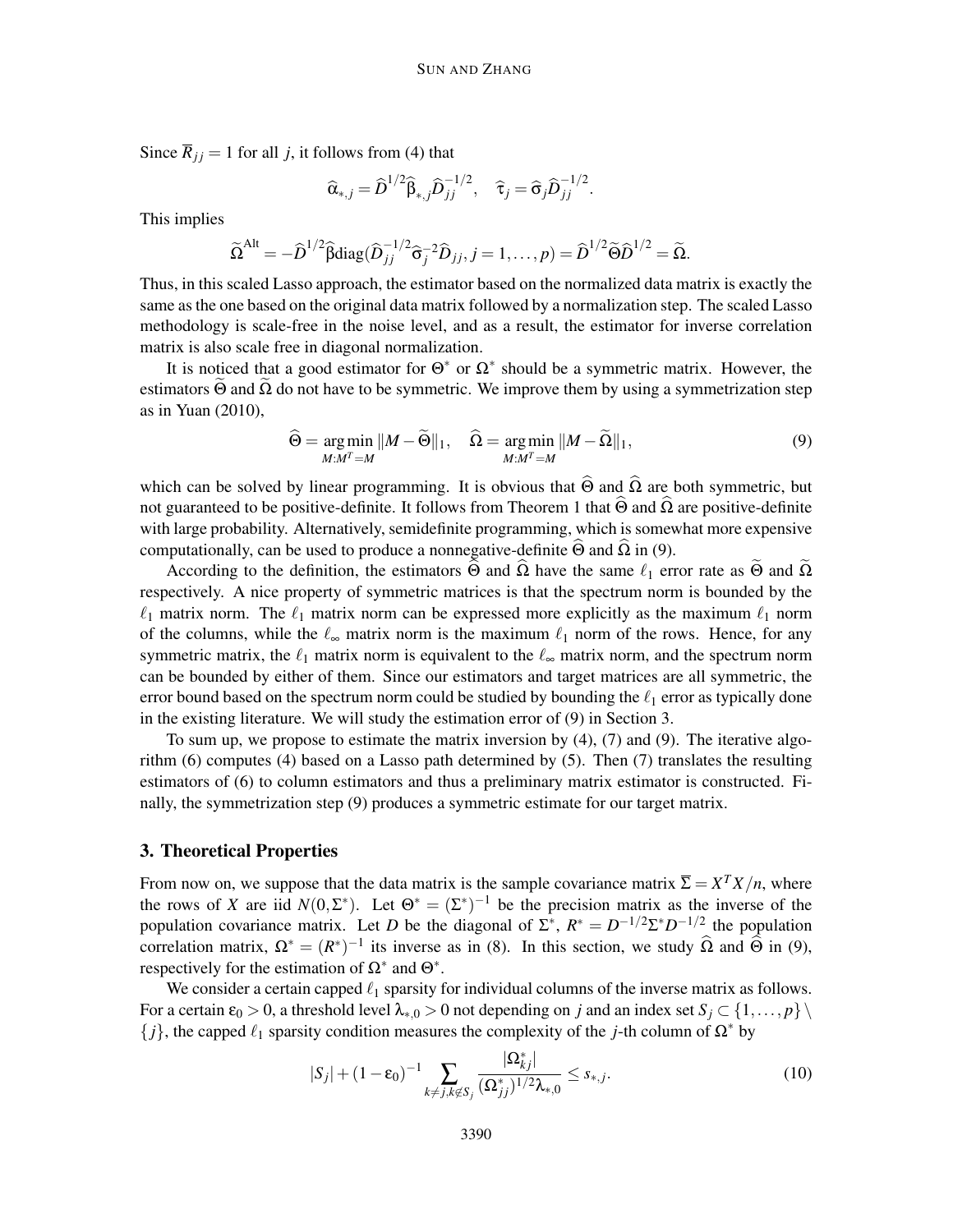Since $\overline{R}_{jj} = 1$ for all $j$, it follows from (4) that

$$\widehat{\alpha}_{*,j} = \widehat{D}^{1/2}\widehat{\beta}_{*,j}\widehat{D}_{jj}^{-1/2}, \quad \widehat{\tau}_j = \widehat{\sigma}_j \widehat{D}_{jj}^{-1/2}.$$

This implies

$$\widetilde{\Omega}^{\text{Alt}} = -\widehat{D}^{1/2}\widehat{\beta}\text{diag}(\widehat{D}_{jj}^{-1/2}\widehat{\sigma}_j^{-2}\widehat{D}_{jj}, j = 1, \ldots, p) = \widehat{D}^{1/2}\widetilde{\Theta}\widehat{D}^{1/2} = \widetilde{\Omega}.$$

Thus, in this scaled Lasso approach, the estimator based on the normalized data matrix is exactly the same as the one based on the original data matrix followed by a normalization step. The scaled Lasso methodology is scale-free in the noise level, and as a result, the estimator for inverse correlation matrix is also scale free in diagonal normalization.

It is noticed that a good estimator for $\Theta^*$ or $\Omega^*$ should be a symmetric matrix. However, the estimators $\widetilde{\Theta}$ and $\widetilde{\Omega}$ do not have to be symmetric. We improve them by using a symmetrization step as in Yuan (2010),

$$\widehat{\Theta} = \underset{M:M^T=M}{\arg\min} \|M - \widetilde{\Theta}\|_1, \quad \widehat{\Omega} = \underset{M:M^T=M}{\arg\min} \|M - \widetilde{\Omega}\|_1, \tag{9}$$

which can be solved by linear programming. It is obvious that $\widehat{\Theta}$ and $\widehat{\Omega}$ are both symmetric, but not guaranteed to be positive-definite. It follows from Theorem 1 that $\widehat{\Theta}$ and $\widehat{\Omega}$ are positive-definite with large probability. Alternatively, semidefinite programming, which is somewhat more expensive computationally, can be used to produce a nonnegative-definite $\widehat{\Theta}$ and $\widehat{\Omega}$ in (9).

According to the definition, the estimators $\widehat{\Theta}$ and $\widehat{\Omega}$ have the same $\ell_1$ error rate as $\widetilde{\Theta}$ and $\widetilde{\Omega}$ respectively. A nice property of symmetric matrices is that the spectrum norm is bounded by the $\ell_1$ matrix norm. The $\ell_1$ matrix norm can be expressed more explicitly as the maximum $\ell_1$ norm of the columns, while the $\ell_\infty$ matrix norm is the maximum $\ell_1$ norm of the rows. Hence, for any symmetric matrix, the $\ell_1$ matrix norm is equivalent to the $\ell_\infty$ matrix norm, and the spectrum norm can be bounded by either of them. Since our estimators and target matrices are all symmetric, the error bound based on the spectrum norm could be studied by bounding the $\ell_1$ error as typically done in the existing literature. We will study the estimation error of (9) in Section 3.

To sum up, we propose to estimate the matrix inversion by (4), (7) and (9). The iterative algorithm (6) computes (4) based on a Lasso path determined by (5). Then (7) translates the resulting estimators of (6) to column estimators and thus a preliminary matrix estimator is constructed. Finally, the symmetrization step (9) produces a symmetric estimate for our target matrix.

## 3. Theoretical Properties

From now on, we suppose that the data matrix is the sample covariance matrix $\overline{\Sigma} = X^T X/n$, where the rows of $X$ are iid $N(0, \Sigma^*)$. Let $\Theta^* = (\Sigma^*)^{-1}$ be the precision matrix as the inverse of the population covariance matrix. Let $D$ be the diagonal of $\Sigma^*$, $R^* = D^{-1/2}\Sigma^* D^{-1/2}$ the population correlation matrix, $\Omega^* = (R^*)^{-1}$ its inverse as in (8). In this section, we study $\widehat{\Omega}$ and $\widehat{\Theta}$ in (9), respectively for the estimation of $\Omega^*$ and $\Theta^*$.

We consider a certain capped $\ell_1$ sparsity for individual columns of the inverse matrix as follows. For a certain $\varepsilon_0 > 0$, a threshold level $\lambda_{*,0} > 0$ not depending on $j$ and an index set $S_j \subset \{1, \ldots, p\} \setminus \{j\}$, the capped $\ell_1$ sparsity condition measures the complexity of the $j$-th column of $\Omega^*$ by

$$|S_j| + (1 - \varepsilon_0)^{-1} \sum_{k \neq j, k \notin S_j} \frac{|\Omega^*_{kj}|}{(\Omega^*_{jj})^{1/2}\lambda_{*,0}} \leq s_{*,j}. \tag{10}$$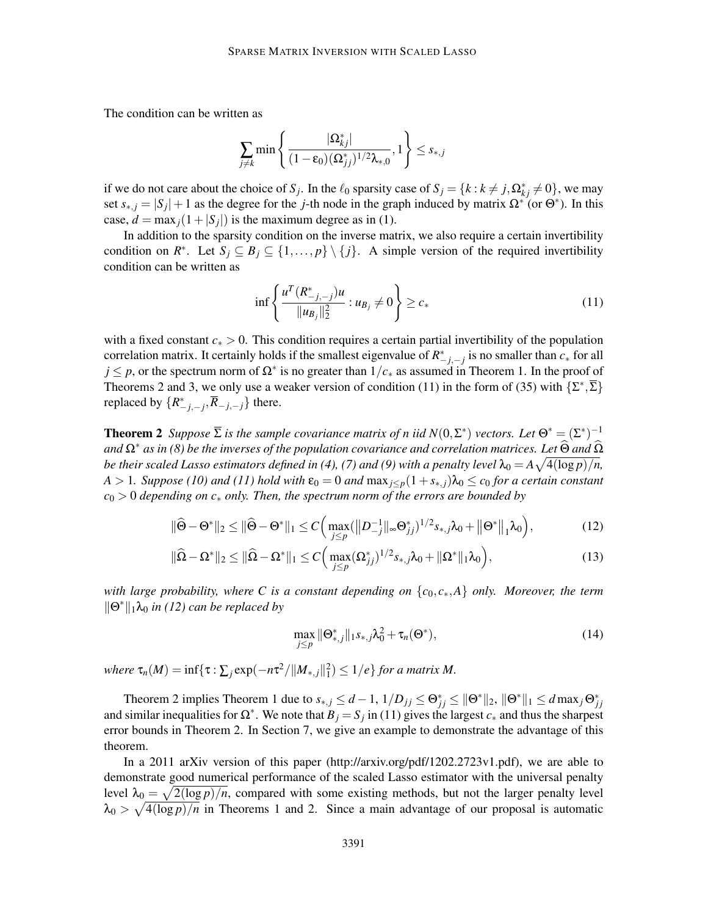The condition can be written as

$$\sum_{j\neq k}\min\left\{\frac{|\Omega^*_{kj}|}{(1-\varepsilon_0)(\Omega^*_{jj})^{1/2}\lambda_{*,0}},1\right\}\leq s_{*,j}$$

if we do not care about the choice of $S_j$. In the $\ell_0$ sparsity case of $S_j=\{k:k\neq j,\Omega^*_{kj}\neq 0\}$, we may set $s_{*,j}=|S_j|+1$ as the degree for the $j$-th node in the graph induced by matrix $\Omega^*$ (or $\Theta^*$). In this case, $d=\max_j(1+|S_j|)$ is the maximum degree as in (1).

In addition to the sparsity condition on the inverse matrix, we also require a certain invertibility condition on $R^*$. Let $S_j\subseteq B_j\subseteq\{1,\ldots,p\}\setminus\{j\}$. A simple version of the required invertibility condition can be written as

$$\inf\left\{\frac{u^T(R^*_{-j,-j})u}{\|u_{B_j}\|_2^2}:u_{B_j}\neq 0\right\}\geq c_* \tag{11}$$

with a fixed constant $c_*>0$. This condition requires a certain partial invertibility of the population correlation matrix. It certainly holds if the smallest eigenvalue of $R^*_{-j,-j}$ is no smaller than $c_*$ for all $j\leq p$, or the spectrum norm of $\Omega^*$ is no greater than $1/c_*$ as assumed in Theorem 1. In the proof of Theorems 2 and 3, we only use a weaker version of condition (11) in the form of (35) with $\{\Sigma^*,\overline{\Sigma}\}$ replaced by $\{R^*_{-j,-j},\overline{R}_{-j,-j}\}$ there.

**Theorem 2** *Suppose $\overline{\Sigma}$ is the sample covariance matrix of $n$ iid $N(0,\Sigma^*)$ vectors. Let $\Theta^*=(\Sigma^*)^{-1}$ and $\Omega^*$ as in (8) be the inverses of the population covariance and correlation matrices. Let $\widehat{\Theta}$ and $\widehat{\Omega}$ be their scaled Lasso estimators defined in (4), (7) and (9) with a penalty level $\lambda_0=A\sqrt{4(\log p)/n}$, $A>1$. Suppose (10) and (11) hold with $\varepsilon_0=0$ and $\max_{j\leq p}(1+s_{*,j})\lambda_0\leq c_0$ for a certain constant $c_0>0$ depending on $c_*$ only. Then, the spectrum norm of the errors are bounded by*

$$\|\widehat{\Theta}-\Theta^*\|_2\leq\|\widehat{\Theta}-\Theta^*\|_1\leq C\Big(\max_{j\leq p}(\|D_{-j}^{-1}\|_\infty\Theta^*_{jj})^{1/2}s_{*,j}\lambda_0+\|\Theta^*\|_1\lambda_0\Big), \tag{12}$$

$$\|\widehat{\Omega}-\Omega^*\|_2\leq\|\widehat{\Omega}-\Omega^*\|_1\leq C\Big(\max_{j\leq p}(\Omega^*_{jj})^{1/2}s_{*,j}\lambda_0+\|\Omega^*\|_1\lambda_0\Big), \tag{13}$$

*with large probability, where $C$ is a constant depending on $\{c_0,c_*,A\}$ only. Moreover, the term $\|\Theta^*\|_1\lambda_0$ in (12) can be replaced by*

$$\max_{j\leq p}\|\Theta^*_{*,j}\|_1 s_{*,j}\lambda_0^2+\tau_n(\Theta^*), \tag{14}$$

*where $\tau_n(M)=\inf\{\tau:\sum_j\exp(-n\tau^2/\|M_{*,j}\|_1^2)\leq 1/e\}$ for a matrix $M$.*

Theorem 2 implies Theorem 1 due to $s_{*,j}\leq d-1$, $1/D_{jj}\leq\Theta^*_{jj}\leq\|\Theta^*\|_2$, $\|\Theta^*\|_1\leq d\max_j\Theta^*_{jj}$ and similar inequalities for $\Omega^*$. We note that $B_j=S_j$ in (11) gives the largest $c_*$ and thus the sharpest error bounds in Theorem 2. In Section 7, we give an example to demonstrate the advantage of this theorem.

In a 2011 arXiv version of this paper (http://arxiv.org/pdf/1202.2723v1.pdf), we are able to demonstrate good numerical performance of the scaled Lasso estimator with the universal penalty level $\lambda_0=\sqrt{2(\log p)/n}$, compared with some existing methods, but not the larger penalty level $\lambda_0>\sqrt{4(\log p)/n}$ in Theorems 1 and 2. Since a main advantage of our proposal is automatic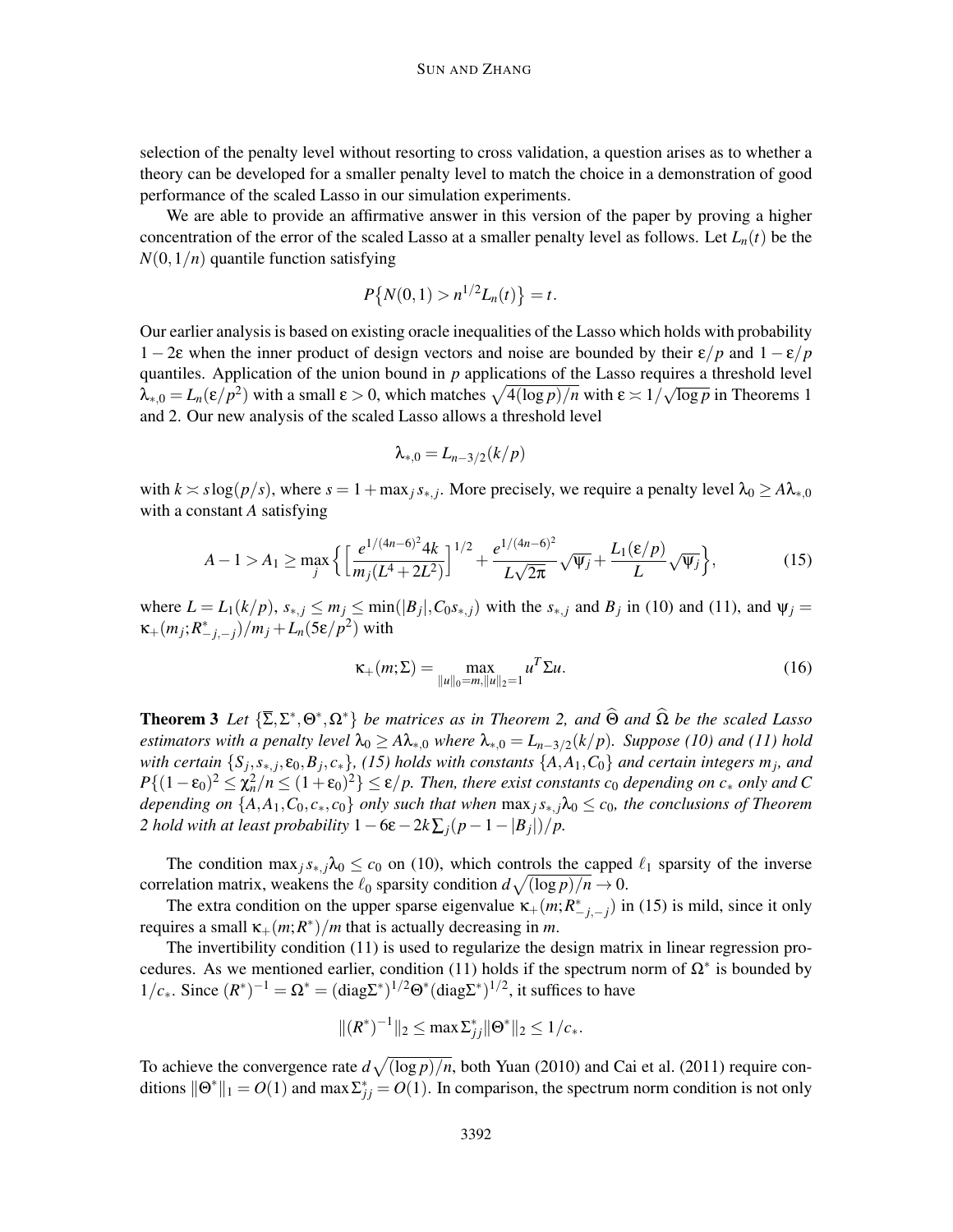selection of the penalty level without resorting to cross validation, a question arises as to whether a theory can be developed for a smaller penalty level to match the choice in a demonstration of good performance of the scaled Lasso in our simulation experiments.

We are able to provide an affirmative answer in this version of the paper by proving a higher concentration of the error of the scaled Lasso at a smaller penalty level as follows. Let $L_n(t)$ be the $N(0,1/n)$ quantile function satisfying

$$P\{N(0,1) > n^{1/2}L_n(t)\} = t.$$

Our earlier analysis is based on existing oracle inequalities of the Lasso which holds with probability $1-2\varepsilon$ when the inner product of design vectors and noise are bounded by their $\varepsilon/p$ and $1-\varepsilon/p$ quantiles. Application of the union bound in $p$ applications of the Lasso requires a threshold level $\lambda_{*,0} = L_n(\varepsilon/p^2)$ with a small $\varepsilon > 0$, which matches $\sqrt{4(\log p)/n}$ with $\varepsilon \asymp 1/\sqrt{\log p}$ in Theorems 1 and 2. Our new analysis of the scaled Lasso allows a threshold level

$$\lambda_{*,0} = L_{n-3/2}(k/p)$$

with $k \asymp s\log(p/s)$, where $s = 1+\max_j s_{*,j}$. More precisely, we require a penalty level $\lambda_0 \geq A\lambda_{*,0}$ with a constant $A$ satisfying

$$A-1 > A_1 \geq \max_j \Big\{ \Big[\frac{e^{1/(4n-6)^2}4k}{m_j(L^4+2L^2)}\Big]^{1/2} + \frac{e^{1/(4n-6)^2}}{L\sqrt{2\pi}}\sqrt{\psi_j} + \frac{L_1(\varepsilon/p)}{L}\sqrt{\psi_j}\Big\}, \tag{15}$$

where $L = L_1(k/p)$, $s_{*,j} \leq m_j \leq \min(|B_j|, C_0 s_{*,j})$ with the $s_{*,j}$ and $B_j$ in (10) and (11), and $\psi_j = \kappa_+(m_j; R^*_{-j,-j})/m_j + L_n(5\varepsilon/p^2)$ with

$$\kappa_+(m;\Sigma) = \max_{\|u\|_0=m, \|u\|_2=1} u^T\Sigma u. \tag{16}$$

**Theorem 3** *Let $\{\overline{\Sigma}, \Sigma^*, \Theta^*, \Omega^*\}$ be matrices as in Theorem 2, and $\widehat{\Theta}$ and $\widehat{\Omega}$ be the scaled Lasso estimators with a penalty level $\lambda_0 \geq A\lambda_{*,0}$ where $\lambda_{*,0} = L_{n-3/2}(k/p)$. Suppose (10) and (11) hold with certain $\{S_j, s_{*,j}, \varepsilon_0, B_j, c_*\}$, (15) holds with constants $\{A, A_1, C_0\}$ and certain integers $m_j$, and $P\{(1-\varepsilon_0)^2 \leq \chi_n^2/n \leq (1+\varepsilon_0)^2\} \leq \varepsilon/p$. Then, there exist constants $c_0$ depending on $c_*$ only and $C$ depending on $\{A, A_1, C_0, c_*, c_0\}$ only such that when $\max_j s_{*,j}\lambda_0 \leq c_0$, the conclusions of Theorem 2 hold with at least probability $1-6\varepsilon - 2k\sum_j (p-1-|B_j|)/p$.*

The condition $\max_j s_{*,j}\lambda_0 \leq c_0$ on (10), which controls the capped $\ell_1$ sparsity of the inverse correlation matrix, weakens the $\ell_0$ sparsity condition $d\sqrt{(\log p)/n} \to 0$.

The extra condition on the upper sparse eigenvalue $\kappa_+(m; R^*_{-j,-j})$ in (15) is mild, since it only requires a small $\kappa_+(m;R^*)/m$ that is actually decreasing in $m$.

The invertibility condition (11) is used to regularize the design matrix in linear regression procedures. As we mentioned earlier, condition (11) holds if the spectrum norm of $\Omega^*$ is bounded by $1/c_*$. Since $(R^*)^{-1} = \Omega^* = (\text{diag}\Sigma^*)^{1/2}\Theta^*(\text{diag}\Sigma^*)^{1/2}$, it suffices to have

$$\|(R^*)^{-1}\|_2 \leq \max \Sigma^*_{jj}\|\Theta^*\|_2 \leq 1/c_*.$$

To achieve the convergence rate $d\sqrt{(\log p)/n}$, both Yuan (2010) and Cai et al. (2011) require conditions $\|\Theta^*\|_1 = O(1)$ and $\max \Sigma^*_{jj} = O(1)$. In comparison, the spectrum norm condition is not only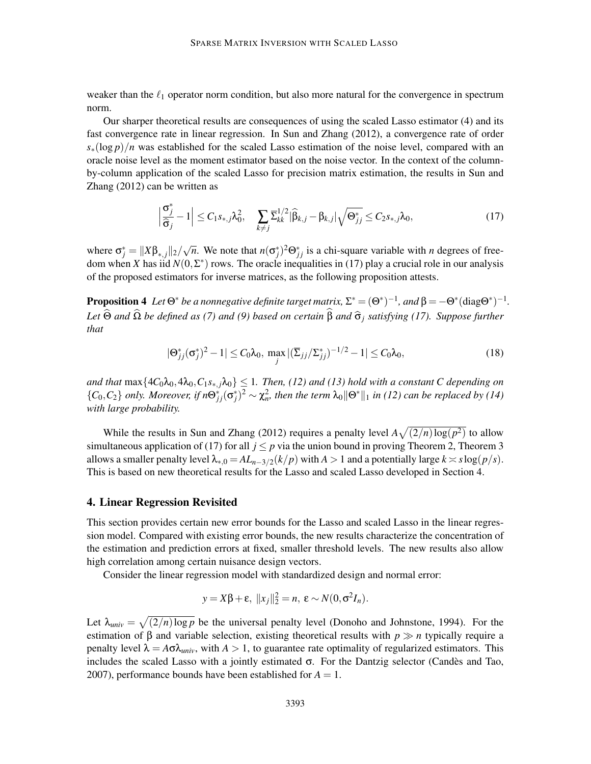weaker than the $\ell_1$ operator norm condition, but also more natural for the convergence in spectrum norm.

Our sharper theoretical results are consequences of using the scaled Lasso estimator (4) and its fast convergence rate in linear regression. In Sun and Zhang (2012), a convergence rate of order $s_*(\log p)/n$ was established for the scaled Lasso estimation of the noise level, compared with an oracle noise level as the moment estimator based on the noise vector. In the context of the column-by-column application of the scaled Lasso for precision matrix estimation, the results in Sun and Zhang (2012) can be written as

$$\Big|\frac{\sigma_j^*}{\widehat{\sigma}_j} - 1\Big| \le C_1 s_{*,j}\lambda_0^2, \quad \sum_{k \ne j} \overline{\Sigma}_{kk}^{1/2} |\widehat{\beta}_{k,j} - \beta_{k,j}| \sqrt{\Theta_{jj}^*} \le C_2 s_{*,j}\lambda_0, \tag{17}$$

where $\sigma_j^* = \|X\beta_{*,j}\|_2/\sqrt{n}$. We note that $n(\sigma_j^*)^2\Theta_{jj}^*$ is a chi-square variable with $n$ degrees of freedom when $X$ has iid $N(0,\Sigma^*)$ rows. The oracle inequalities in (17) play a crucial role in our analysis of the proposed estimators for inverse matrices, as the following proposition attests.

**Proposition 4** *Let $\Theta^*$ be a nonnegative definite target matrix, $\Sigma^* = (\Theta^*)^{-1}$, and $\beta = -\Theta^*(\mathrm{diag}\Theta^*)^{-1}$. Let $\widehat{\Theta}$ and $\widehat{\Omega}$ be defined as (7) and (9) based on certain $\widehat{\beta}$ and $\widehat{\sigma}_j$ satisfying (17). Suppose further that*

$$|\Theta_{jj}^*(\sigma_j^*)^2 - 1| \le C_0\lambda_0, \ \max_j |(\overline{\Sigma}_{jj}/\Sigma_{jj}^*)^{-1/2} - 1| \le C_0\lambda_0, \tag{18}$$

*and that $\max\{4C_0\lambda_0, 4\lambda_0, C_1 s_{*,j}\lambda_0\} \le 1$. Then, (12) and (13) hold with a constant $C$ depending on $\{C_0, C_2\}$ only. Moreover, if $n\Theta_{jj}^*(\sigma_j^*)^2 \sim \chi_n^2$, then the term $\lambda_0\|\Theta^*\|_1$ in (12) can be replaced by (14) with large probability.*

While the results in Sun and Zhang (2012) requires a penalty level $A\sqrt{(2/n)\log(p^2)}$ to allow simultaneous application of (17) for all $j \le p$ via the union bound in proving Theorem 2, Theorem 3 allows a smaller penalty level $\lambda_{*,0} = AL_{n-3/2}(k/p)$ with $A > 1$ and a potentially large $k \asymp s\log(p/s)$. This is based on new theoretical results for the Lasso and scaled Lasso developed in Section 4.

## 4. Linear Regression Revisited

This section provides certain new error bounds for the Lasso and scaled Lasso in the linear regression model. Compared with existing error bounds, the new results characterize the concentration of the estimation and prediction errors at fixed, smaller threshold levels. The new results also allow high correlation among certain nuisance design vectors.

Consider the linear regression model with standardized design and normal error:

$$y = X\beta + \varepsilon, \ \|x_j\|_2^2 = n, \ \varepsilon \sim N(0, \sigma^2 I_n).$$

Let $\lambda_{univ} = \sqrt{(2/n)\log p}$ be the universal penalty level (Donoho and Johnstone, 1994). For the estimation of $\beta$ and variable selection, existing theoretical results with $p \gg n$ typically require a penalty level $\lambda = A\sigma\lambda_{univ}$, with $A > 1$, to guarantee rate optimality of regularized estimators. This includes the scaled Lasso with a jointly estimated $\sigma$. For the Dantzig selector (Candès and Tao, 2007), performance bounds have been established for $A = 1$.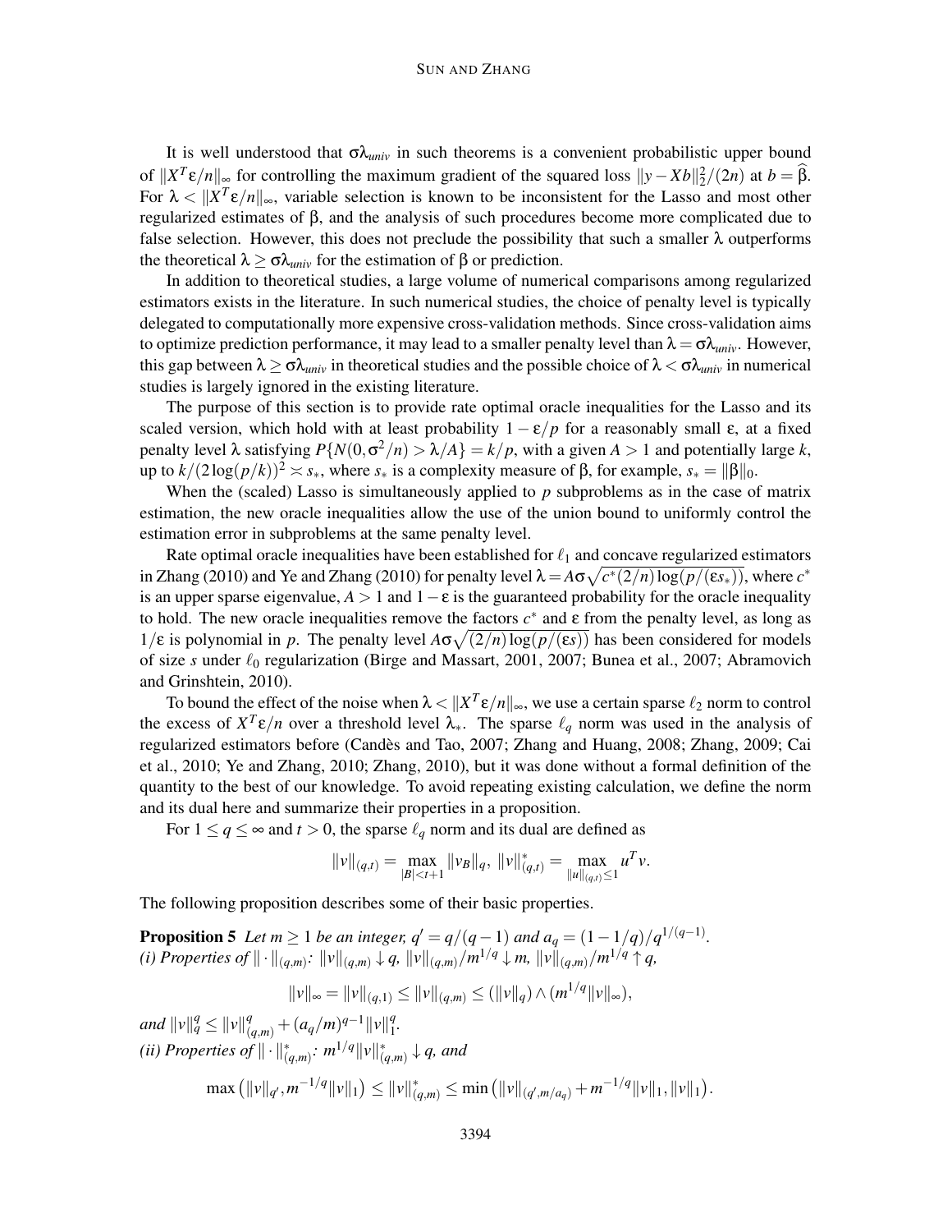It is well understood that $\sigma\lambda_{univ}$ in such theorems is a convenient probabilistic upper bound of $\|X^T\varepsilon/n\|_\infty$ for controlling the maximum gradient of the squared loss $\|y - Xb\|_2^2/(2n)$ at $b = \widehat{\beta}$. For $\lambda < \|X^T\varepsilon/n\|_\infty$, variable selection is known to be inconsistent for the Lasso and most other regularized estimates of $\beta$, and the analysis of such procedures become more complicated due to false selection. However, this does not preclude the possibility that such a smaller $\lambda$ outperforms the theoretical $\lambda \geq \sigma\lambda_{univ}$ for the estimation of $\beta$ or prediction.

In addition to theoretical studies, a large volume of numerical comparisons among regularized estimators exists in the literature. In such numerical studies, the choice of penalty level is typically delegated to computationally more expensive cross-validation methods. Since cross-validation aims to optimize prediction performance, it may lead to a smaller penalty level than $\lambda = \sigma\lambda_{univ}$. However, this gap between $\lambda \geq \sigma\lambda_{univ}$ in theoretical studies and the possible choice of $\lambda < \sigma\lambda_{univ}$ in numerical studies is largely ignored in the existing literature.

The purpose of this section is to provide rate optimal oracle inequalities for the Lasso and its scaled version, which hold with at least probability $1 - \varepsilon/p$ for a reasonably small $\varepsilon$, at a fixed penalty level $\lambda$ satisfying $P\{N(0, \sigma^2/n) > \lambda/A\} = k/p$, with a given $A > 1$ and potentially large $k$, up to $k/(2\log(p/k))^2 \asymp s_*$, where $s_*$ is a complexity measure of $\beta$, for example, $s_* = \|\beta\|_0$.

When the (scaled) Lasso is simultaneously applied to $p$ subproblems as in the case of matrix estimation, the new oracle inequalities allow the use of the union bound to uniformly control the estimation error in subproblems at the same penalty level.

Rate optimal oracle inequalities have been established for $\ell_1$ and concave regularized estimators in Zhang (2010) and Ye and Zhang (2010) for penalty level $\lambda = A\sigma\sqrt{c^*(2/n)\log(p/(\varepsilon s_*))}$, where $c^*$ is an upper sparse eigenvalue, $A > 1$ and $1 - \varepsilon$ is the guaranteed probability for the oracle inequality to hold. The new oracle inequalities remove the factors $c^*$ and $\varepsilon$ from the penalty level, as long as $1/\varepsilon$ is polynomial in $p$. The penalty level $A\sigma\sqrt{(2/n)\log(p/(\varepsilon s))}$ has been considered for models of size $s$ under $\ell_0$ regularization (Birge and Massart, 2001, 2007; Bunea et al., 2007; Abramovich and Grinshtein, 2010).

To bound the effect of the noise when $\lambda < \|X^T\varepsilon/n\|_\infty$, we use a certain sparse $\ell_2$ norm to control the excess of $X^T\varepsilon/n$ over a threshold level $\lambda_*$. The sparse $\ell_q$ norm was used in the analysis of regularized estimators before (Candès and Tao, 2007; Zhang and Huang, 2008; Zhang, 2009; Cai et al., 2010; Ye and Zhang, 2010; Zhang, 2010), but it was done without a formal definition of the quantity to the best of our knowledge. To avoid repeating existing calculation, we define the norm and its dual here and summarize their properties in a proposition.

For $1 \leq q \leq \infty$ and $t > 0$, the sparse $\ell_q$ norm and its dual are defined as

$$\|v\|_{(q,t)} = \max_{|B|<t+1} \|v_B\|_q, \ \|v\|_{(q,t)}^* = \max_{\|u\|_{(q,t)} \leq 1} u^T v.$$

The following proposition describes some of their basic properties.

**Proposition 5** *Let $m \geq 1$ be an integer, $q' = q/(q-1)$ and $a_q = (1 - 1/q)/q^{1/(q-1)}$.*
*(i) Properties of $\|\cdot\|_{(q,m)}$: $\|v\|_{(q,m)} \downarrow q$, $\|v\|_{(q,m)}/m^{1/q} \downarrow m$, $\|v\|_{(q,m)}/m^{1/q} \uparrow q$,*

$$\|v\|_\infty = \|v\|_{(q,1)} \leq \|v\|_{(q,m)} \leq (\|v\|_q) \wedge (m^{1/q}\|v\|_\infty),$$

*and $\|v\|_q^q \leq \|v\|_{(q,m)}^q + (a_q/m)^{q-1}\|v\|_1^q$.*
*(ii) Properties of $\|\cdot\|_{(q,m)}^*$: $m^{1/q}\|v\|_{(q,m)}^* \downarrow q$, and*

$$\max\left(\|v\|_{q'}, m^{-1/q}\|v\|_1\right) \leq \|v\|_{(q,m)}^* \leq \min\left(\|v\|_{(q',m/a_q)} + m^{-1/q}\|v\|_1, \|v\|_1\right).$$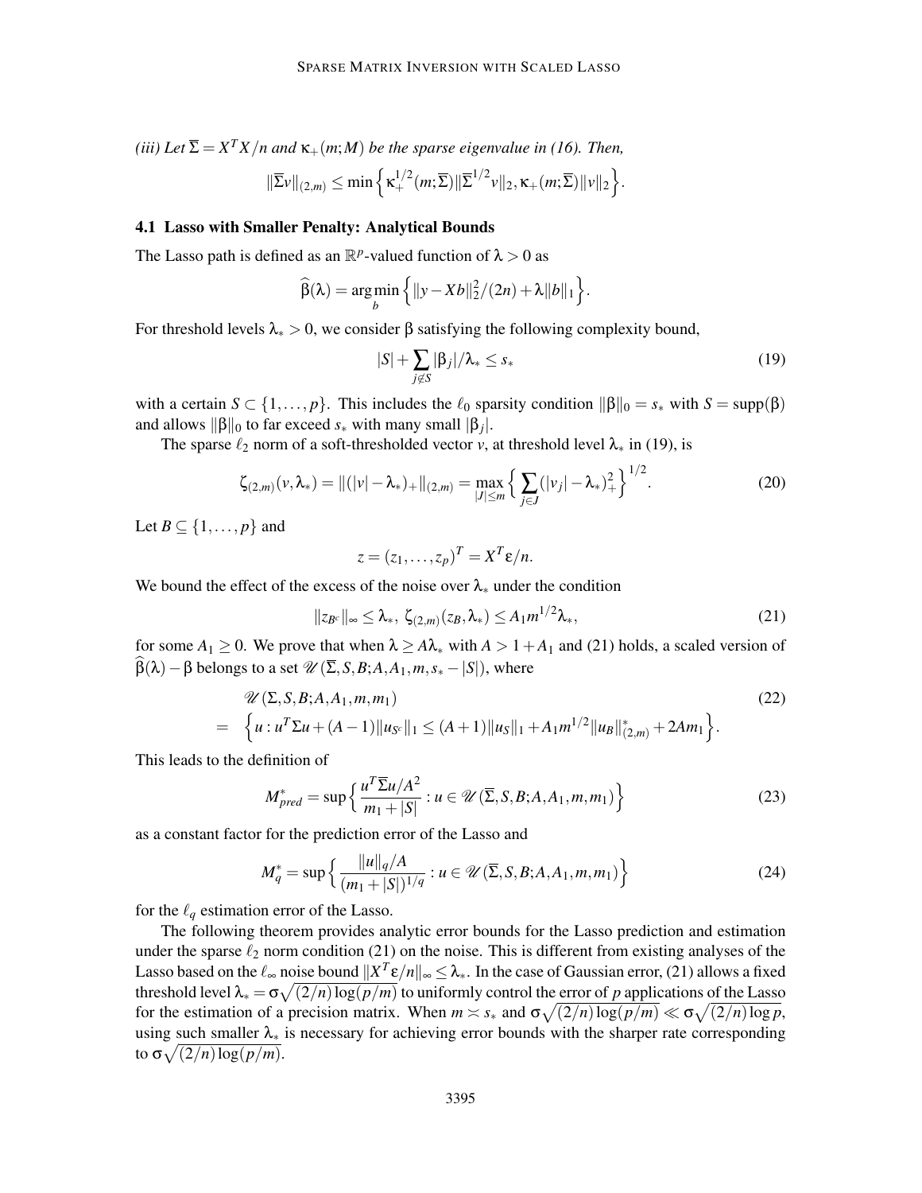*(iii) Let $\overline{\Sigma} = X^T X/n$ and $\kappa_+(m;M)$ be the sparse eigenvalue in (16). Then,*

$$\|\overline{\Sigma} v\|_{(2,m)} \leq \min\Big\{ \kappa_+^{1/2}(m;\overline{\Sigma}) \|\overline{\Sigma}^{1/2} v\|_2, \kappa_+(m;\overline{\Sigma})\|v\|_2 \Big\}.$$

### 4.1 Lasso with Smaller Penalty: Analytical Bounds

The Lasso path is defined as an $\mathbb{R}^p$-valued function of $\lambda > 0$ as

$$\widehat{\beta}(\lambda) = \arg\min_b \Big\{ \|y - Xb\|_2^2/(2n) + \lambda \|b\|_1 \Big\}.$$

For threshold levels $\lambda_* > 0$, we consider $\beta$ satisfying the following complexity bound,

$$|S| + \sum_{j \notin S} |\beta_j|/\lambda_* \leq s_* \tag{19}$$

with a certain $S \subset \{1, \ldots, p\}$. This includes the $\ell_0$ sparsity condition $\|\beta\|_0 = s_*$ with $S = \mathrm{supp}(\beta)$ and allows $\|\beta\|_0$ to far exceed $s_*$ with many small $|\beta_j|$.

The sparse $\ell_2$ norm of a soft-thresholded vector $v$, at threshold level $\lambda_*$ in (19), is

$$\zeta_{(2,m)}(v, \lambda_*) = \|(|v| - \lambda_*)_+\|_{(2,m)} = \max_{|J| \leq m} \Big\{ \sum_{j \in J} (|v_j| - \lambda_*)_+^2 \Big\}^{1/2}. \tag{20}$$

Let $B \subseteq \{1, \ldots, p\}$ and

$$z = (z_1, \ldots, z_p)^T = X^T \varepsilon / n.$$

We bound the effect of the excess of the noise over $\lambda_*$ under the condition

$$\|z_{B^c}\|_\infty \leq \lambda_*, \ \zeta_{(2,m)}(z_B, \lambda_*) \leq A_1 m^{1/2} \lambda_*, \tag{21}$$

for some $A_1 \geq 0$. We prove that when $\lambda \geq A\lambda_*$ with $A > 1 + A_1$ and (21) holds, a scaled version of $\widehat{\beta}(\lambda) - \beta$ belongs to a set $\mathscr{U}(\overline{\Sigma}, S, B; A, A_1, m, s_* - |S|)$, where

$$\begin{aligned} & \mathscr{U}(\Sigma, S, B; A, A_1, m, m_1) \\ = & \Big\{ u : u^T \Sigma u + (A-1)\|u_{S^c}\|_1 \leq (A+1)\|u_S\|_1 + A_1 m^{1/2} \|u_B\|_{(2,m)}^* + 2Am_1 \Big\}. \end{aligned} \tag{22}$$

This leads to the definition of

$$M^*_{pred} = \sup\Big\{ \frac{u^T \overline{\Sigma} u / A^2}{m_1 + |S|} : u \in \mathscr{U}(\overline{\Sigma}, S, B; A, A_1, m, m_1) \Big\} \tag{23}$$

as a constant factor for the prediction error of the Lasso and

$$M^*_q = \sup\Big\{ \frac{\|u\|_q / A}{(m_1 + |S|)^{1/q}} : u \in \mathscr{U}(\overline{\Sigma}, S, B; A, A_1, m, m_1) \Big\} \tag{24}$$

for the $\ell_q$ estimation error of the Lasso.

The following theorem provides analytic error bounds for the Lasso prediction and estimation under the sparse $\ell_2$ norm condition (21) on the noise. This is different from existing analyses of the Lasso based on the $\ell_\infty$ noise bound $\|X^T \varepsilon / n\|_\infty \leq \lambda_*$. In the case of Gaussian error, (21) allows a fixed threshold level $\lambda_* = \sigma\sqrt{(2/n)\log(p/m)}$ to uniformly control the error of $p$ applications of the Lasso for the estimation of a precision matrix. When $m \asymp s_*$ and $\sigma\sqrt{(2/n)\log(p/m)} \ll \sigma\sqrt{(2/n)\log p}$, using such smaller $\lambda_*$ is necessary for achieving error bounds with the sharper rate corresponding to $\sigma\sqrt{(2/n)\log(p/m)}$.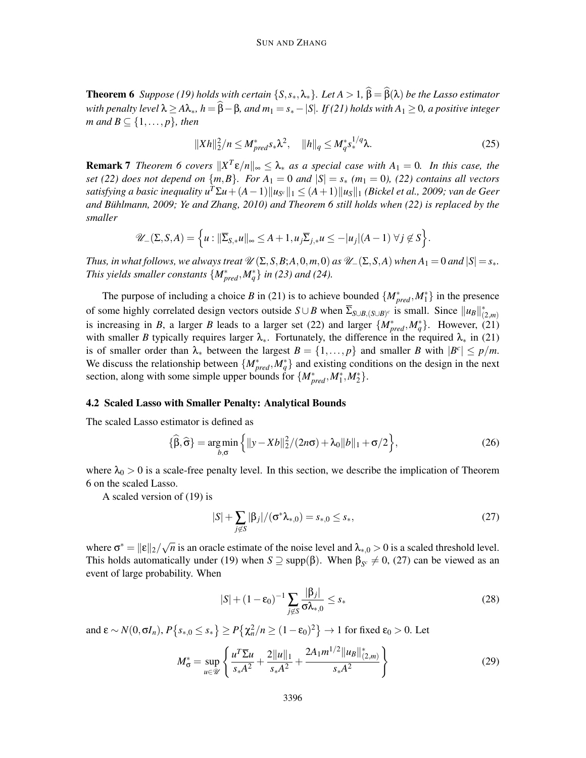**Theorem 6** *Suppose (19) holds with certain $\{S, s_*, \lambda_*\}$. Let $A > 1$, $\widehat{\beta} = \widehat{\beta}(\lambda)$ be the Lasso estimator with penalty level $\lambda \geq A\lambda_*$, $h = \widehat{\beta} - \beta$, and $m_1 = s_* - |S|$. If (21) holds with $A_1 \geq 0$, a positive integer $m$ and $B \subseteq \{1, \ldots, p\}$, then*

$$\|Xh\|_2^2/n \leq M^*_{pred} s_* \lambda^2, \quad \|h\|_q \leq M^*_q s_*^{1/q} \lambda. \tag{25}$$

**Remark 7** *Theorem 6 covers $\|X^T \varepsilon/n\|_\infty \leq \lambda_*$ as a special case with $A_1 = 0$. In this case, the set (22) does not depend on $\{m, B\}$. For $A_1 = 0$ and $|S| = s_*$ ($m_1 = 0$), (22) contains all vectors satisfying a basic inequality $u^T \Sigma u + (A-1)\|u_{S^c}\|_1 \leq (A+1)\|u_S\|_1$ (Bickel et al., 2009; van de Geer and Bühlmann, 2009; Ye and Zhang, 2010) and Theorem 6 still holds when (22) is replaced by the smaller*

$$\mathscr{U}_-(\Sigma, S, A) = \Big\{u : \|\overline{\Sigma}_{S,*} u\|_\infty \leq A+1, u_j \overline{\Sigma}_{j,*} u \leq -|u_j|(A-1)\ \forall j \notin S\Big\}.$$

*Thus, in what follows, we always treat $\mathscr{U}(\Sigma, S, B; A, 0, m, 0)$ as $\mathscr{U}_-(\Sigma, S, A)$ when $A_1 = 0$ and $|S| = s_*$. This yields smaller constants $\{M^*_{pred}, M^*_q\}$ in (23) and (24).*

The purpose of including a choice $B$ in (21) is to achieve bounded $\{M^*_{pred}, M^*_1\}$ in the presence of some highly correlated design vectors outside $S \cup B$ when $\overline{\Sigma}_{S\cup B,(S\cup B)^c}$ is small. Since $\|u_B\|^*_{(2,m)}$ is increasing in $B$, a larger $B$ leads to a larger set (22) and larger $\{M^*_{pred}, M^*_q\}$. However, (21) with smaller $B$ typically requires larger $\lambda_*$. Fortunately, the difference in the required $\lambda_*$ in (21) is of smaller order than $\lambda_*$ between the largest $B = \{1, \ldots, p\}$ and smaller $B$ with $|B^c| \leq p/m$. We discuss the relationship between $\{M^*_{pred}, M^*_q\}$ and existing conditions on the design in the next section, along with some simple upper bounds for $\{M^*_{pred}, M^*_1, M^*_2\}$.

### 4.2 Scaled Lasso with Smaller Penalty: Analytical Bounds

The scaled Lasso estimator is defined as

$$\{\widehat{\beta}, \widehat{\sigma}\} = \underset{b,\sigma}{\arg\min} \Big\{ \|y - Xb\|_2^2/(2n\sigma) + \lambda_0 \|b\|_1 + \sigma/2 \Big\}, \tag{26}$$

where $\lambda_0 > 0$ is a scale-free penalty level. In this section, we describe the implication of Theorem 6 on the scaled Lasso.

A scaled version of (19) is

$$|S| + \sum_{j \notin S} |\beta_j|/(\sigma^* \lambda_{*,0}) = s_{*,0} \leq s_*, \tag{27}$$

where $\sigma^* = \|\varepsilon\|_2/\sqrt{n}$ is an oracle estimate of the noise level and $\lambda_{*,0} > 0$ is a scaled threshold level. This holds automatically under (19) when $S \supseteq \text{supp}(\beta)$. When $\beta_{S^c} \neq 0$, (27) can be viewed as an event of large probability. When

$$|S| + (1-\varepsilon_0)^{-1} \sum_{j \notin S} \frac{|\beta_j|}{\sigma \lambda_{*,0}} \leq s_* \tag{28}$$

and $\varepsilon \sim N(0, \sigma I_n)$, $P\{s_{*,0} \leq s_*\} \geq P\{\chi^2_n/n \geq (1-\varepsilon_0)^2\} \to 1$ for fixed $\varepsilon_0 > 0$. Let

$$M^*_\sigma = \sup_{u \in \mathscr{U}} \left\{ \frac{u^T \overline{\Sigma} u}{s_* A^2} + \frac{2\|u\|_1}{s_* A^2} + \frac{2A_1 m^{1/2} \|u_B\|^*_{(2,m)}}{s_* A^2} \right\} \tag{29}$$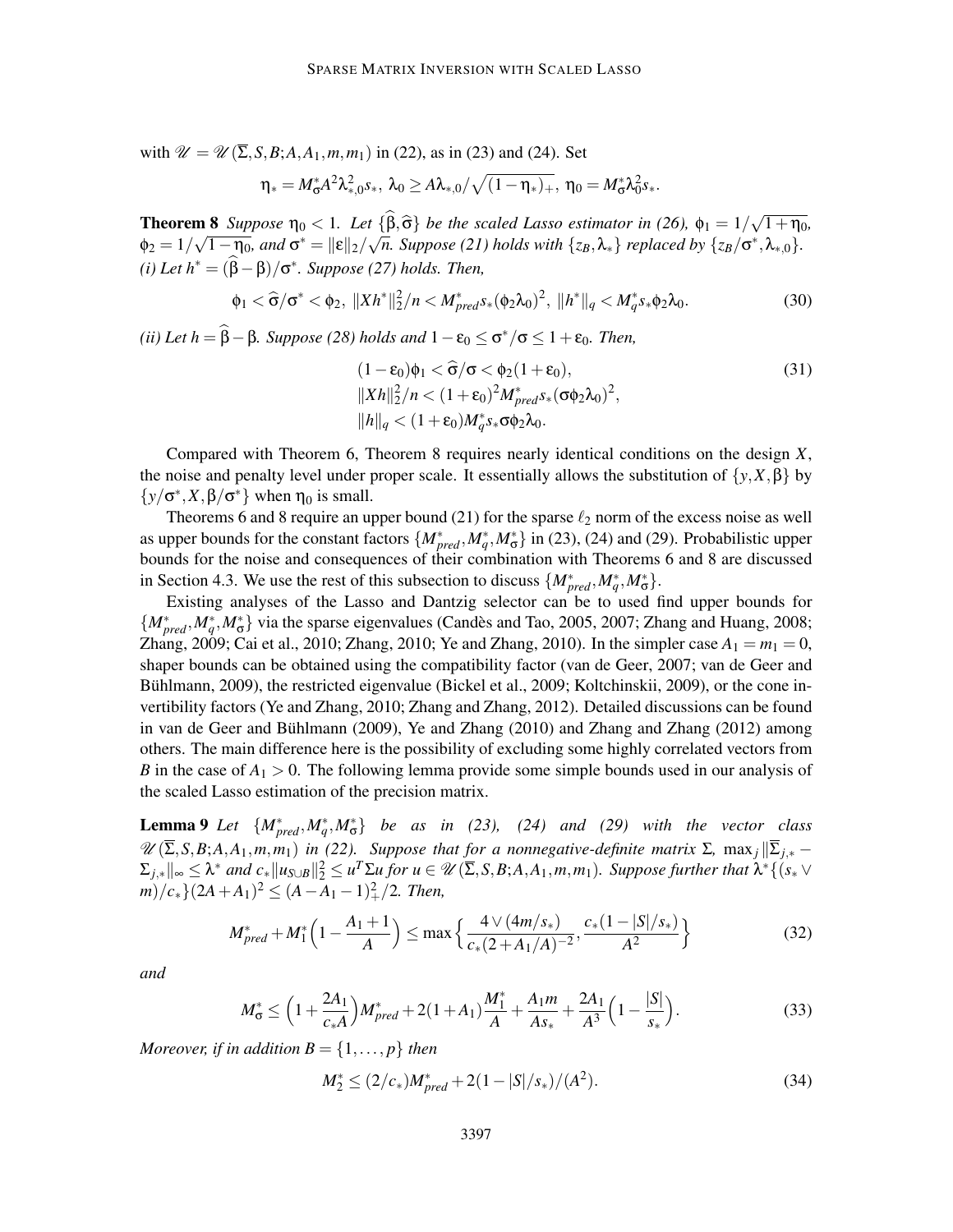with $\mathscr{U} = \mathscr{U}(\overline{\Sigma}, S, B; A, A_1, m, m_1)$ in (22), as in (23) and (24). Set

$$\eta_* = M^*_\sigma A^2 \lambda^2_{*,0} s_*, \ \lambda_0 \geq A\lambda_{*,0}/\sqrt{(1-\eta_*)_+}, \ \eta_0 = M^*_\sigma \lambda_0^2 s_*.$$

**Theorem 8** *Suppose $\eta_0 < 1$. Let $\{\widehat{\beta}, \widehat{\sigma}\}$ be the scaled Lasso estimator in (26), $\phi_1 = 1/\sqrt{1+\eta_0}$, $\phi_2 = 1/\sqrt{1-\eta_0}$, and $\sigma^* = \|\varepsilon\|_2/\sqrt{n}$. Suppose (21) holds with $\{z_B, \lambda_*\}$ replaced by $\{z_B/\sigma^*, \lambda_{*,0}\}$.*
*(i) Let $h^* = (\widehat{\beta} - \beta)/\sigma^*$. Suppose (27) holds. Then,*

$$\phi_1 < \widehat{\sigma}/\sigma^* < \phi_2, \ \|Xh^*\|_2^2/n < M^*_{pred} s_* (\phi_2\lambda_0)^2, \ \|h^*\|_q < M^*_q s_* \phi_2 \lambda_0. \tag{30}$$

*(ii) Let $h = \widehat{\beta} - \beta$. Suppose (28) holds and $1 - \varepsilon_0 \leq \sigma^*/\sigma \leq 1 + \varepsilon_0$. Then,*

$$\begin{aligned}
&(1-\varepsilon_0)\phi_1 < \widehat{\sigma}/\sigma < \phi_2(1+\varepsilon_0), \\
&\|Xh\|_2^2/n < (1+\varepsilon_0)^2 M^*_{pred} s_* (\sigma\phi_2\lambda_0)^2, \\
&\|h\|_q < (1+\varepsilon_0) M^*_q s_* \sigma \phi_2 \lambda_0.
\end{aligned} \tag{31}$$

Compared with Theorem 6, Theorem 8 requires nearly identical conditions on the design $X$, the noise and penalty level under proper scale. It essentially allows the substitution of $\{y, X, \beta\}$ by $\{y/\sigma^*, X, \beta/\sigma^*\}$ when $\eta_0$ is small.

Theorems 6 and 8 require an upper bound (21) for the sparse $\ell_2$ norm of the excess noise as well as upper bounds for the constant factors $\{M^*_{pred}, M^*_q, M^*_\sigma\}$ in (23), (24) and (29). Probabilistic upper bounds for the noise and consequences of their combination with Theorems 6 and 8 are discussed in Section 4.3. We use the rest of this subsection to discuss $\{M^*_{pred}, M^*_q, M^*_\sigma\}$.

Existing analyses of the Lasso and Dantzig selector can be to used find upper bounds for $\{M^*_{pred}, M^*_q, M^*_\sigma\}$ via the sparse eigenvalues (Candès and Tao, 2005, 2007; Zhang and Huang, 2008; Zhang, 2009; Cai et al., 2010; Zhang, 2010; Ye and Zhang, 2010). In the simpler case $A_1 = m_1 = 0$, shaper bounds can be obtained using the compatibility factor (van de Geer, 2007; van de Geer and Bühlmann, 2009), the restricted eigenvalue (Bickel et al., 2009; Koltchinskii, 2009), or the cone invertibility factors (Ye and Zhang, 2010; Zhang and Zhang, 2012). Detailed discussions can be found in van de Geer and Bühlmann (2009), Ye and Zhang (2010) and Zhang and Zhang (2012) among others. The main difference here is the possibility of excluding some highly correlated vectors from $B$ in the case of $A_1 > 0$. The following lemma provide some simple bounds used in our analysis of the scaled Lasso estimation of the precision matrix.

**Lemma 9** *Let $\{M^*_{pred}, M^*_q, M^*_\sigma\}$ be as in (23), (24) and (29) with the vector class $\mathscr{U}(\overline{\Sigma}, S, B; A, A_1, m, m_1)$ in (22). Suppose that for a nonnegative-definite matrix $\Sigma$, $\max_j \|\overline{\Sigma}_{j,*} - \Sigma_{j,*}\|_\infty \leq \lambda^*$ and $c_*\|u_{S\cup B}\|_2^2 \leq u^T\Sigma u$ for $u \in \mathscr{U}(\overline{\Sigma}, S, B; A, A_1, m, m_1)$. Suppose further that $\lambda^*\{(s_* \vee m)/c_*\}(2A + A_1)^2 \leq (A - A_1 - 1)^2_+/2$. Then,*

$$M^*_{pred} + M^*_1\Big(1 - \frac{A_1+1}{A}\Big) \leq \max\Big\{\frac{4 \vee (4m/s_*)}{c_*(2+A_1/A)^{-2}}, \frac{c_*(1-|S|/s_*)}{A^2}\Big\} \tag{32}$$

*and*

$$M^*_\sigma \leq \Big(1 + \frac{2A_1}{c_* A}\Big) M^*_{pred} + 2(1+A_1)\frac{M^*_1}{A} + \frac{A_1 m}{A s_*} + \frac{2A_1}{A^3}\Big(1 - \frac{|S|}{s_*}\Big). \tag{33}$$

*Moreover, if in addition $B = \{1, \ldots, p\}$ then*

$$M^*_2 \leq (2/c_*) M^*_{pred} + 2(1 - |S|/s_*)/(A^2). \tag{34}$$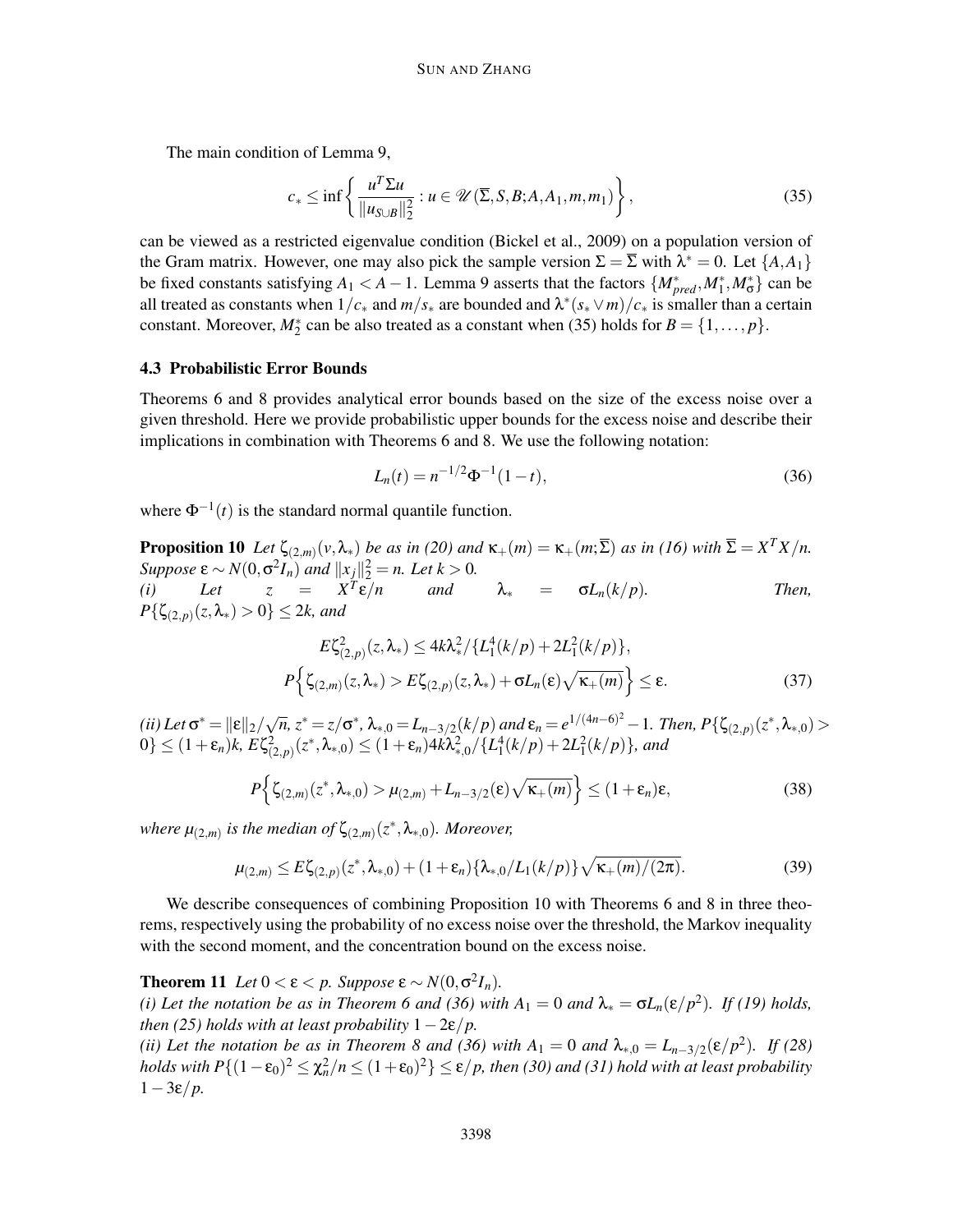The main condition of Lemma 9,

$$c_* \le \inf\left\{ \frac{u^T \Sigma u}{\|u_{S\cup B}\|_2^2} : u \in \mathscr{U}(\overline{\Sigma}, S, B; A, A_1, m, m_1) \right\}, \tag{35}$$

can be viewed as a restricted eigenvalue condition (Bickel et al., 2009) on a population version of the Gram matrix. However, one may also pick the sample version $\Sigma = \overline{\Sigma}$ with $\lambda^* = 0$. Let $\{A, A_1\}$ be fixed constants satisfying $A_1 < A - 1$. Lemma 9 asserts that the factors $\{M^*_{pred}, M^*_1, M^*_\sigma\}$ can be all treated as constants when $1/c_*$ and $m/s_*$ are bounded and $\lambda^*(s_* \vee m)/c_*$ is smaller than a certain constant. Moreover, $M^*_2$ can be also treated as a constant when (35) holds for $B = \{1, \ldots, p\}$.

### 4.3 Probabilistic Error Bounds

Theorems 6 and 8 provides analytical error bounds based on the size of the excess noise over a given threshold. Here we provide probabilistic upper bounds for the excess noise and describe their implications in combination with Theorems 6 and 8. We use the following notation:

$$L_n(t) = n^{-1/2}\Phi^{-1}(1-t), \tag{36}$$

where $\Phi^{-1}(t)$ is the standard normal quantile function.

**Proposition 10** *Let $\zeta_{(2,m)}(v, \lambda_*)$ be as in (20) and $\kappa_+(m) = \kappa_+(m; \overline{\Sigma})$ as in (16) with $\overline{\Sigma} = X^T X/n$. Suppose $\varepsilon \sim N(0, \sigma^2 I_n)$ and $\|x_j\|_2^2 = n$. Let $k > 0$.*
*(i) Let $z = X^T\varepsilon/n$ and $\lambda_* = \sigma L_n(k/p)$. Then, $P\{\zeta_{(2,p)}(z, \lambda_*) > 0\} \le 2k$, and*

$$E\zeta^2_{(2,p)}(z, \lambda_*) \le 4k\lambda_*^2/\{L_1^4(k/p) + 2L_1^2(k/p)\},$$
$$P\Big\{\zeta_{(2,m)}(z, \lambda_*) > E\zeta_{(2,p)}(z, \lambda_*) + \sigma L_n(\varepsilon)\sqrt{\kappa_+(m)}\Big\} \le \varepsilon. \tag{37}$$

*(ii) Let $\sigma^* = \|\varepsilon\|_2/\sqrt{n}$, $z^* = z/\sigma^*$, $\lambda_{*,0} = L_{n-3/2}(k/p)$ and $\varepsilon_n = e^{1/(4n-6)^2} - 1$. Then, $P\{\zeta_{(2,p)}(z^*, \lambda_{*,0}) > 0\} \le (1+\varepsilon_n)k$, $E\zeta^2_{(2,p)}(z^*, \lambda_{*,0}) \le (1+\varepsilon_n)4k\lambda^2_{*,0}/\{L_1^4(k/p) + 2L_1^2(k/p)\}$, and*

$$P\Big\{\zeta_{(2,m)}(z^*, \lambda_{*,0}) > \mu_{(2,m)} + L_{n-3/2}(\varepsilon)\sqrt{\kappa_+(m)}\Big\} \le (1+\varepsilon_n)\varepsilon, \tag{38}$$

*where $\mu_{(2,m)}$ is the median of $\zeta_{(2,m)}(z^*, \lambda_{*,0})$. Moreover,*

$$\mu_{(2,m)} \le E\zeta_{(2,p)}(z^*, \lambda_{*,0}) + (1+\varepsilon_n)\{\lambda_{*,0}/L_1(k/p)\}\sqrt{\kappa_+(m)/(2\pi)}. \tag{39}$$

We describe consequences of combining Proposition 10 with Theorems 6 and 8 in three theorems, respectively using the probability of no excess noise over the threshold, the Markov inequality with the second moment, and the concentration bound on the excess noise.

**Theorem 11** *Let $0 < \varepsilon < p$. Suppose $\varepsilon \sim N(0, \sigma^2 I_n)$.*
*(i) Let the notation be as in Theorem 6 and (36) with $A_1 = 0$ and $\lambda_* = \sigma L_n(\varepsilon/p^2)$. If (19) holds, then (25) holds with at least probability $1 - 2\varepsilon/p$.*
*(ii) Let the notation be as in Theorem 8 and (36) with $A_1 = 0$ and $\lambda_{*,0} = L_{n-3/2}(\varepsilon/p^2)$. If (28) holds with $P\{(1-\varepsilon_0)^2 \le \chi^2_n/n \le (1+\varepsilon_0)^2\} \le \varepsilon/p$, then (30) and (31) hold with at least probability $1 - 3\varepsilon/p$.*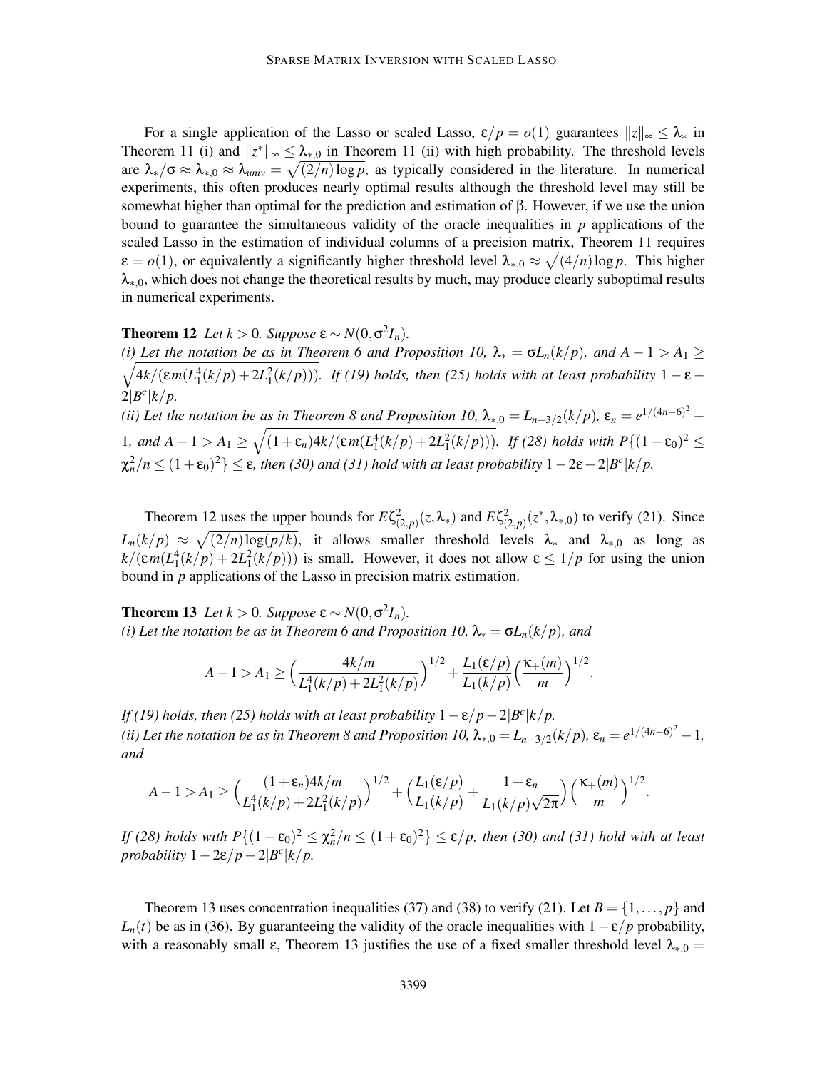For a single application of the Lasso or scaled Lasso, $\varepsilon/p = o(1)$ guarantees $\|z\|_\infty \le \lambda_*$ in Theorem 11 (i) and $\|z^*\|_\infty \le \lambda_{*,0}$ in Theorem 11 (ii) with high probability. The threshold levels are $\lambda_*/\sigma \approx \lambda_{*,0} \approx \lambda_{univ} = \sqrt{(2/n)\log p}$, as typically considered in the literature. In numerical experiments, this often produces nearly optimal results although the threshold level may still be somewhat higher than optimal for the prediction and estimation of $\beta$. However, if we use the union bound to guarantee the simultaneous validity of the oracle inequalities in $p$ applications of the scaled Lasso in the estimation of individual columns of a precision matrix, Theorem 11 requires $\varepsilon = o(1)$, or equivalently a significantly higher threshold level $\lambda_{*,0} \approx \sqrt{(4/n)\log p}$. This higher $\lambda_{*,0}$, which does not change the theoretical results by much, may produce clearly suboptimal results in numerical experiments.

**Theorem 12** *Let $k > 0$. Suppose $\varepsilon \sim N(0,\sigma^2 I_n)$.*
*(i) Let the notation be as in Theorem 6 and Proposition 10, $\lambda_* = \sigma L_n(k/p)$, and $A - 1 > A_1 \ge \sqrt{4k/(\varepsilon m(L_1^4(k/p) + 2L_1^2(k/p)))}$. If (19) holds, then (25) holds with at least probability $1 - \varepsilon - 2|B^c|k/p$.*
*(ii) Let the notation be as in Theorem 8 and Proposition 10, $\lambda_{*,0} = L_{n-3/2}(k/p)$, $\varepsilon_n = e^{1/(4n-6)^2} - 1$, and $A - 1 > A_1 \ge \sqrt{(1+\varepsilon_n)4k/(\varepsilon m(L_1^4(k/p) + 2L_1^2(k/p)))}$. If (28) holds with $P\{(1-\varepsilon_0)^2 \le \chi_n^2/n \le (1+\varepsilon_0)^2\} \le \varepsilon$, then (30) and (31) hold with at least probability $1 - 2\varepsilon - 2|B^c|k/p$.*

Theorem 12 uses the upper bounds for $E\zeta^2_{(2,p)}(z,\lambda_*)$ and $E\zeta^2_{(2,p)}(z^*,\lambda_{*,0})$ to verify (21). Since $L_n(k/p) \approx \sqrt{(2/n)\log(p/k)}$, it allows smaller threshold levels $\lambda_*$ and $\lambda_{*,0}$ as long as $k/(\varepsilon m(L_1^4(k/p) + 2L_1^2(k/p)))$ is small. However, it does not allow $\varepsilon \le 1/p$ for using the union bound in $p$ applications of the Lasso in precision matrix estimation.

**Theorem 13** *Let $k > 0$. Suppose $\varepsilon \sim N(0,\sigma^2 I_n)$.*
*(i) Let the notation be as in Theorem 6 and Proposition 10, $\lambda_* = \sigma L_n(k/p)$, and*

$$A - 1 > A_1 \ge \Big(\frac{4k/m}{L_1^4(k/p) + 2L_1^2(k/p)}\Big)^{1/2} + \frac{L_1(\varepsilon/p)}{L_1(k/p)}\Big(\frac{\kappa_+(m)}{m}\Big)^{1/2}.$$

*If (19) holds, then (25) holds with at least probability $1 - \varepsilon/p - 2|B^c|k/p$.*
*(ii) Let the notation be as in Theorem 8 and Proposition 10, $\lambda_{*,0} = L_{n-3/2}(k/p)$, $\varepsilon_n = e^{1/(4n-6)^2} - 1$, and*

$$A - 1 > A_1 \ge \Big(\frac{(1+\varepsilon_n)4k/m}{L_1^4(k/p) + 2L_1^2(k/p)}\Big)^{1/2} + \Big(\frac{L_1(\varepsilon/p)}{L_1(k/p)} + \frac{1+\varepsilon_n}{L_1(k/p)\sqrt{2\pi}}\Big)\Big(\frac{\kappa_+(m)}{m}\Big)^{1/2}.$$

*If (28) holds with $P\{(1-\varepsilon_0)^2 \le \chi_n^2/n \le (1+\varepsilon_0)^2\} \le \varepsilon/p$, then (30) and (31) hold with at least probability $1 - 2\varepsilon/p - 2|B^c|k/p$.*

Theorem 13 uses concentration inequalities (37) and (38) to verify (21). Let $B = \{1,\ldots,p\}$ and $L_n(t)$ be as in (36). By guaranteeing the validity of the oracle inequalities with $1 - \varepsilon/p$ probability, with a reasonably small $\varepsilon$, Theorem 13 justifies the use of a fixed smaller threshold level $\lambda_{*,0} =$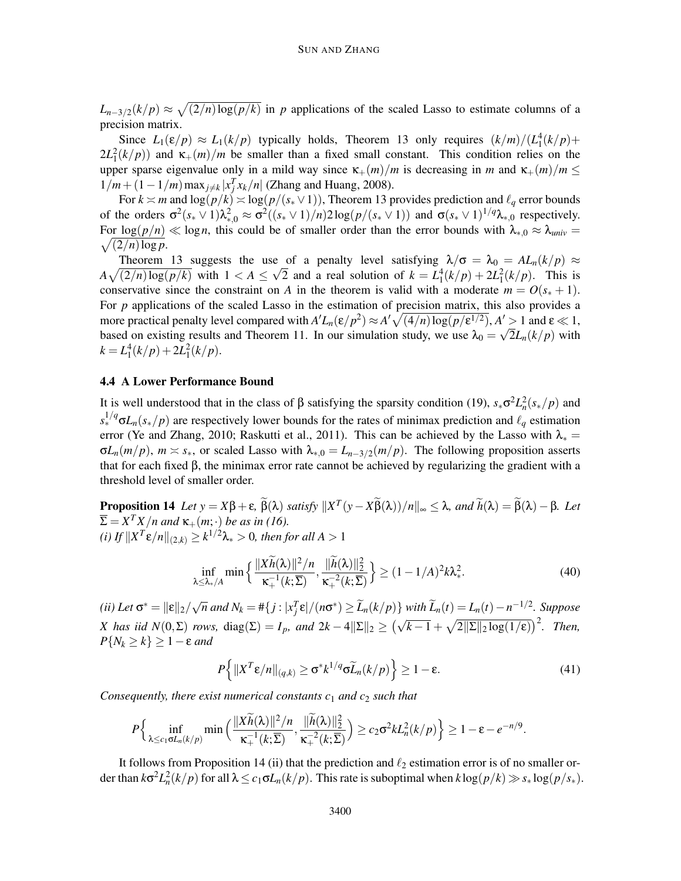$L_{n-3/2}(k/p) \approx \sqrt{(2/n)\log(p/k)}$ in $p$ applications of the scaled Lasso to estimate columns of a precision matrix.

Since $L_1(\varepsilon/p) \approx L_1(k/p)$ typically holds, Theorem 13 only requires $(k/m)/(L_1^4(k/p)+2L_1^2(k/p))$ and $\kappa_+(m)/m$ be smaller than a fixed small constant. This condition relies on the upper sparse eigenvalue only in a mild way since $\kappa_+(m)/m$ is decreasing in $m$ and $\kappa_+(m)/m \le 1/m + (1-1/m)\max_{j\neq k}|x_j^T x_k/n|$ (Zhang and Huang, 2008).

For $k \asymp m$ and $\log(p/k) \asymp \log(p/(s_* \vee 1))$, Theorem 13 provides prediction and $\ell_q$ error bounds of the orders $\sigma^2(s_* \vee 1)\lambda_{*,0}^2 \approx \sigma^2((s_* \vee 1)/n)2\log(p/(s_* \vee 1))$ and $\sigma(s_* \vee 1)^{1/q}\lambda_{*,0}$ respectively. For $\log(p/n) \ll \log n$, this could be of smaller order than the error bounds with $\lambda_{*,0} \approx \lambda_{univ} = \sqrt{(2/n)\log p}$.

Theorem 13 suggests the use of a penalty level satisfying $\lambda/\sigma = \lambda_0 = AL_n(k/p) \approx A\sqrt{(2/n)\log(p/k)}$ with $1 < A \le \sqrt{2}$ and a real solution of $k = L_1^4(k/p) + 2L_1^2(k/p)$. This is conservative since the constraint on $A$ in the theorem is valid with a moderate $m = O(s_* + 1)$. For $p$ applications of the scaled Lasso in the estimation of precision matrix, this also provides a more practical penalty level compared with $A'L_n(\varepsilon/p^2) \approx A'\sqrt{(4/n)\log(p/\varepsilon^{1/2})}$, $A' > 1$ and $\varepsilon \ll 1$, based on existing results and Theorem 11. In our simulation study, we use $\lambda_0 = \sqrt{2}L_n(k/p)$ with $k = L_1^4(k/p) + 2L_1^2(k/p)$.

### 4.4 A Lower Performance Bound

It is well understood that in the class of $\beta$ satisfying the sparsity condition (19), $s_*\sigma^2 L_n^2(s_*/p)$ and $s_*^{1/q}\sigma L_n(s_*/p)$ are respectively lower bounds for the rates of minimax prediction and $\ell_q$ estimation error (Ye and Zhang, 2010; Raskutti et al., 2011). This can be achieved by the Lasso with $\lambda_* = \sigma L_n(m/p)$, $m \asymp s_*$, or scaled Lasso with $\lambda_{*,0} = L_{n-3/2}(m/p)$. The following proposition asserts that for each fixed $\beta$, the minimax error rate cannot be achieved by regularizing the gradient with a threshold level of smaller order.

**Proposition 14** *Let $y = X\beta + \varepsilon$, $\widetilde{\beta}(\lambda)$ satisfy $\|X^T(y - X\widetilde{\beta}(\lambda))/n\|_\infty \le \lambda$, and $\widetilde{h}(\lambda) = \widetilde{\beta}(\lambda) - \beta$. Let $\overline{\Sigma} = X^TX/n$ and $\kappa_+(m;\cdot)$ be as in (16).*
*(i) If $\|X^T\varepsilon/n\|_{(2,k)} \ge k^{1/2}\lambda_* > 0$, then for all $A > 1$*

$$\inf_{\lambda \le \lambda_*/A} \min\Big\{\frac{\|X\widetilde{h}(\lambda)\|^2/n}{\kappa_+^{-1}(k;\overline{\Sigma})}, \frac{\|\widetilde{h}(\lambda)\|_2^2}{\kappa_+^{-2}(k;\overline{\Sigma})}\Big\} \ge (1-1/A)^2 k\lambda_*^2. \tag{40}$$

*(ii) Let $\sigma^* = \|\varepsilon\|_2/\sqrt{n}$ and $N_k = \#\{j : |x_j^T\varepsilon|/(n\sigma^*) \ge \widetilde{L}_n(k/p)\}$ with $\widetilde{L}_n(t) = L_n(t) - n^{-1/2}$. Suppose $X$ has iid $N(0,\Sigma)$ rows, $\mathrm{diag}(\Sigma) = I_p$, and $2k - 4\|\Sigma\|_2 \ge \big(\sqrt{k-1} + \sqrt{2\|\Sigma\|_2\log(1/\varepsilon)}\big)^2$. Then, $P\{N_k \ge k\} \ge 1-\varepsilon$ and*

$$P\Big\{\|X^T\varepsilon/n\|_{(q,k)} \ge \sigma^* k^{1/q}\sigma\widetilde{L}_n(k/p)\Big\} \ge 1-\varepsilon. \tag{41}$$

*Consequently, there exist numerical constants $c_1$ and $c_2$ such that*

$$P\Big\{\inf_{\lambda \le c_1\sigma L_n(k/p)} \min\Big(\frac{\|X\widetilde{h}(\lambda)\|^2/n}{\kappa_+^{-1}(k;\overline{\Sigma})}, \frac{\|\widetilde{h}(\lambda)\|_2^2}{\kappa_+^{-2}(k;\overline{\Sigma})}\Big) \ge c_2\sigma^2 k L_n^2(k/p)\Big\} \ge 1-\varepsilon-e^{-n/9}.$$

It follows from Proposition 14 (ii) that the prediction and $\ell_2$ estimation error is of no smaller order than $k\sigma^2 L_n^2(k/p)$ for all $\lambda \le c_1\sigma L_n(k/p)$. This rate is suboptimal when $k\log(p/k) \gg s_*\log(p/s_*)$.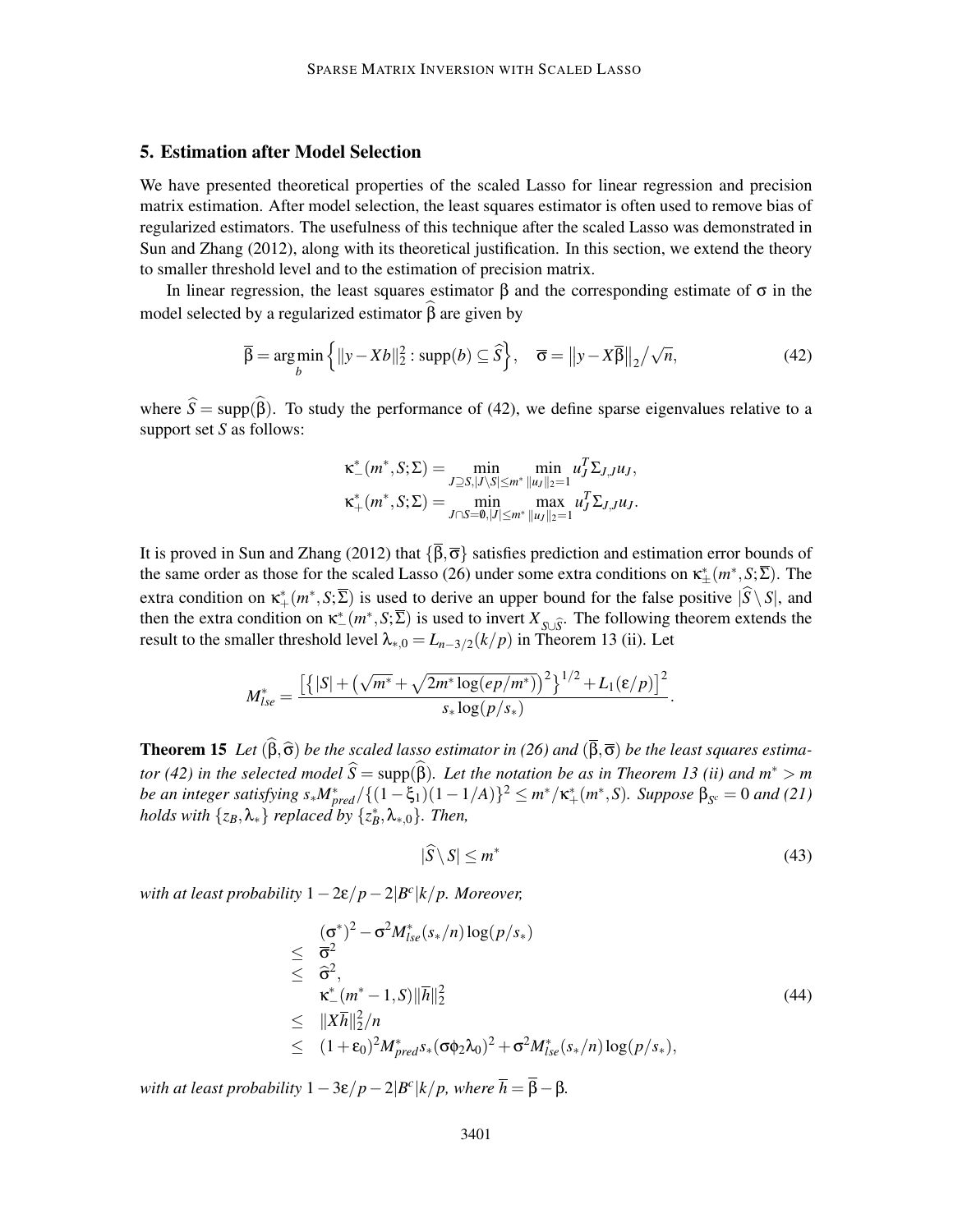## 5. Estimation after Model Selection

We have presented theoretical properties of the scaled Lasso for linear regression and precision matrix estimation. After model selection, the least squares estimator is often used to remove bias of regularized estimators. The usefulness of this technique after the scaled Lasso was demonstrated in Sun and Zhang (2012), along with its theoretical justification. In this section, we extend the theory to smaller threshold level and to the estimation of precision matrix.

In linear regression, the least squares estimator $\overline{\beta}$ and the corresponding estimate of $\sigma$ in the model selected by a regularized estimator $\widehat{\beta}$ are given by

$$\overline{\beta} = \arg\min_{b} \Big\{ \|y - Xb\|_2^2 : \mathrm{supp}(b) \subseteq \widehat{S} \Big\}, \quad \overline{\sigma} = \big\|y - X\overline{\beta}\big\|_2 \big/ \sqrt{n}, \tag{42}$$

where $\widehat{S} = \mathrm{supp}(\widehat{\beta})$. To study the performance of (42), we define sparse eigenvalues relative to a support set $S$ as follows:

$$\begin{aligned}
\kappa^*_-(m^*, S; \Sigma) &= \min_{J \supseteq S, |J \setminus S| \le m^*} \min_{\|u_J\|_2 = 1} u_J^T \Sigma_{J,J} u_J, \\
\kappa^*_+(m^*, S; \Sigma) &= \min_{J \cap S = \emptyset, |J| \le m^*} \max_{\|u_J\|_2 = 1} u_J^T \Sigma_{J,J} u_J.
\end{aligned}$$

It is proved in Sun and Zhang (2012) that $\{\overline{\beta}, \overline{\sigma}\}$ satisfies prediction and estimation error bounds of the same order as those for the scaled Lasso (26) under some extra conditions on $\kappa^*_\pm(m^*, S; \overline{\Sigma})$. The extra condition on $\kappa^*_+(m^*, S; \overline{\Sigma})$ is used to derive an upper bound for the false positive $|\widehat{S} \setminus S|$, and then the extra condition on $\kappa^*_-(m^*, S; \overline{\Sigma})$ is used to invert $X_{S \cup \widehat{S}}$. The following theorem extends the result to the smaller threshold level $\lambda_{*,0} = L_{n-3/2}(k/p)$ in Theorem 13 (ii). Let

$$M^*_{lse} = \frac{\Big[ \big\{ |S| + \big( \sqrt{m^*} + \sqrt{2m^* \log(ep/m^*)} \big)^2 \big\}^{1/2} + L_1(\varepsilon/p) \Big]^2}{s_* \log(p/s_*)}.$$

**Theorem 15** *Let $(\widehat{\beta}, \widehat{\sigma})$ be the scaled lasso estimator in (26) and $(\overline{\beta}, \overline{\sigma})$ be the least squares estimator (42) in the selected model $\widehat{S} = \mathrm{supp}(\widehat{\beta})$. Let the notation be as in Theorem 13 (ii) and $m^* > m$ be an integer satisfying $s_* M^*_{pred} / \{(1 - \xi_1)(1 - 1/A)\}^2 \le m^* / \kappa^*_+(m^*, S)$. Suppose $\beta_{S^c} = 0$ and (21) holds with $\{z_B, \lambda_*\}$ replaced by $\{z^*_B, \lambda_{*,0}\}$. Then,*

$$|\widehat{S} \setminus S| \le m^* \tag{43}$$

*with at least probability $1 - 2\varepsilon/p - 2|B^c|k/p$. Moreover,*

$$\begin{aligned}
& (\sigma^*)^2 - \sigma^2 M^*_{lse} (s_*/n) \log(p/s_*) \\
\le \;& \overline{\sigma}^2 \\
\le \;& \widehat{\sigma}^2, \\
& \kappa^*_-(m^* - 1, S) \|\overline{h}\|_2^2 \\
\le \;& \|X\overline{h}\|_2^2 / n \\
\le \;& (1 + \varepsilon_0)^2 M^*_{pred} s_* (\sigma \phi_2 \lambda_0)^2 + \sigma^2 M^*_{lse} (s_*/n) \log(p/s_*),
\end{aligned} \tag{44}$$

*with at least probability $1 - 3\varepsilon/p - 2|B^c|k/p$, where $\overline{h} = \overline{\beta} - \beta$.*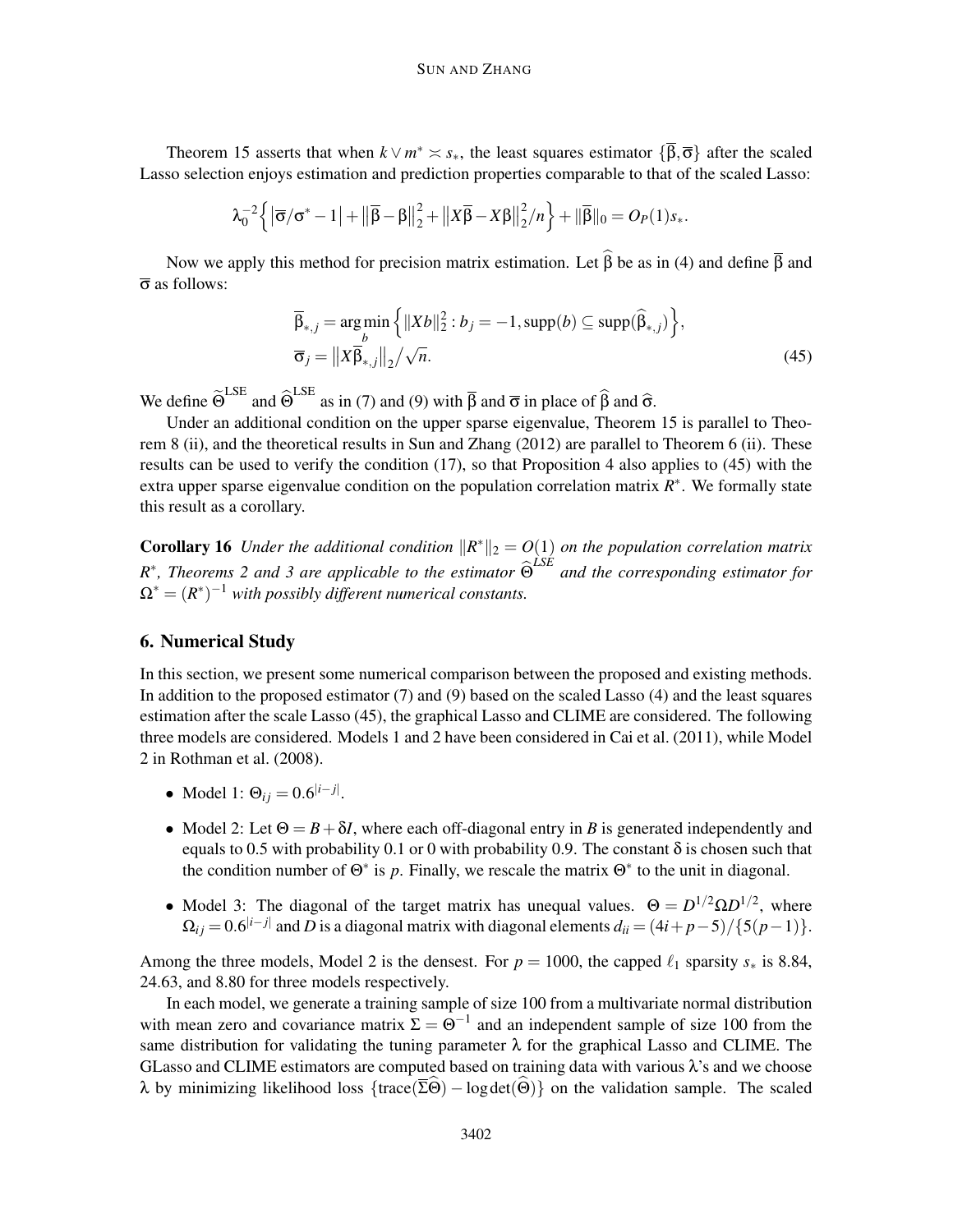Theorem 15 asserts that when $k \vee m^* \asymp s_*$, the least squares estimator $\{\overline{\beta}, \overline{\sigma}\}$ after the scaled Lasso selection enjoys estimation and prediction properties comparable to that of the scaled Lasso:

$$\lambda_0^{-2}\Big\{ \big|\overline{\sigma}/\sigma^* - 1\big| + \big\|\overline{\beta} - \beta\big\|_2^2 + \big\|X\overline{\beta} - X\beta\big\|_2^2/n \Big\} + \|\overline{\beta}\|_0 = O_P(1)s_*.$$

Now we apply this method for precision matrix estimation. Let $\widehat{\beta}$ be as in (4) and define $\overline{\beta}$ and $\overline{\sigma}$ as follows:

$$\begin{aligned}
\overline{\beta}_{*,j} &= \arg\min_b \Big\{ \|Xb\|_2^2 : b_j = -1, \mathrm{supp}(b) \subseteq \mathrm{supp}(\widehat{\beta}_{*,j}) \Big\}, \\
\overline{\sigma}_j &= \big\|X\overline{\beta}_{*,j}\big\|_2 / \sqrt{n}.
\end{aligned} \tag{45}$$

We define $\widetilde{\Theta}^{\mathrm{LSE}}$ and $\widehat{\Theta}^{\mathrm{LSE}}$ as in (7) and (9) with $\overline{\beta}$ and $\overline{\sigma}$ in place of $\widehat{\beta}$ and $\widehat{\sigma}$.

Under an additional condition on the upper sparse eigenvalue, Theorem 15 is parallel to Theorem 8 (ii), and the theoretical results in Sun and Zhang (2012) are parallel to Theorem 6 (ii). These results can be used to verify the condition (17), so that Proposition 4 also applies to (45) with the extra upper sparse eigenvalue condition on the population correlation matrix $R^*$. We formally state this result as a corollary.

**Corollary 16** *Under the additional condition $\|R^*\|_2 = O(1)$ on the population correlation matrix $R^*$, Theorems 2 and 3 are applicable to the estimator $\widehat{\Theta}^{LSE}$ and the corresponding estimator for $\Omega^* = (R^*)^{-1}$ with possibly different numerical constants.*

## 6. Numerical Study

In this section, we present some numerical comparison between the proposed and existing methods. In addition to the proposed estimator (7) and (9) based on the scaled Lasso (4) and the least squares estimation after the scale Lasso (45), the graphical Lasso and CLIME are considered. The following three models are considered. Models 1 and 2 have been considered in Cai et al. (2011), while Model 2 in Rothman et al. (2008).

- Model 1: $\Theta_{ij} = 0.6^{|i-j|}$.
- Model 2: Let $\Theta = B + \delta I$, where each off-diagonal entry in $B$ is generated independently and equals to 0.5 with probability 0.1 or 0 with probability 0.9. The constant $\delta$ is chosen such that the condition number of $\Theta^*$ is $p$. Finally, we rescale the matrix $\Theta^*$ to the unit in diagonal.
- Model 3: The diagonal of the target matrix has unequal values. $\Theta = D^{1/2}\Omega D^{1/2}$, where $\Omega_{ij} = 0.6^{|i-j|}$ and $D$ is a diagonal matrix with diagonal elements $d_{ii} = (4i + p - 5)/\{5(p-1)\}$.

Among the three models, Model 2 is the densest. For $p = 1000$, the capped $\ell_1$ sparsity $s_*$ is 8.84, 24.63, and 8.80 for three models respectively.

In each model, we generate a training sample of size 100 from a multivariate normal distribution with mean zero and covariance matrix $\Sigma = \Theta^{-1}$ and an independent sample of size 100 from the same distribution for validating the tuning parameter $\lambda$ for the graphical Lasso and CLIME. The GLasso and CLIME estimators are computed based on training data with various $\lambda$'s and we choose $\lambda$ by minimizing likelihood loss $\{\mathrm{trace}(\overline{\Sigma}\widehat{\Theta}) - \log\det(\widehat{\Theta})\}$ on the validation sample. The scaled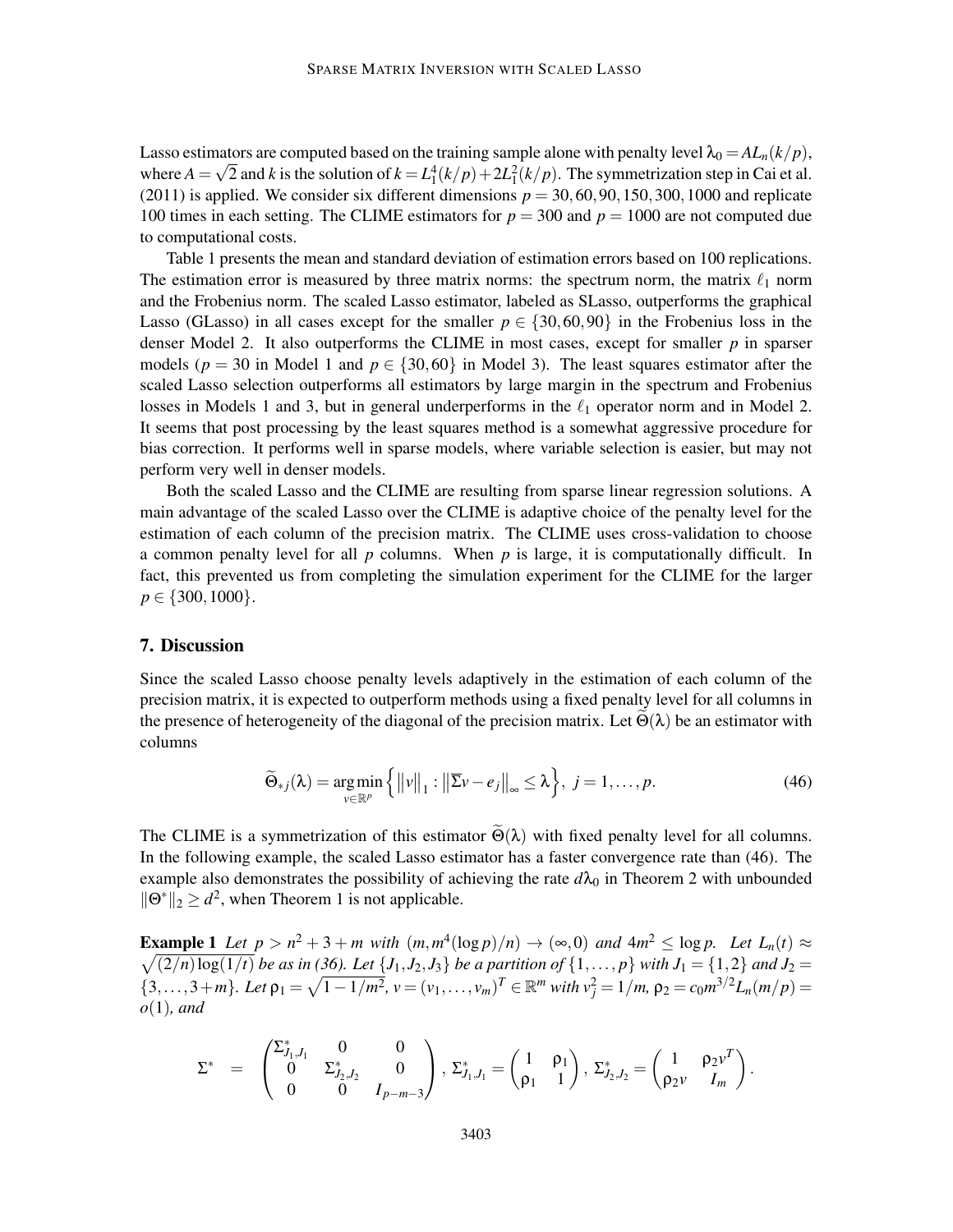Lasso estimators are computed based on the training sample alone with penalty level $\lambda_0 = AL_n(k/p)$, where $A = \sqrt{2}$ and $k$ is the solution of $k = L_1^4(k/p) + 2L_1^2(k/p)$. The symmetrization step in Cai et al. (2011) is applied. We consider six different dimensions $p = 30, 60, 90, 150, 300, 1000$ and replicate 100 times in each setting. The CLIME estimators for $p = 300$ and $p = 1000$ are not computed due to computational costs.

Table 1 presents the mean and standard deviation of estimation errors based on 100 replications. The estimation error is measured by three matrix norms: the spectrum norm, the matrix $\ell_1$ norm and the Frobenius norm. The scaled Lasso estimator, labeled as SLasso, outperforms the graphical Lasso (GLasso) in all cases except for the smaller $p \in \{30, 60, 90\}$ in the Frobenius loss in the denser Model 2. It also outperforms the CLIME in most cases, except for smaller $p$ in sparser models ($p = 30$ in Model 1 and $p \in \{30, 60\}$ in Model 3). The least squares estimator after the scaled Lasso selection outperforms all estimators by large margin in the spectrum and Frobenius losses in Models 1 and 3, but in general underperforms in the $\ell_1$ operator norm and in Model 2. It seems that post processing by the least squares method is a somewhat aggressive procedure for bias correction. It performs well in sparse models, where variable selection is easier, but may not perform very well in denser models.

Both the scaled Lasso and the CLIME are resulting from sparse linear regression solutions. A main advantage of the scaled Lasso over the CLIME is adaptive choice of the penalty level for the estimation of each column of the precision matrix. The CLIME uses cross-validation to choose a common penalty level for all $p$ columns. When $p$ is large, it is computationally difficult. In fact, this prevented us from completing the simulation experiment for the CLIME for the larger $p \in \{300, 1000\}$.

## 7. Discussion

Since the scaled Lasso choose penalty levels adaptively in the estimation of each column of the precision matrix, it is expected to outperform methods using a fixed penalty level for all columns in the presence of heterogeneity of the diagonal of the precision matrix. Let $\widetilde{\Theta}(\lambda)$ be an estimator with columns

$$\widetilde{\Theta}_{*j}(\lambda) = \underset{v \in \mathbb{R}^p}{\arg\min} \Big\{ \|v\|_1 : \|\overline{\Sigma} v - e_j\|_\infty \le \lambda \Big\}, \; j = 1, \ldots, p. \tag{46}$$

The CLIME is a symmetrization of this estimator $\widetilde{\Theta}(\lambda)$ with fixed penalty level for all columns. In the following example, the scaled Lasso estimator has a faster convergence rate than (46). The example also demonstrates the possibility of achieving the rate $d\lambda_0$ in Theorem 2 with unbounded $\|\Theta^*\|_2 \ge d^2$, when Theorem 1 is not applicable.

**Example 1** *Let $p > n^2 + 3 + m$ with $(m, m^4(\log p)/n) \to (\infty, 0)$ and $4m^2 \le \log p$. Let $L_n(t) \approx \sqrt{(2/n)\log(1/t)}$ be as in (36). Let $\{J_1, J_2, J_3\}$ be a partition of $\{1, \ldots, p\}$ with $J_1 = \{1, 2\}$ and $J_2 = \{3, \ldots, 3+m\}$. Let $\rho_1 = \sqrt{1 - 1/m^2}$, $v = (v_1, \ldots, v_m)^T \in \mathbb{R}^m$ with $v_j^2 = 1/m$, $\rho_2 = c_0 m^{3/2} L_n(m/p) = o(1)$, and*

$$\Sigma^* = \begin{pmatrix} \Sigma^*_{J_1,J_1} & 0 & 0 \\ 0 & \Sigma^*_{J_2,J_2} & 0 \\ 0 & 0 & I_{p-m-3} \end{pmatrix}, \; \Sigma^*_{J_1,J_1} = \begin{pmatrix} 1 & \rho_1 \\ \rho_1 & 1 \end{pmatrix}, \; \Sigma^*_{J_2,J_2} = \begin{pmatrix} 1 & \rho_2 v^T \\ \rho_2 v & I_m \end{pmatrix}.$$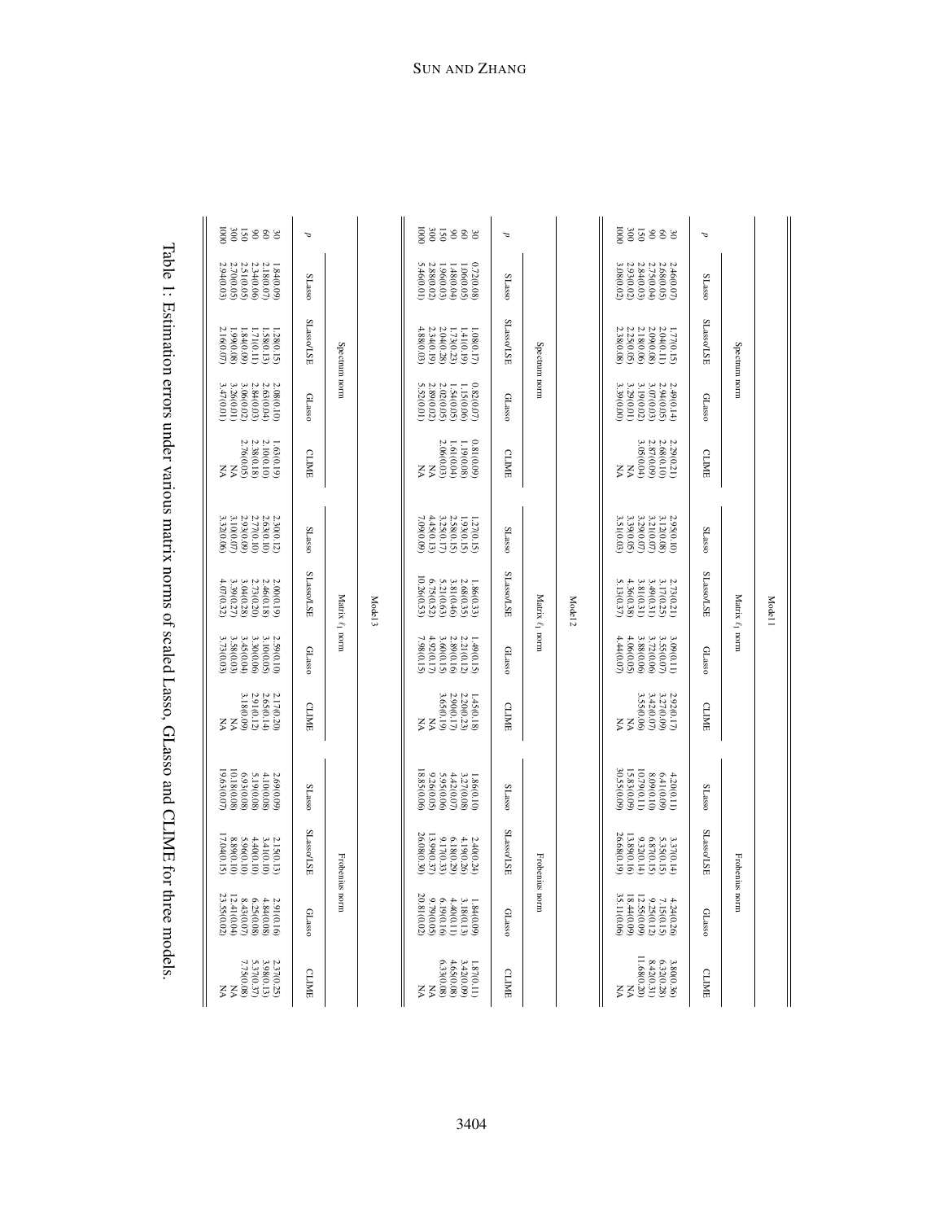| | Model 1 | | | | | | | | | | | |
|---|---|---|---|---|---|---|---|---|---|---|---|---|
| | Spectrum norm | | | | Matrix $\ell_1$ norm | | | | Frobenius norm | | | |
| $p$ | SLasso | SLasso/LSE | GLasso | CLIME | SLasso | SLasso/LSE | GLasso | CLIME | SLasso | SLasso/LSE | GLasso | CLIME |
| 30 | 2.46(0.07) | 1.77(0.15) | 2.49(0.14) | 2.29(0.21) | 2.95(0.10) | 2.73(0.21) | 3.09(0.11) | 2.92(0.17) | 4.20(0.11) | 3.37(0.14) | 4.24(0.26) | 3.80(0.36) |
| 60 | 2.68(0.05) | 2.04(0.11) | 2.94(0.05) | 2.68(0.10) | 3.12(0.08) | 3.17(0.25) | 3.55(0.07) | 3.27(0.09) | 6.41(0.09) | 5.35(0.15) | 7.15(0.15) | 6.32(0.28) |
| 90 | 2.75(0.04) | 2.09(0.08) | 3.07(0.03) | 2.87(0.09) | 3.21(0.07) | 3.49(0.31) | 3.72(0.06) | 3.42(0.07) | 8.09(0.10) | 6.87(0.15) | 9.25(0.12) | 8.42(0.31) |
| 150 | 2.84(0.03) | 2.18(0.06) | 3.19(0.02) | 3.05(0.04) | 3.29(0.07) | 3.81(0.31) | 3.88(0.06) | 3.55(0.06) | 10.79(0.11) | 9.32(0.14) | 12.55(0.09) | 11.68(0.20) |
| 300 | 2.93(0.02) | 2.25(0.05) | 3.29(0.01) | NA | 3.39(0.05) | 4.36(0.38) | 4.06(0.05) | NA | 15.83(0.09) | 13.89(0.16) | 18.44(0.09) | NA |
| 1000 | 3.08(0.02) | 2.38(0.08) | 3.39(0.00) | NA | 3.51(0.03) | 5.13(0.37) | 4.44(0.07) | NA | 30.55(0.09) | 26.68(0.19) | 35.11(0.06) | NA |
| | Model 2 | | | | | | | | | | | |
| | Spectrum norm | | | | Matrix $\ell_1$ norm | | | | Frobenius norm | | | |
| $p$ | SLasso | SLasso/LSE | GLasso | CLIME | SLasso | SLasso/LSE | GLasso | CLIME | SLasso | SLasso/LSE | GLasso | CLIME |
| 30 | 0.72(0.08) | 1.08(0.17) | 0.82(0.07) | 0.81(0.09) | 1.27(0.15) | 1.86(0.33) | 1.49(0.15) | 1.45(0.18) | 1.86(0.10) | 2.40(0.24) | 1.84(0.09) | 1.87(0.11) |
| 60 | 1.06(0.05) | 1.41(0.19) | 1.15(0.06) | 1.19(0.08) | 1.93(0.15) | 2.68(0.35) | 2.21(0.12) | 2.20(0.23) | 3.27(0.08) | 4.19(0.26) | 3.18(0.13) | 3.42(0.09) |
| 90 | 1.48(0.04) | 1.73(0.23) | 1.54(0.05) | 1.61(0.04) | 2.58(0.15) | 3.81(0.46) | 2.89(0.16) | 2.90(0.17) | 4.42(0.07) | 6.18(0.29) | 4.40(0.11) | 4.65(0.08) |
| 150 | 1.96(0.03) | 2.04(0.28) | 2.02(0.05) | 2.06(0.03) | 3.25(0.17) | 5.21(0.63) | 3.60(0.15) | 3.65(0.19) | 5.95(0.06) | 9.17(0.33) | 6.19(0.16) | 6.33(0.08) |
| 300 | 2.88(0.02) | 2.34(0.19) | 2.89(0.02) | NA | 4.45(0.13) | 6.75(0.52) | 4.92(0.17) | NA | 9.26(0.05) | 13.99(0.37) | 9.79(0.05) | NA |
| 1000 | 5.46(0.01) | 4.88(0.03) | 5.52(0.01) | NA | 7.09(0.09) | 10.26(0.53) | 7.98(0.15) | NA | 18.85(0.06) | 26.08(0.30) | 20.81(0.02) | NA |
| | Model 3 | | | | | | | | | | | |
| | Spectrum norm | | | | Matrix $\ell_1$ norm | | | | Frobenius norm | | | |
| $p$ | SLasso | SLasso/LSE | GLasso | CLIME | SLasso | SLasso/LSE | GLasso | CLIME | SLasso | SLasso/LSE | GLasso | CLIME |
| 30 | 1.84(0.09) | 1.28(0.15) | 2.08(0.10) | 1.63(0.19) | 2.30(0.12) | 2.00(0.19) | 2.59(0.10) | 2.17(0.20) | 2.69(0.09) | 2.15(0.13) | 2.91(0.16) | 2.37(0.25) |
| 60 | 2.18(0.07) | 1.58(0.13) | 2.63(0.04) | 2.10(0.10) | 2.63(0.10) | 2.46(0.18) | 3.10(0.05) | 2.65(0.14) | 4.10(0.08) | 3.41(0.10) | 4.84(0.08) | 3.98(0.13) |
| 90 | 2.34(0.06) | 1.71(0.11) | 2.84(0.03) | 2.38(0.18) | 2.77(0.10) | 2.73(0.20) | 3.30(0.06) | 2.91(0.12) | 5.19(0.08) | 4.40(0.10) | 6.25(0.08) | 5.37(0.37) |
| 150 | 2.51(0.05) | 1.84(0.09) | 3.06(0.02) | 2.76(0.05) | 2.93(0.09) | 3.04(0.28) | 3.45(0.04) | 3.18(0.09) | 6.93(0.08) | 5.96(0.10) | 8.43(0.07) | 7.75(0.08) |
| 300 | 2.70(0.05) | 1.99(0.08) | 3.26(0.01) | NA | 3.10(0.07) | 3.39(0.27) | 3.58(0.03) | NA | 10.18(0.08) | 8.89(0.10) | 12.41(0.04) | NA |
| 1000 | 2.94(0.03) | 2.16(0.07) | 3.47(0.01) | NA | 3.32(0.06) | 4.07(0.32) | 3.73(0.03) | NA | 19.63(0.07) | 17.04(0.15) | 23.55(0.02) | NA |

Table 1: Estimation errors under various matrix norms of scaled Lasso, GLasso and CLIME for three models.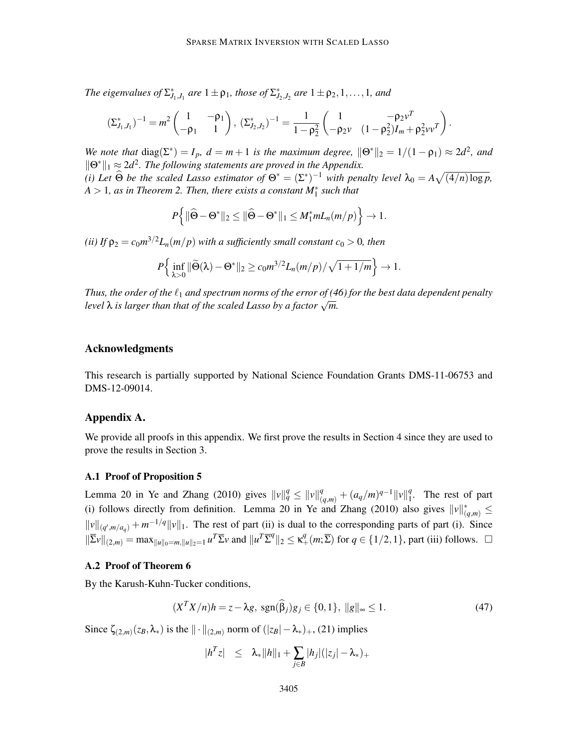*The eigenvalues of $\Sigma^*_{J_1,J_1}$ are $1 \pm \rho_1$, those of $\Sigma^*_{J_2,J_2}$ are $1 \pm \rho_2, 1, \ldots, 1$, and*

$$(\Sigma^*_{J_1,J_1})^{-1} = m^2 \begin{pmatrix} 1 & -\rho_1 \\ -\rho_1 & 1 \end{pmatrix}, \; (\Sigma^*_{J_2,J_2})^{-1} = \frac{1}{1-\rho_2^2} \begin{pmatrix} 1 & -\rho_2 v^T \\ -\rho_2 v & (1-\rho_2^2) I_m + \rho_2^2 v v^T \end{pmatrix}.$$

*We note that* $\mathrm{diag}(\Sigma^*) = I_p$, $d = m+1$ *is the maximum degree,* $\|\Theta^*\|_2 = 1/(1-\rho_1) \approx 2d^2$, *and* $\|\Theta^*\|_1 \approx 2d^2$. *The following statements are proved in the Appendix.*
*(i) Let* $\widehat{\Theta}$ *be the scaled Lasso estimator of* $\Theta^* = (\Sigma^*)^{-1}$ *with penalty level* $\lambda_0 = A\sqrt{(4/n)\log p}$, $A > 1$, *as in Theorem 2. Then, there exists a constant* $M_1^*$ *such that*

$$P\Big\{ \|\widehat{\Theta} - \Theta^*\|_2 \leq \|\widehat{\Theta} - \Theta^*\|_1 \leq M_1^* m L_n(m/p) \Big\} \to 1.$$

*(ii) If* $\rho_2 = c_0 m^{3/2} L_n(m/p)$ *with a sufficiently small constant* $c_0 > 0$, *then*

$$P\Big\{ \inf_{\lambda > 0} \|\widetilde{\Theta}(\lambda) - \Theta^*\|_2 \geq c_0 m^{3/2} L_n(m/p)/\sqrt{1+1/m} \Big\} \to 1.$$

*Thus, the order of the $\ell_1$ and spectrum norms of the error of (46) for the best data dependent penalty level $\lambda$ is larger than that of the scaled Lasso by a factor $\sqrt{m}$.*

## Acknowledgments

This research is partially supported by National Science Foundation Grants DMS-11-06753 and DMS-12-09014.

## Appendix A.

We provide all proofs in this appendix. We first prove the results in Section 4 since they are used to prove the results in Section 3.

### A.1 Proof of Proposition 5

Lemma 20 in Ye and Zhang (2010) gives $\|v\|_q^q \leq \|v\|_{(q,m)}^q + (a_q/m)^{q-1}\|v\|_1^q$. The rest of part (i) follows directly from definition. Lemma 20 in Ye and Zhang (2010) also gives $\|v\|^*_{(q,m)} \leq \|v\|_{(q',m/a_q)} + m^{-1/q}\|v\|_1$. The rest of part (ii) is dual to the corresponding parts of part (i). Since $\|\overline{\Sigma} v\|_{(2,m)} = \max_{\|u\|_0 = m, \|u\|_2 = 1} u^T \overline{\Sigma} v$ and $\|u^T \overline{\Sigma}^q\|_2 \leq \kappa_+^q(m; \overline{\Sigma})$ for $q \in \{1/2, 1\}$, part (iii) follows. $\square$

### A.2 Proof of Theorem 6

By the Karush-Kuhn-Tucker conditions,

$$(X^T X/n) h = z - \lambda g, \; \mathrm{sgn}(\widehat{\beta}_j) g_j \in \{0,1\}, \; \|g\|_\infty \leq 1. \tag{47}$$

Since $\zeta_{(2,m)}(z_B, \lambda_*)$ is the $\|\cdot\|_{(2,m)}$ norm of $(|z_B| - \lambda_*)_+$, (21) implies

$$|h^T z| \quad \leq \quad \lambda_* \|h\|_1 + \sum_{j \in B} |h_j| (|z_j| - \lambda_*)_+$$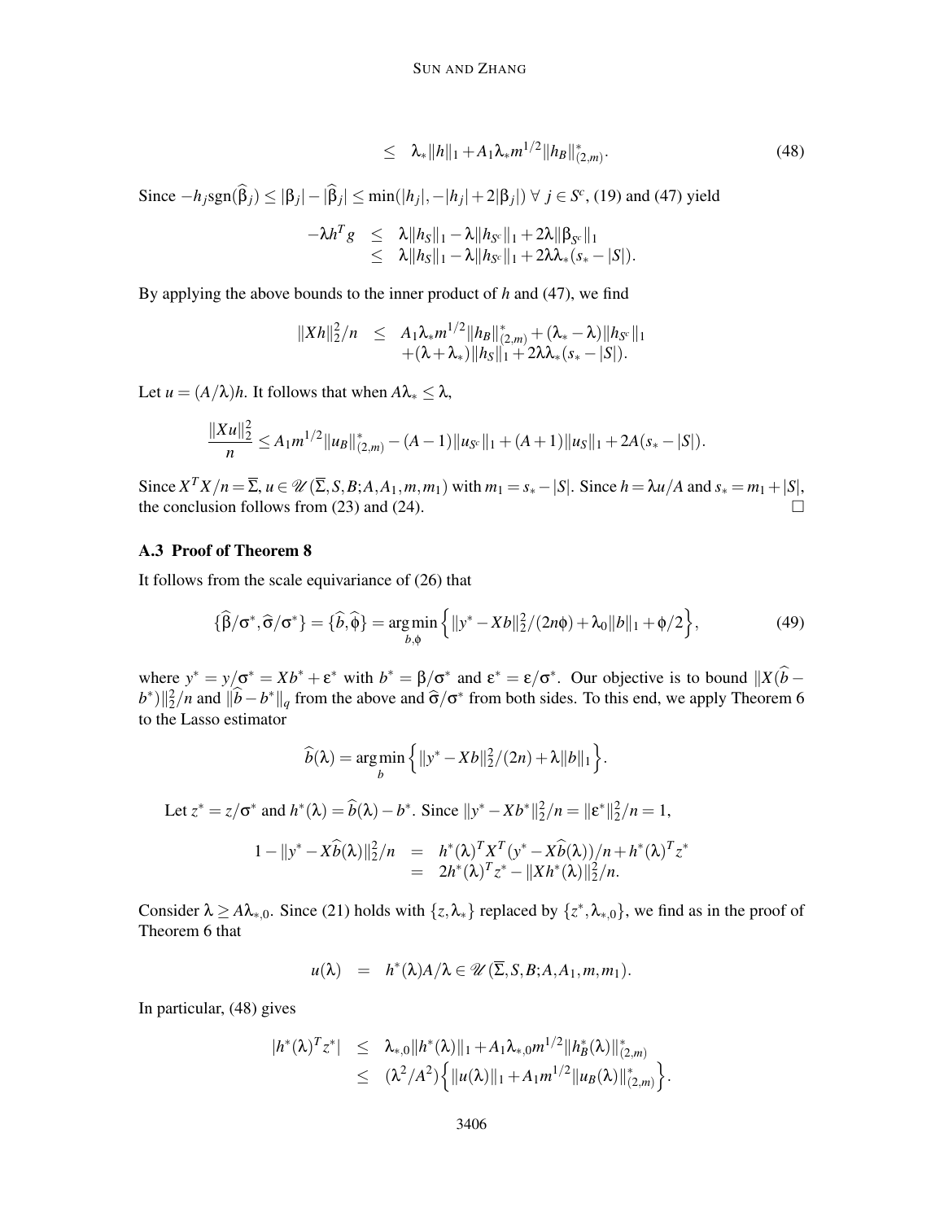$$\leq \quad \lambda_* \|h\|_1 + A_1 \lambda_* m^{1/2} \|h_B\|^*_{(2,m)}. \tag{48}$$

Since $-h_j \text{sgn}(\widehat{\beta}_j) \leq |\beta_j| - |\widehat{\beta}_j| \leq \min(|h_j|, -|h_j| + 2|\beta_j|) \; \forall \; j \in S^c$, (19) and (47) yield

$$\begin{aligned} -\lambda h^T g &\leq \lambda \|h_S\|_1 - \lambda \|h_{S^c}\|_1 + 2\lambda \|\beta_{S^c}\|_1 \\ &\leq \lambda \|h_S\|_1 - \lambda \|h_{S^c}\|_1 + 2\lambda \lambda_* (s_* - |S|). \end{aligned}$$

By applying the above bounds to the inner product of $h$ and (47), we find

$$\begin{aligned} \|Xh\|_2^2/n &\leq A_1 \lambda_* m^{1/2} \|h_B\|^*_{(2,m)} + (\lambda_* - \lambda) \|h_{S^c}\|_1 \\ &\quad + (\lambda + \lambda_*) \|h_S\|_1 + 2\lambda \lambda_* (s_* - |S|). \end{aligned}$$

Let $u = (A/\lambda) h$. It follows that when $A\lambda_* \leq \lambda$,

$$\frac{\|Xu\|_2^2}{n} \leq A_1 m^{1/2} \|u_B\|^*_{(2,m)} - (A-1) \|u_{S^c}\|_1 + (A+1) \|u_S\|_1 + 2A(s_* - |S|).$$

Since $X^T X/n = \overline{\Sigma}$, $u \in \mathscr{U}(\overline{\Sigma}, S, B; A, A_1, m, m_1)$ with $m_1 = s_* - |S|$. Since $h = \lambda u/A$ and $s_* = m_1 + |S|$, the conclusion follows from (23) and (24). $\square$

### A.3 Proof of Theorem 8

It follows from the scale equivariance of (26) that

$$\{\widehat{\beta}/\sigma^*, \widehat{\sigma}/\sigma^*\} = \{\widehat{b}, \widehat{\phi}\} = \underset{b,\phi}{\arg\min} \Big\{ \|y^* - Xb\|_2^2/(2n\phi) + \lambda_0 \|b\|_1 + \phi/2 \Big\}, \tag{49}$$

where $y^* = y/\sigma^* = Xb^* + \varepsilon^*$ with $b^* = \beta/\sigma^*$ and $\varepsilon^* = \varepsilon/\sigma^*$. Our objective is to bound $\|X(\widehat{b} - b^*)\|_2^2/n$ and $\|\widehat{b} - b^*\|_q$ from the above and $\widehat{\sigma}/\sigma^*$ from both sides. To this end, we apply Theorem 6 to the Lasso estimator

$$\widehat{b}(\lambda) = \underset{b}{\arg\min} \Big\{ \|y^* - Xb\|_2^2/(2n) + \lambda \|b\|_1 \Big\}.$$

Let $z^* = z/\sigma^*$ and $h^*(\lambda) = \widehat{b}(\lambda) - b^*$. Since $\|y^* - Xb^*\|_2^2/n = \|\varepsilon^*\|_2^2/n = 1$,

$$\begin{aligned} 1 - \|y^* - X\widehat{b}(\lambda)\|_2^2/n &= h^*(\lambda)^T X^T (y^* - X\widehat{b}(\lambda))/n + h^*(\lambda)^T z^* \\ &= 2h^*(\lambda)^T z^* - \|Xh^*(\lambda)\|_2^2/n. \end{aligned}$$

Consider $\lambda \geq A\lambda_{*,0}$. Since (21) holds with $\{z, \lambda_*\}$ replaced by $\{z^*, \lambda_{*,0}\}$, we find as in the proof of Theorem 6 that

$$u(\lambda) \quad = \quad h^*(\lambda) A/\lambda \in \mathscr{U}(\overline{\Sigma}, S, B; A, A_1, m, m_1).$$

In particular, (48) gives

$$\begin{aligned} |h^*(\lambda)^T z^*| &\leq \lambda_{*,0} \|h^*(\lambda)\|_1 + A_1 \lambda_{*,0} m^{1/2} \|h^*_B(\lambda)\|^*_{(2,m)} \\ &\leq (\lambda^2/A^2) \Big\{ \|u(\lambda)\|_1 + A_1 m^{1/2} \|u_B(\lambda)\|^*_{(2,m)} \Big\}. \end{aligned}$$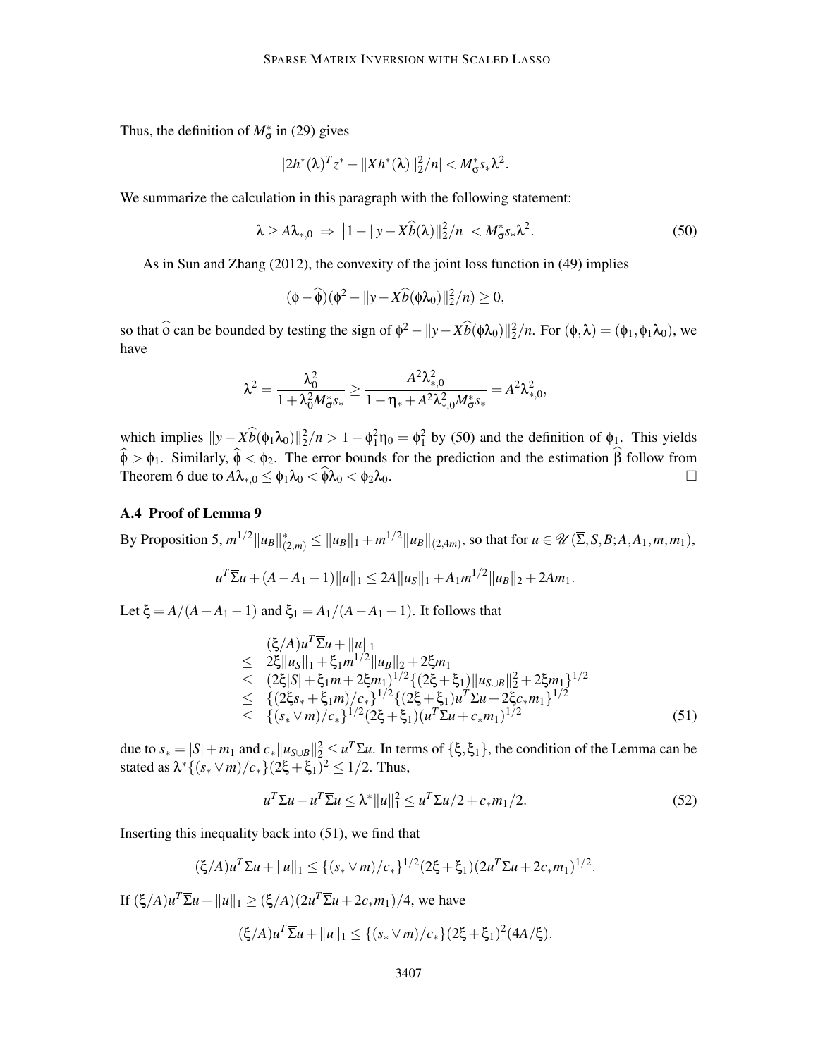Thus, the definition of $M^*_\sigma$ in (29) gives

$$|2h^*(\lambda)^T z^* - \|Xh^*(\lambda)\|_2^2/n| < M^*_\sigma s_* \lambda^2.$$

We summarize the calculation in this paragraph with the following statement:

$$\lambda \geq A\lambda_{*,0} \Rightarrow \left|1 - \|y - X\widehat{b}(\lambda)\|_2^2/n\right| < M^*_\sigma s_* \lambda^2. \tag{50}$$

As in Sun and Zhang (2012), the convexity of the joint loss function in (49) implies

$$(\phi - \widehat{\phi})(\phi^2 - \|y - X\widehat{b}(\phi\lambda_0)\|_2^2/n) \geq 0,$$

so that $\widehat{\phi}$ can be bounded by testing the sign of $\phi^2 - \|y - X\widehat{b}(\phi\lambda_0)\|_2^2/n$. For $(\phi, \lambda) = (\phi_1, \phi_1\lambda_0)$, we have

$$\lambda^2 = \frac{\lambda_0^2}{1 + \lambda_0^2 M^*_\sigma s_*} \geq \frac{A^2\lambda_{*,0}^2}{1 - \eta_* + A^2\lambda_{*,0}^2 M^*_\sigma s_*} = A^2\lambda_{*,0}^2,$$

which implies $\|y - X\widehat{b}(\phi_1\lambda_0)\|_2^2/n > 1 - \phi_1^2\eta_0 = \phi_1^2$ by (50) and the definition of $\phi_1$. This yields $\widehat{\phi} > \phi_1$. Similarly, $\widehat{\phi} < \phi_2$. The error bounds for the prediction and the estimation $\widehat{\beta}$ follow from Theorem 6 due to $A\lambda_{*,0} \leq \phi_1\lambda_0 < \widehat{\phi}\lambda_0 < \phi_2\lambda_0$. □

### A.4 Proof of Lemma 9

By Proposition 5, $m^{1/2}\|u_B\|^*_{(2,m)} \leq \|u_B\|_1 + m^{1/2}\|u_B\|_{(2,4m)}$, so that for $u \in \mathscr{U}(\overline{\Sigma}, S, B; A, A_1, m, m_1)$,

$$u^T\overline{\Sigma}u + (A - A_1 - 1)\|u\|_1 \leq 2A\|u_S\|_1 + A_1 m^{1/2}\|u_B\|_2 + 2Am_1.$$

Let $\xi = A/(A - A_1 - 1)$ and $\xi_1 = A_1/(A - A_1 - 1)$. It follows that

$$\begin{aligned}
& (\xi/A)u^T\overline{\Sigma}u + \|u\|_1 \\
\leq\ & 2\xi\|u_S\|_1 + \xi_1 m^{1/2}\|u_B\|_2 + 2\xi m_1 \\
\leq\ & (2\xi|S| + \xi_1 m + 2\xi m_1)^{1/2}\{(2\xi + \xi_1)\|u_{S\cup B}\|_2^2 + 2\xi m_1\}^{1/2} \\
\leq\ & \{(2\xi s_* + \xi_1 m)/c_*\}^{1/2}\{(2\xi + \xi_1)u^T\Sigma u + 2\xi c_* m_1\}^{1/2} \\
\leq\ & \{(s_* \vee m)/c_*\}^{1/2}(2\xi + \xi_1)(u^T\Sigma u + c_* m_1)^{1/2}
\end{aligned} \tag{51}$$

due to $s_* = |S| + m_1$ and $c_*\|u_{S\cup B}\|_2^2 \leq u^T\Sigma u$. In terms of $\{\xi, \xi_1\}$, the condition of the Lemma can be stated as $\lambda^*\{(s_* \vee m)/c_*\}(2\xi + \xi_1)^2 \leq 1/2$. Thus,

$$u^T\Sigma u - u^T\overline{\Sigma}u \leq \lambda^*\|u\|_1^2 \leq u^T\Sigma u/2 + c_* m_1/2. \tag{52}$$

Inserting this inequality back into (51), we find that

$$(\xi/A)u^T\overline{\Sigma}u + \|u\|_1 \leq \{(s_* \vee m)/c_*\}^{1/2}(2\xi + \xi_1)(2u^T\overline{\Sigma}u + 2c_* m_1)^{1/2}.$$

If $(\xi/A)u^T\overline{\Sigma}u + \|u\|_1 \geq (\xi/A)(2u^T\overline{\Sigma}u + 2c_* m_1)/4$, we have

$$(\xi/A)u^T\overline{\Sigma}u + \|u\|_1 \leq \{(s_* \vee m)/c_*\}(2\xi + \xi_1)^2(4A/\xi).$$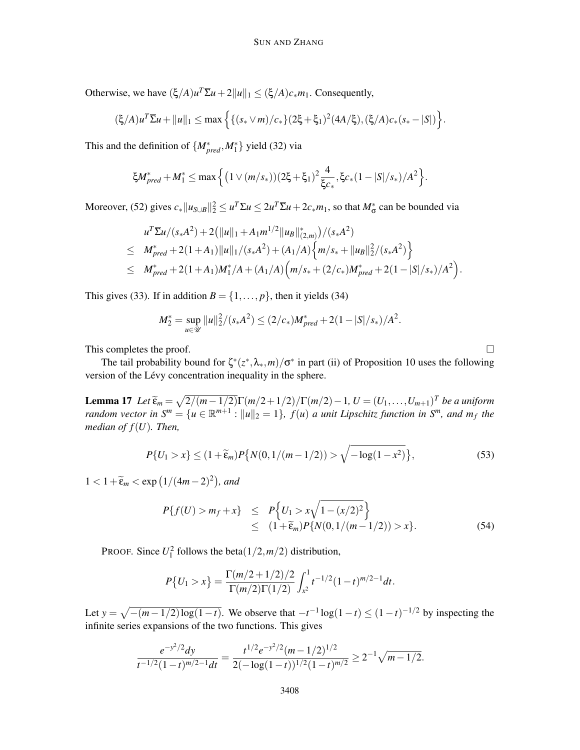Otherwise, we have $(\xi/A)u^T\overline{\Sigma}u + 2\|u\|_1 \le (\xi/A)c_* m_1$. Consequently,

$$(\xi/A)u^T\overline{\Sigma}u + \|u\|_1 \le \max\Big\{\{(s_*\vee m)/c_*\}(2\xi+\xi_1)^2(4A/\xi), (\xi/A)c_*(s_*-|S|)\Big\}.$$

This and the definition of $\{M^*_{pred}, M^*_1\}$ yield (32) via

$$\xi M^*_{pred} + M^*_1 \le \max\Big\{\big(1\vee(m/s_*)\big)(2\xi+\xi_1)^2\frac{4}{\xi c_*}, \xi c_*(1-|S|/s_*)/A^2\Big\}.$$

Moreover, (52) gives $c_*\|u_{S\cup B}\|_2^2 \le u^T\Sigma u \le 2u^T\overline{\Sigma}u + 2c_* m_1$, so that $M^*_\sigma$ can be bounded via

$$\begin{aligned}
& u^T\overline{\Sigma}u/(s_*A^2) + 2\big(\|u\|_1 + A_1 m^{1/2}\|u_B\|^*_{(2,m)}\big)/(s_*A^2) \\
\le\ & M^*_{pred} + 2(1+A_1)\|u\|_1/(s_*A^2) + (A_1/A)\Big\{m/s_* + \|u_B\|_2^2/(s_*A^2)\Big\} \\
\le\ & M^*_{pred} + 2(1+A_1)M^*_1/A + (A_1/A)\Big(m/s_* + (2/c_*)M^*_{pred} + 2(1-|S|/s_*)/A^2\Big).
\end{aligned}$$

This gives (33). If in addition $B = \{1,\ldots,p\}$, then it yields (34)

$$M^*_2 = \sup_{u\in\mathscr{U}}\|u\|_2^2/(s_*A^2) \le (2/c_*)M^*_{pred} + 2(1-|S|/s_*)/A^2.$$

This completes the proof. $\square$

The tail probability bound for $\zeta^*(z^*,\lambda_*,m)/\sigma^*$ in part (ii) of Proposition 10 uses the following version of the Lévy concentration inequality in the sphere.

**Lemma 17** *Let $\widetilde{\varepsilon}_m = \sqrt{2/(m-1/2)}\Gamma(m/2+1/2)/\Gamma(m/2) - 1$, $U = (U_1,\ldots,U_{m+1})^T$ be a uniform random vector in $S^m = \{u\in\mathbb{R}^{m+1} : \|u\|_2 = 1\}$, $f(u)$ a unit Lipschitz function in $S^m$, and $m_f$ the median of $f(U)$. Then,*

$$P\{U_1 > x\} \le (1+\widetilde{\varepsilon}_m)P\big\{N(0,1/(m-1/2)) > \sqrt{-\log(1-x^2)}\big\}, \tag{53}$$

*$1 < 1+\widetilde{\varepsilon}_m < \exp\big(1/(4m-2)^2\big)$, and*

$$\begin{aligned}
P\{f(U) > m_f + x\} &\le P\Big\{U_1 > x\sqrt{1-(x/2)^2}\Big\} \\
&\le (1+\widetilde{\varepsilon}_m)P\{N(0,1/(m-1/2)) > x\}.
\end{aligned} \tag{54}$$

PROOF. Since $U_1^2$ follows the beta$(1/2, m/2)$ distribution,

$$P\big\{U_1 > x\big\} = \frac{\Gamma(m/2+1/2)/2}{\Gamma(m/2)\Gamma(1/2)}\int_{x^2}^1 t^{-1/2}(1-t)^{m/2-1}dt.$$

Let $y = \sqrt{-(m-1/2)\log(1-t)}$. We observe that $-t^{-1}\log(1-t) \le (1-t)^{-1/2}$ by inspecting the infinite series expansions of the two functions. This gives

$$\frac{e^{-y^2/2}dy}{t^{-1/2}(1-t)^{m/2-1}dt} = \frac{t^{1/2}e^{-y^2/2}(m-1/2)^{1/2}}{2(-\log(1-t))^{1/2}(1-t)^{m/2}} \ge 2^{-1}\sqrt{m-1/2}.$$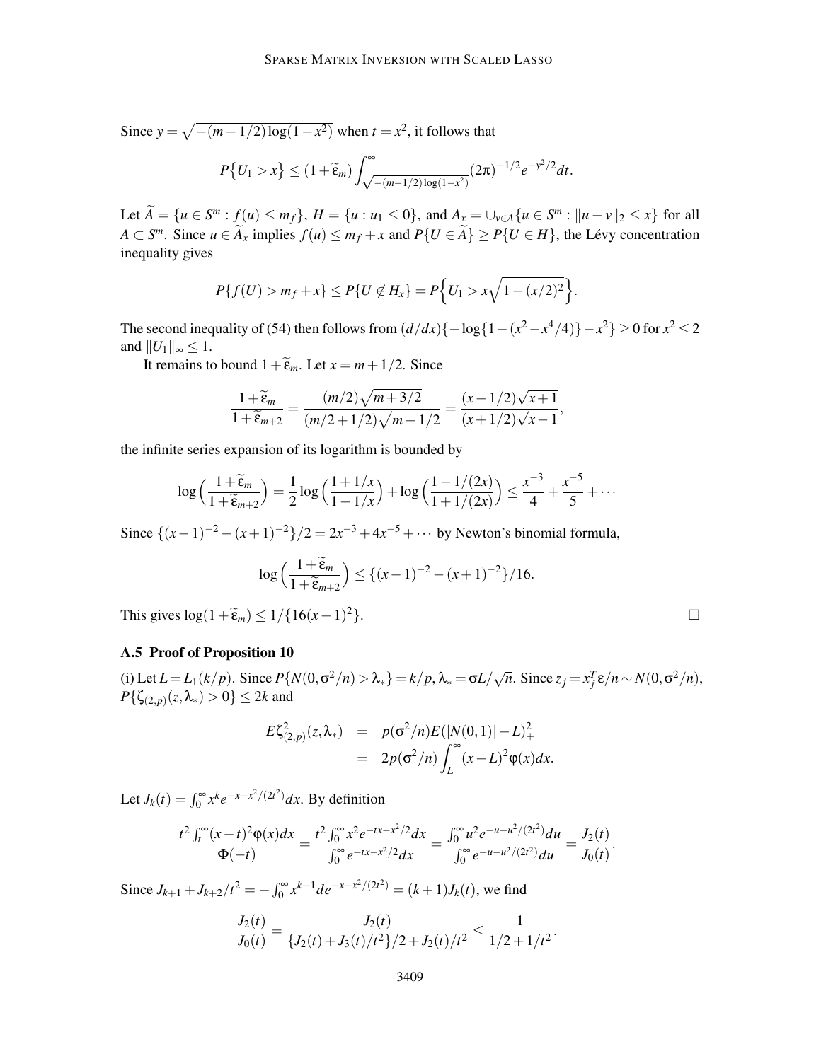Since $y = \sqrt{-(m-1/2)\log(1-x^2)}$ when $t = x^2$, it follows that

$$P\{U_1 > x\} \le (1+\widetilde{\varepsilon}_m)\int_{\sqrt{-(m-1/2)\log(1-x^2)}}^{\infty} (2\pi)^{-1/2} e^{-y^2/2} dt.$$

Let $\widetilde{A} = \{u \in S^m : f(u) \le m_f\}$, $H = \{u : u_1 \le 0\}$, and $A_x = \cup_{v \in A}\{u \in S^m : \|u - v\|_2 \le x\}$ for all $A \subset S^m$. Since $u \in \widetilde{A}_x$ implies $f(u) \le m_f + x$ and $P\{U \in \widetilde{A}\} \ge P\{U \in H\}$, the Lévy concentration inequality gives

$$P\{f(U) > m_f + x\} \le P\{U \notin H_x\} = P\Big\{U_1 > x\sqrt{1-(x/2)^2}\Big\}.$$

The second inequality of (54) then follows from $(d/dx)\{-\log\{1-(x^2 - x^4/4)\} - x^2\} \ge 0$ for $x^2 \le 2$ and $\|U_1\|_\infty \le 1$.

It remains to bound $1+\widetilde{\varepsilon}_m$. Let $x = m+1/2$. Since

$$\frac{1+\widetilde{\varepsilon}_m}{1+\widetilde{\varepsilon}_{m+2}} = \frac{(m/2)\sqrt{m+3/2}}{(m/2+1/2)\sqrt{m-1/2}} = \frac{(x-1/2)\sqrt{x+1}}{(x+1/2)\sqrt{x-1}},$$

the infinite series expansion of its logarithm is bounded by

$$\log\Big(\frac{1+\widetilde{\varepsilon}_m}{1+\widetilde{\varepsilon}_{m+2}}\Big) = \frac{1}{2}\log\Big(\frac{1+1/x}{1-1/x}\Big) + \log\Big(\frac{1-1/(2x)}{1+1/(2x)}\Big) \le \frac{x^{-3}}{4} + \frac{x^{-5}}{5} + \cdots$$

Since $\{(x-1)^{-2} - (x+1)^{-2}\}/2 = 2x^{-3} + 4x^{-5} + \cdots$ by Newton's binomial formula,

$$\log\Big(\frac{1+\widetilde{\varepsilon}_m}{1+\widetilde{\varepsilon}_{m+2}}\Big) \le \{(x-1)^{-2} - (x+1)^{-2}\}/16.$$

This gives $\log(1+\widetilde{\varepsilon}_m) \le 1/\{16(x-1)^2\}$. $\square$

### A.5 Proof of Proposition 10

(i) Let $L = L_1(k/p)$. Since $P\{N(0,\sigma^2/n) > \lambda_*\} = k/p$, $\lambda_* = \sigma L/\sqrt{n}$. Since $z_j = x_j^T \varepsilon/n \sim N(0,\sigma^2/n)$, $P\{\zeta_{(2,p)}(z,\lambda_*) > 0\} \le 2k$ and

$$\begin{aligned}
E\zeta^2_{(2,p)}(z,\lambda_*) &= p(\sigma^2/n)E(|N(0,1)| - L)_+^2 \\
&= 2p(\sigma^2/n)\int_L^\infty (x-L)^2\varphi(x)dx.
\end{aligned}$$

Let $J_k(t) = \int_0^\infty x^k e^{-x-x^2/(2t^2)}dx$. By definition

$$\frac{t^2\int_t^\infty (x-t)^2\varphi(x)dx}{\Phi(-t)} = \frac{t^2\int_0^\infty x^2 e^{-tx-x^2/2}dx}{\int_0^\infty e^{-tx-x^2/2}dx} = \frac{\int_0^\infty u^2 e^{-u-u^2/(2t^2)}du}{\int_0^\infty e^{-u-u^2/(2t^2)}du} = \frac{J_2(t)}{J_0(t)}.$$

Since $J_{k+1} + J_{k+2}/t^2 = -\int_0^\infty x^{k+1}de^{-x-x^2/(2t^2)} = (k+1)J_k(t)$, we find

$$\frac{J_2(t)}{J_0(t)} = \frac{J_2(t)}{\{J_2(t) + J_3(t)/t^2\}/2 + J_2(t)/t^2} \le \frac{1}{1/2 + 1/t^2}.$$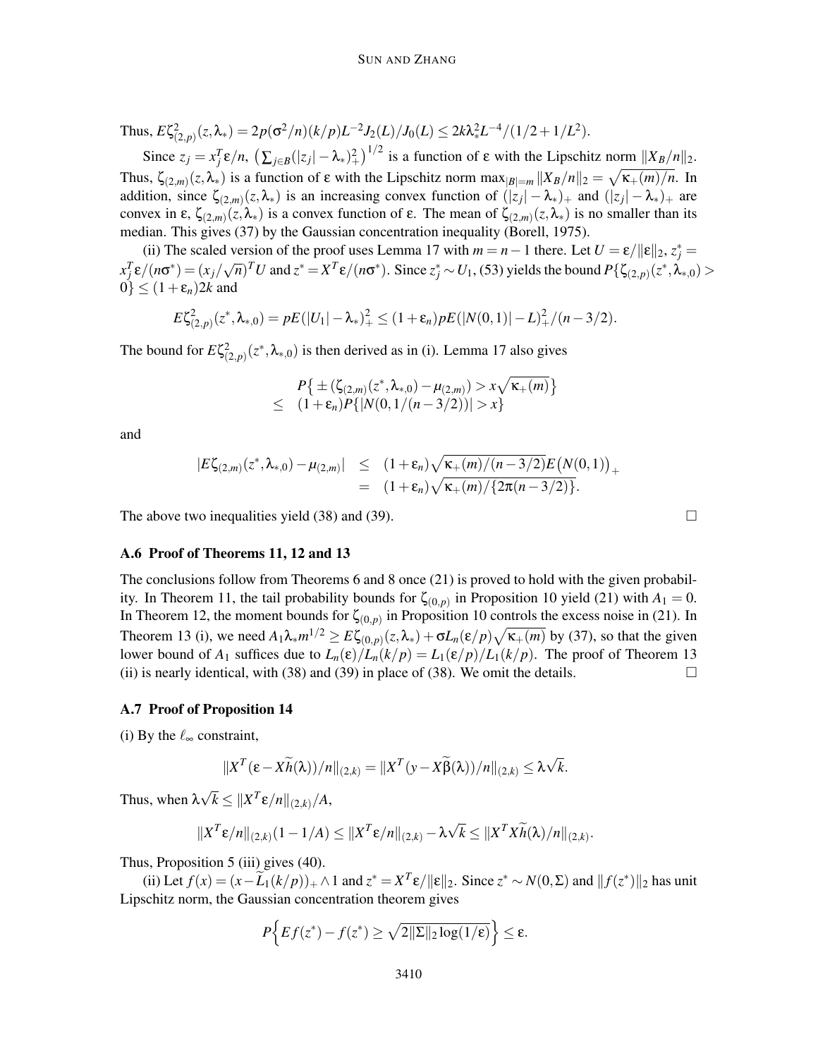Thus, $E\zeta^2_{(2,p)}(z,\lambda_*) = 2p(\sigma^2/n)(k/p)L^{-2}J_2(L)/J_0(L) \le 2k\lambda_*^2 L^{-4}/(1/2+1/L^2)$.

Since $z_j = x_j^T\varepsilon/n$, $\big(\sum_{j\in B}(|z_j|-\lambda_*)_+^2\big)^{1/2}$ is a function of $\varepsilon$ with the Lipschitz norm $\|X_B/n\|_2$. Thus, $\zeta_{(2,m)}(z,\lambda_*)$ is a function of $\varepsilon$ with the Lipschitz norm $\max_{|B|=m}\|X_B/n\|_2 = \sqrt{\kappa_+(m)/n}$. In addition, since $\zeta_{(2,m)}(z,\lambda_*)$ is an increasing convex function of $(|z_j|-\lambda_*)_+$ and $(|z_j|-\lambda_*)_+$ are convex in $\varepsilon$, $\zeta_{(2,m)}(z,\lambda_*)$ is a convex function of $\varepsilon$. The mean of $\zeta_{(2,m)}(z,\lambda_*)$ is no smaller than its median. This gives (37) by the Gaussian concentration inequality (Borell, 1975).

(ii) The scaled version of the proof uses Lemma 17 with $m = n-1$ there. Let $U = \varepsilon/\|\varepsilon\|_2$, $z_j^* = x_j^T\varepsilon/(n\sigma^*) = (x_j/\sqrt{n})^T U$ and $z^* = X^T\varepsilon/(n\sigma^*)$. Since $z_j^* \sim U_1$, (53) yields the bound $P\{\zeta_{(2,p)}(z^*,\lambda_{*,0}) > 0\} \le (1+\varepsilon_n)2k$ and

$$E\zeta^2_{(2,p)}(z^*,\lambda_{*,0}) = pE(|U_1|-\lambda_*)_+^2 \le (1+\varepsilon_n)pE(|N(0,1)|-L)_+^2/(n-3/2).$$

The bound for $E\zeta^2_{(2,p)}(z^*,\lambda_{*,0})$ is then derived as in (i). Lemma 17 also gives

$$\begin{aligned}&P\big\{\pm(\zeta_{(2,m)}(z^*,\lambda_{*,0})-\mu_{(2,m)}) > x\sqrt{\kappa_+(m)}\big\}\\ \le\ & (1+\varepsilon_n)P\{|N(0,1/(n-3/2))|>x\}\end{aligned}$$

and

$$\begin{aligned}|E\zeta_{(2,m)}(z^*,\lambda_{*,0})-\mu_{(2,m)}| &\le (1+\varepsilon_n)\sqrt{\kappa_+(m)/(n-3/2)}E\big(N(0,1)\big)_+\\ &= (1+\varepsilon_n)\sqrt{\kappa_+(m)/\{2\pi(n-3/2)\}}.\end{aligned}$$

The above two inequalities yield (38) and (39). □

### A.6 Proof of Theorems 11, 12 and 13

The conclusions follow from Theorems 6 and 8 once (21) is proved to hold with the given probability. In Theorem 11, the tail probability bounds for $\zeta_{(0,p)}$ in Proposition 10 yield (21) with $A_1 = 0$. In Theorem 12, the moment bounds for $\zeta_{(0,p)}$ in Proposition 10 controls the excess noise in (21). In Theorem 13 (i), we need $A_1\lambda_* m^{1/2} \ge E\zeta_{(0,p)}(z,\lambda_*) + \sigma L_n(\varepsilon/p)\sqrt{\kappa_+(m)}$ by (37), so that the given lower bound of $A_1$ suffices due to $L_n(\varepsilon)/L_n(k/p) = L_1(\varepsilon/p)/L_1(k/p)$. The proof of Theorem 13 (ii) is nearly identical, with (38) and (39) in place of (38). We omit the details. □

### A.7 Proof of Proposition 14

(i) By the $\ell_\infty$ constraint,

$$\|X^T(\varepsilon - X\widetilde{h}(\lambda))/n\|_{(2,k)} = \|X^T(y-X\widetilde{\beta}(\lambda))/n\|_{(2,k)} \le \lambda\sqrt{k}.$$

Thus, when $\lambda\sqrt{k} \le \|X^T\varepsilon/n\|_{(2,k)}/A$,

$$\|X^T\varepsilon/n\|_{(2,k)}(1-1/A) \le \|X^T\varepsilon/n\|_{(2,k)} - \lambda\sqrt{k} \le \|X^TX\widetilde{h}(\lambda)/n\|_{(2,k)}.$$

Thus, Proposition 5 (iii) gives (40).

(ii) Let $f(x) = (x-\widetilde{L}_1(k/p))_+ \wedge 1$ and $z^* = X^T\varepsilon/\|\varepsilon\|_2$. Since $z^* \sim N(0,\Sigma)$ and $\|f(z^*)\|_2$ has unit Lipschitz norm, the Gaussian concentration theorem gives

$$P\Big\{Ef(z^*) - f(z^*) \ge \sqrt{2\|\Sigma\|_2\log(1/\varepsilon)}\Big\} \le \varepsilon.$$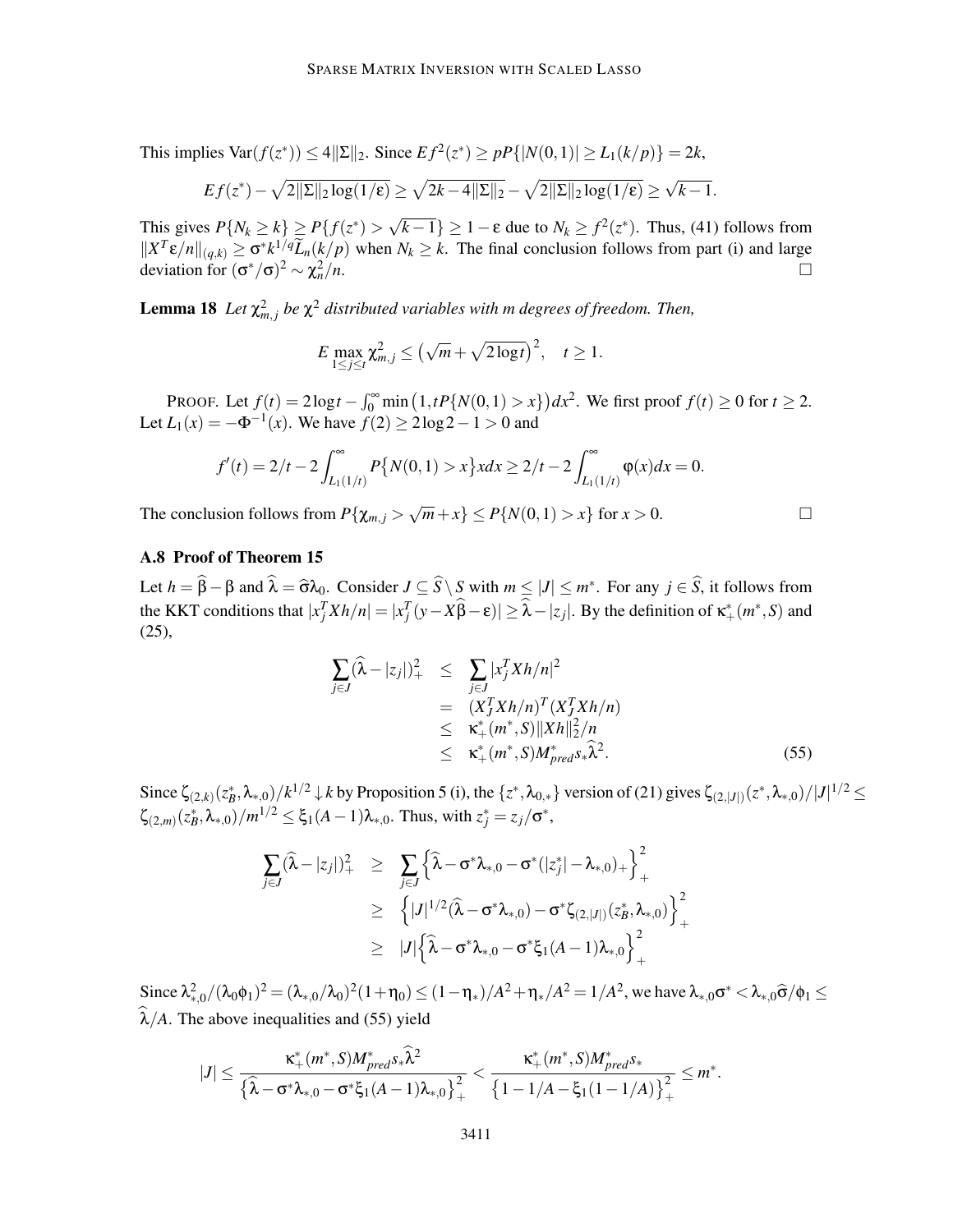This implies $\mathrm{Var}(f(z^*)) \le 4\|\Sigma\|_2$. Since $Ef^2(z^*) \ge pP\{|N(0,1)| \ge L_1(k/p)\} = 2k$,

$$
Ef(z^*) - \sqrt{2\|\Sigma\|_2 \log(1/\varepsilon)} \ge \sqrt{2k - 4\|\Sigma\|_2} - \sqrt{2\|\Sigma\|_2 \log(1/\varepsilon)} \ge \sqrt{k-1}.
$$

This gives $P\{N_k \ge k\} \ge P\{f(z^*) > \sqrt{k-1}\} \ge 1 - \varepsilon$ due to $N_k \ge f^2(z^*)$. Thus, (41) follows from $\|X^T\varepsilon/n\|_{(q,k)} \ge \sigma^* k^{1/q} \widetilde{L}_n(k/p)$ when $N_k \ge k$. The final conclusion follows from part (i) and large deviation for $(\sigma^*/\sigma)^2 \sim \chi_n^2/n$. $\square$

**Lemma 18** *Let $\chi_{m,j}^2$ be $\chi^2$ distributed variables with $m$ degrees of freedom. Then,*

$$
E \max_{1 \le j \le t} \chi_{m,j}^2 \le \left(\sqrt{m} + \sqrt{2\log t}\right)^2, \quad t \ge 1.
$$

PROOF. Let $f(t) = 2\log t - \int_0^\infty \min\left(1, tP\{N(0,1) > x\}\right) dx^2$. We first proof $f(t) \ge 0$ for $t \ge 2$. Let $L_1(x) = -\Phi^{-1}(x)$. We have $f(2) \ge 2\log 2 - 1 > 0$ and

$$
f'(t) = 2/t - 2\int_{L_1(1/t)}^\infty P\{N(0,1) > x\} x dx \ge 2/t - 2\int_{L_1(1/t)}^\infty \varphi(x) dx = 0.
$$

The conclusion follows from $P\{\chi_{m,j} > \sqrt{m} + x\} \le P\{N(0,1) > x\}$ for $x > 0$. $\square$

### A.8 Proof of Theorem 15

Let $h = \widehat{\beta} - \beta$ and $\widehat{\lambda} = \widehat{\sigma}\lambda_0$. Consider $J \subseteq \widehat{S} \setminus S$ with $m \le |J| \le m^*$. For any $j \in \widehat{S}$, it follows from the KKT conditions that $|x_j^T Xh/n| = |x_j^T(y - X\widehat{\beta} - \varepsilon)| \ge \widehat{\lambda} - |z_j|$. By the definition of $\kappa_+^*(m^*, S)$ and (25),

$$
\begin{aligned}
\sum_{j \in J} (\widehat{\lambda} - |z_j|)_+^2 &\le \sum_{j \in J} |x_j^T Xh/n|^2 \\
&= (X_J^T Xh/n)^T (X_J^T Xh/n) \\
&\le \kappa_+^*(m^*, S) \|Xh\|_2^2/n \\
&\le \kappa_+^*(m^*, S) M_{pred}^* s_* \widehat{\lambda}^2.
\end{aligned} \tag{55}
$$

Since $\zeta_{(2,k)}(z_B^*, \lambda_{*,0})/k^{1/2} \downarrow k$ by Proposition 5 (i), the $\{z^*, \lambda_{0,*}\}$ version of (21) gives $\zeta_{(2,|J|)}(z^*, \lambda_{*,0})/|J|^{1/2} \le \zeta_{(2,m)}(z_B^*, \lambda_{*,0})/m^{1/2} \le \xi_1(A-1)\lambda_{*,0}$. Thus, with $z_j^* = z_j/\sigma^*$,

$$
\begin{aligned}
\sum_{j \in J} (\widehat{\lambda} - |z_j|)_+^2 &\ge \sum_{j \in J} \left\{\widehat{\lambda} - \sigma^*\lambda_{*,0} - \sigma^*(|z_j^*| - \lambda_{*,0})_+\right\}_+^2 \\
&\ge \left\{|J|^{1/2}(\widehat{\lambda} - \sigma^*\lambda_{*,0}) - \sigma^*\zeta_{(2,|J|)}(z_B^*, \lambda_{*,0})\right\}_+^2 \\
&\ge |J| \left\{\widehat{\lambda} - \sigma^*\lambda_{*,0} - \sigma^*\xi_1(A-1)\lambda_{*,0}\right\}_+^2
\end{aligned}
$$

Since $\lambda_{*,0}^2/(\lambda_0\phi_1)^2 = (\lambda_{*,0}/\lambda_0)^2(1+\eta_0) \le (1-\eta_*)/A^2 + \eta_*/A^2 = 1/A^2$, we have $\lambda_{*,0}\sigma^* < \lambda_{*,0}\widehat{\sigma}/\phi_1 \le \widehat{\lambda}/A$. The above inequalities and (55) yield

$$
|J| \le \frac{\kappa_+^*(m^*, S) M_{pred}^* s_* \widehat{\lambda}^2}{\left\{\widehat{\lambda} - \sigma^*\lambda_{*,0} - \sigma^*\xi_1(A-1)\lambda_{*,0}\right\}_+^2} < \frac{\kappa_+^*(m^*, S) M_{pred}^* s_*}{\left\{1 - 1/A - \xi_1(1-1/A)\right\}_+^2} \le m^*.
$$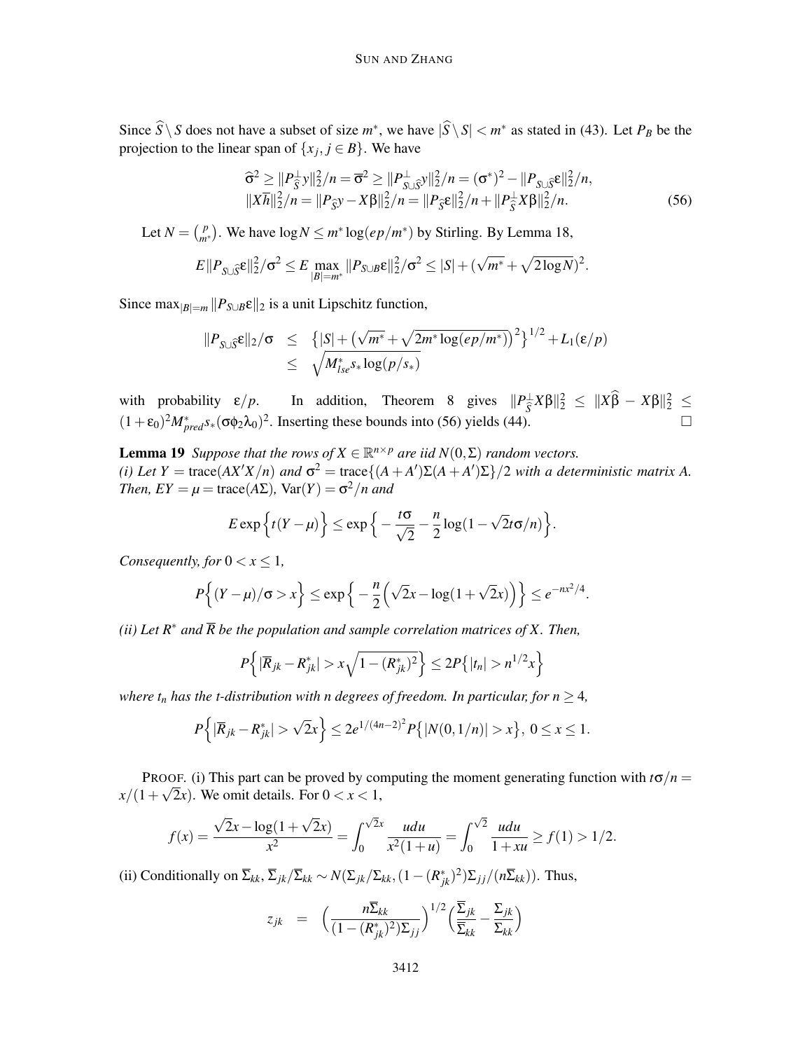Since $\widehat{S}\setminus S$ does not have a subset of size $m^*$, we have $|\widehat{S}\setminus S| < m^*$ as stated in (43). Let $P_B$ be the projection to the linear span of $\{x_j, j\in B\}$. We have

$$
\begin{aligned}
\widehat{\sigma}^2 \ge \|P^{\perp}_{\widehat{S}}y\|_2^2/n = \overline{\sigma}^2 \ge \|P^{\perp}_{S\cup\widehat{S}}y\|_2^2/n = (\sigma^*)^2 - \|P_{S\cup\widehat{S}}\varepsilon\|_2^2/n,\\
\|X\overline{h}\|_2^2/n = \|P_{\widehat{S}}y - X\beta\|_2^2/n = \|P_{\widehat{S}}\varepsilon\|_2^2/n + \|P^{\perp}_{\widehat{S}}X\beta\|_2^2/n.
\end{aligned}
\tag{56}
$$

Let $N = \binom{p}{m^*}$. We have $\log N \le m^*\log(ep/m^*)$ by Stirling. By Lemma 18,

$$
E\|P_{S\cup\widehat{S}}\varepsilon\|_2^2/\sigma^2 \le E\max_{|B|=m^*}\|P_{S\cup B}\varepsilon\|_2^2/\sigma^2 \le |S| + (\sqrt{m^*}+\sqrt{2\log N})^2.
$$

Since $\max_{|B|=m}\|P_{S\cup B}\varepsilon\|_2$ is a unit Lipschitz function,

$$
\begin{aligned}
\|P_{S\cup\widehat{S}}\varepsilon\|_2/\sigma &\le \Big\{|S| + \big(\sqrt{m^*}+\sqrt{2m^*\log(ep/m^*)}\big)^2\Big\}^{1/2} + L_1(\varepsilon/p)\\
&\le \sqrt{M^*_{lse}s_*\log(p/s_*)}
\end{aligned}
$$

with probability $\varepsilon/p$. In addition, Theorem 8 gives $\|P^{\perp}_{\widehat{S}}X\beta\|_2^2 \le \|X\widehat{\beta}-X\beta\|_2^2 \le (1+\varepsilon_0)^2M^*_{pred}s_*(\sigma\phi_2\lambda_0)^2$. Inserting these bounds into (56) yields (44). $\square$

**Lemma 19** *Suppose that the rows of $X\in\mathbb{R}^{n\times p}$ are iid $N(0,\Sigma)$ random vectors.*
*(i) Let $Y = \mathrm{trace}(AX'X/n)$ and $\sigma^2 = \mathrm{trace}\{(A+A')\Sigma(A+A')\Sigma\}/2$ with a deterministic matrix $A$. Then, $EY = \mu = \mathrm{trace}(A\Sigma)$, $\mathrm{Var}(Y) = \sigma^2/n$ and*

$$
E\exp\Big\{t(Y-\mu)\Big\} \le \exp\Big\{-\frac{t\sigma}{\sqrt{2}} - \frac{n}{2}\log(1-\sqrt{2}t\sigma/n)\Big\}.
$$

*Consequently, for $0<x\le 1$,*

$$
P\Big\{(Y-\mu)/\sigma > x\Big\} \le \exp\Big\{-\frac{n}{2}\Big(\sqrt{2}x - \log(1+\sqrt{2}x)\Big)\Big\} \le e^{-nx^2/4}.
$$

*(ii) Let $R^*$ and $\overline{R}$ be the population and sample correlation matrices of $X$. Then,*

$$
P\Big\{|\overline{R}_{jk}-R^*_{jk}| > x\sqrt{1-(R^*_{jk})^2}\Big\} \le 2P\big\{|t_n| > n^{1/2}x\big\}
$$

*where $t_n$ has the t-distribution with $n$ degrees of freedom. In particular, for $n\ge 4$,*

$$
P\Big\{|\overline{R}_{jk}-R^*_{jk}| > \sqrt{2}x\Big\} \le 2e^{1/(4n-2)^2}P\big\{|N(0,1/n)| > x\big\},\ 0\le x\le 1.
$$

PROOF. (i) This part can be proved by computing the moment generating function with $t\sigma/n = x/(1+\sqrt{2}x)$. We omit details. For $0<x<1$,

$$
f(x) = \frac{\sqrt{2}x - \log(1+\sqrt{2}x)}{x^2} = \int_0^{\sqrt{2}x}\frac{udu}{x^2(1+u)} = \int_0^{\sqrt{2}}\frac{udu}{1+xu} \ge f(1) > 1/2.
$$

(ii) Conditionally on $\overline{\Sigma}_{kk}$, $\overline{\Sigma}_{jk}/\overline{\Sigma}_{kk} \sim N(\Sigma_{jk}/\Sigma_{kk}, (1-(R^*_{jk})^2)\Sigma_{jj}/(n\overline{\Sigma}_{kk}))$. Thus,

$$
z_{jk} = \Big(\frac{n\overline{\Sigma}_{kk}}{(1-(R^*_{jk})^2)\Sigma_{jj}}\Big)^{1/2}\Big(\frac{\overline{\Sigma}_{jk}}{\overline{\Sigma}_{kk}} - \frac{\Sigma_{jk}}{\Sigma_{kk}}\Big)
$$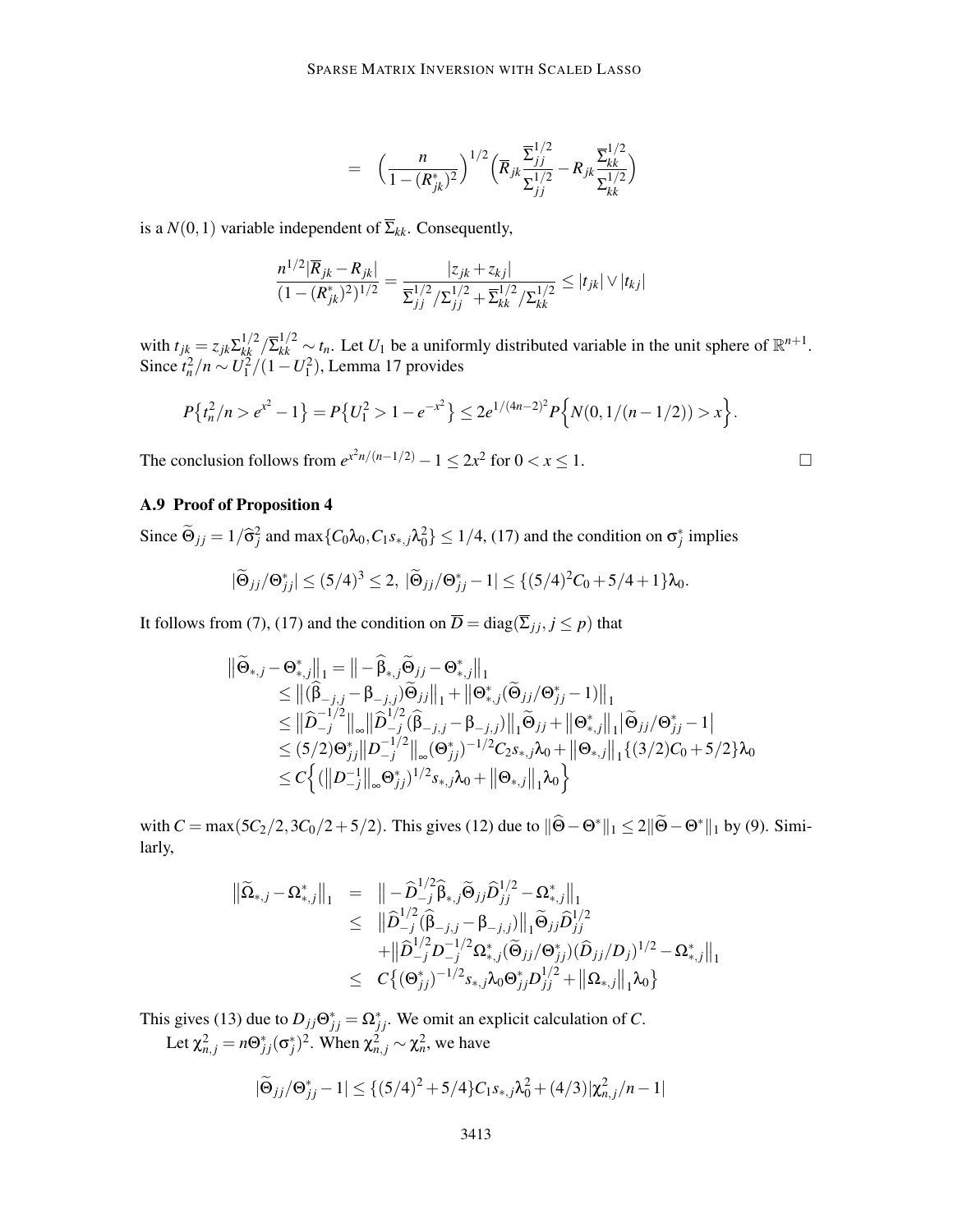$$
= \Big(\frac{n}{1-(R^*_{jk})^2}\Big)^{1/2}\Big(\overline{R}_{jk}\frac{\overline{\Sigma}_{jj}^{1/2}}{\Sigma_{jj}^{1/2}} - R_{jk}\frac{\overline{\Sigma}_{kk}^{1/2}}{\Sigma_{kk}^{1/2}}\Big)
$$

is a $N(0,1)$ variable independent of $\overline{\Sigma}_{kk}$. Consequently,

$$
\frac{n^{1/2}|\overline{R}_{jk}-R_{jk}|}{(1-(R^*_{jk})^2)^{1/2}} = \frac{|z_{jk}+z_{kj}|}{\overline{\Sigma}_{jj}^{1/2}/\Sigma_{jj}^{1/2}+\overline{\Sigma}_{kk}^{1/2}/\Sigma_{kk}^{1/2}} \le |t_{jk}|\vee|t_{kj}|
$$

with $t_{jk}=z_{jk}\Sigma_{kk}^{1/2}/\overline{\Sigma}_{kk}^{1/2}\sim t_n$. Let $U_1$ be a uniformly distributed variable in the unit sphere of $\mathbb{R}^{n+1}$. Since $t_n^2/n\sim U_1^2/(1-U_1^2)$, Lemma 17 provides

$$
P\big\{t_n^2/n > e^{x^2}-1\big\} = P\big\{U_1^2 > 1-e^{-x^2}\big\} \le 2e^{1/(4n-2)^2}P\Big\{N(0,1/(n-1/2))>x\Big\}.
$$

The conclusion follows from $e^{x^2 n/(n-1/2)}-1\le 2x^2$ for $0<x\le 1$. $\square$

### A.9 Proof of Proposition 4

Since $\widetilde{\Theta}_{jj}=1/\widehat{\sigma}_j^2$ and $\max\{C_0\lambda_0, C_1 s_{*,j}\lambda_0^2\}\le 1/4$, (17) and the condition on $\sigma_j^*$ implies

$$
|\widetilde{\Theta}_{jj}/\Theta^*_{jj}| \le (5/4)^3 \le 2,\ |\widetilde{\Theta}_{jj}/\Theta^*_{jj}-1| \le \{(5/4)^2C_0+5/4+1\}\lambda_0.
$$

It follows from (7), (17) and the condition on $\overline{D}=\text{diag}(\overline{\Sigma}_{jj}, j\le p)$ that

$$
\begin{aligned}
\big\|\widetilde{\Theta}_{*,j}-\Theta^*_{*,j}\big\|_1 &= \big\|-\widehat{\beta}_{*,j}\widetilde{\Theta}_{jj}-\Theta^*_{*,j}\big\|_1\\
&\le \big\|(\widehat{\beta}_{-j,j}-\beta_{-j,j})\widetilde{\Theta}_{jj}\big\|_1 + \big\|\Theta^*_{*,j}(\widetilde{\Theta}_{jj}/\Theta^*_{jj}-1)\big\|_1\\
&\le \big\|\widehat{D}_{-j}^{-1/2}\big\|_\infty\big\|\widehat{D}_{-j}^{1/2}(\widehat{\beta}_{-j,j}-\beta_{-j,j})\big\|_1\widetilde{\Theta}_{jj} + \big\|\Theta^*_{*,j}\big\|_1\big|\widetilde{\Theta}_{jj}/\Theta^*_{jj}-1\big|\\
&\le (5/2)\Theta^*_{jj}\big\|D_{-j}^{-1/2}\big\|_\infty(\Theta^*_{jj})^{-1/2}C_2 s_{*,j}\lambda_0 + \big\|\Theta_{*,j}\big\|_1\{(3/2)C_0+5/2\}\lambda_0\\
&\le C\Big\{(\big\|D_{-j}^{-1}\big\|_\infty\Theta^*_{jj})^{1/2}s_{*,j}\lambda_0 + \big\|\Theta_{*,j}\big\|_1\lambda_0\Big\}
\end{aligned}
$$

with $C=\max(5C_2/2, 3C_0/2+5/2)$. This gives (12) due to $\|\widehat{\Theta}-\Theta^*\|_1\le 2\|\widetilde{\Theta}-\Theta^*\|_1$ by (9). Similarly,

$$
\begin{aligned}
\big\|\widetilde{\Omega}_{*,j}-\Omega^*_{*,j}\big\|_1 &= \big\|-\widehat{D}_{-j}^{1/2}\widehat{\beta}_{*,j}\widetilde{\Theta}_{jj}\widehat{D}_{jj}^{1/2}-\Omega^*_{*,j}\big\|_1\\
&\le \big\|\widehat{D}_{-j}^{1/2}(\widehat{\beta}_{-j,j}-\beta_{-j,j})\big\|_1\widetilde{\Theta}_{jj}\widehat{D}_{jj}^{1/2}\\
&\quad + \big\|\widehat{D}_{-j}^{1/2}D_{-j}^{-1/2}\Omega^*_{*,j}(\widetilde{\Theta}_{jj}/\Theta^*_{jj})(\widehat{D}_{jj}/D_j)^{1/2}-\Omega^*_{*,j}\big\|_1\\
&\le C\big\{(\Theta^*_{jj})^{-1/2}s_{*,j}\lambda_0\Theta^*_{jj}D_{jj}^{1/2}+\big\|\Omega_{*,j}\big\|_1\lambda_0\big\}
\end{aligned}
$$

This gives (13) due to $D_{jj}\Theta^*_{jj}=\Omega^*_{jj}$. We omit an explicit calculation of $C$.

Let $\chi^2_{n,j}=n\Theta^*_{jj}(\sigma_j^*)^2$. When $\chi^2_{n,j}\sim\chi^2_n$, we have

$$
|\widetilde{\Theta}_{jj}/\Theta^*_{jj}-1| \le \{(5/4)^2+5/4\}C_1 s_{*,j}\lambda_0^2 + (4/3)|\chi^2_{n,j}/n-1|
$$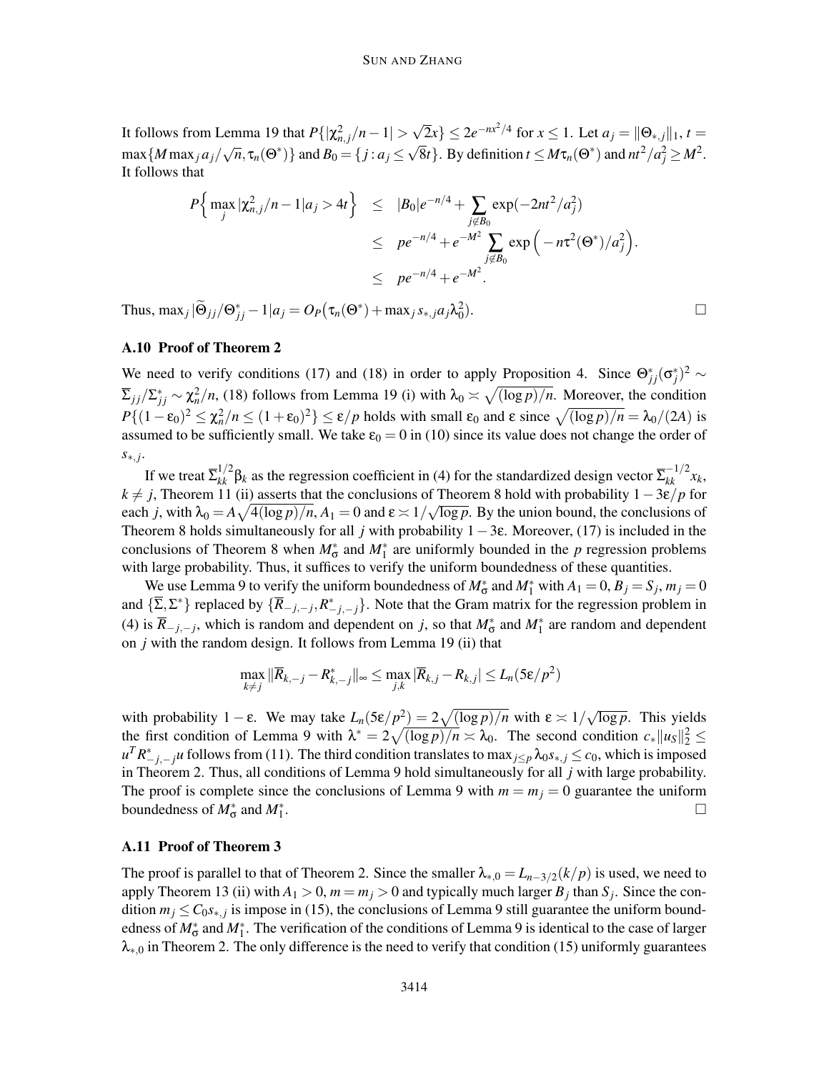It follows from Lemma 19 that $P\{|\chi^2_{n,j}/n-1| > \sqrt{2}x\} \le 2e^{-nx^2/4}$ for $x \le 1$. Let $a_j = \|\Theta_{*,j}\|_1$, $t = \max\{M\max_j a_j/\sqrt{n}, \tau_n(\Theta^*)\}$ and $B_0 = \{j : a_j \le \sqrt{8}t\}$. By definition $t \le M\tau_n(\Theta^*)$ and $nt^2/a_j^2 \ge M^2$. It follows that

$$
\begin{aligned}
P\Big\{\max_j |\chi^2_{n,j}/n-1|a_j > 4t\Big\} &\le |B_0|e^{-n/4} + \sum_{j\notin B_0} \exp(-2nt^2/a_j^2) \\
&\le pe^{-n/4} + e^{-M^2} \sum_{j\notin B_0} \exp\Big(-n\tau^2(\Theta^*)/a_j^2\Big). \\
&\le pe^{-n/4} + e^{-M^2}.
\end{aligned}
$$

Thus, $\max_j |\widetilde{\Theta}_{jj}/\Theta^*_{jj} - 1|a_j = O_P\big(\tau_n(\Theta^*) + \max_j s_{*,j}a_j\lambda_0^2\big)$. □

### A.10 Proof of Theorem 2

We need to verify conditions (17) and (18) in order to apply Proposition 4. Since $\Theta^*_{jj}(\sigma^*_j)^2 \sim \overline{\Sigma}_{jj}/\Sigma^*_{jj} \sim \chi^2_n/n$, (18) follows from Lemma 19 (i) with $\lambda_0 \asymp \sqrt{(\log p)/n}$. Moreover, the condition $P\{(1-\varepsilon_0)^2 \le \chi^2_n/n \le (1+\varepsilon_0)^2\} \le \varepsilon/p$ holds with small $\varepsilon_0$ and $\varepsilon$ since $\sqrt{(\log p)/n} = \lambda_0/(2A)$ is assumed to be sufficiently small. We take $\varepsilon_0 = 0$ in (10) since its value does not change the order of $s_{*,j}$.

If we treat $\overline{\Sigma}^{1/2}_{kk}\beta_k$ as the regression coefficient in (4) for the standardized design vector $\overline{\Sigma}^{-1/2}_{kk}x_k$, $k \ne j$, Theorem 11 (ii) asserts that the conclusions of Theorem 8 hold with probability $1-3\varepsilon/p$ for each $j$, with $\lambda_0 = A\sqrt{4(\log p)/n}$, $A_1 = 0$ and $\varepsilon \asymp 1/\sqrt{\log p}$. By the union bound, the conclusions of Theorem 8 holds simultaneously for all $j$ with probability $1-3\varepsilon$. Moreover, (17) is included in the conclusions of Theorem 8 when $M^*_\sigma$ and $M^*_1$ are uniformly bounded in the $p$ regression problems with large probability. Thus, it suffices to verify the uniform boundedness of these quantities.

We use Lemma 9 to verify the uniform boundedness of $M^*_\sigma$ and $M^*_1$ with $A_1 = 0$, $B_j = S_j$, $m_j = 0$ and $\{\overline{\Sigma}, \Sigma^*\}$ replaced by $\{\overline{R}_{-j,-j}, R^*_{-j,-j}\}$. Note that the Gram matrix for the regression problem in (4) is $\overline{R}_{-j,-j}$, which is random and dependent on $j$, so that $M^*_\sigma$ and $M^*_1$ are random and dependent on $j$ with the random design. It follows from Lemma 19 (ii) that

$$
\max_{k\ne j} \|\overline{R}_{k,-j} - R^*_{k,-j}\|_\infty \le \max_{j,k} |\overline{R}_{k,j} - R_{k,j}| \le L_n(5\varepsilon/p^2)
$$

with probability $1-\varepsilon$. We may take $L_n(5\varepsilon/p^2) = 2\sqrt{(\log p)/n}$ with $\varepsilon \asymp 1/\sqrt{\log p}$. This yields the first condition of Lemma 9 with $\lambda^* = 2\sqrt{(\log p)/n} \asymp \lambda_0$. The second condition $c_*\|u_S\|_2^2 \le u^T R^*_{-j,-j}u$ follows from (11). The third condition translates to $\max_{j\le p} \lambda_0 s_{*,j} \le c_0$, which is imposed in Theorem 2. Thus, all conditions of Lemma 9 hold simultaneously for all $j$ with large probability. The proof is complete since the conclusions of Lemma 9 with $m = m_j = 0$ guarantee the uniform boundedness of $M^*_\sigma$ and $M^*_1$. □

### A.11 Proof of Theorem 3

The proof is parallel to that of Theorem 2. Since the smaller $\lambda_{*,0} = L_{n-3/2}(k/p)$ is used, we need to apply Theorem 13 (ii) with $A_1 > 0$, $m = m_j > 0$ and typically much larger $B_j$ than $S_j$. Since the condition $m_j \le C_0 s_{*,j}$ is impose in (15), the conclusions of Lemma 9 still guarantee the uniform boundedness of $M^*_\sigma$ and $M^*_1$. The verification of the conditions of Lemma 9 is identical to the case of larger $\lambda_{*,0}$ in Theorem 2. The only difference is the need to verify that condition (15) uniformly guarantees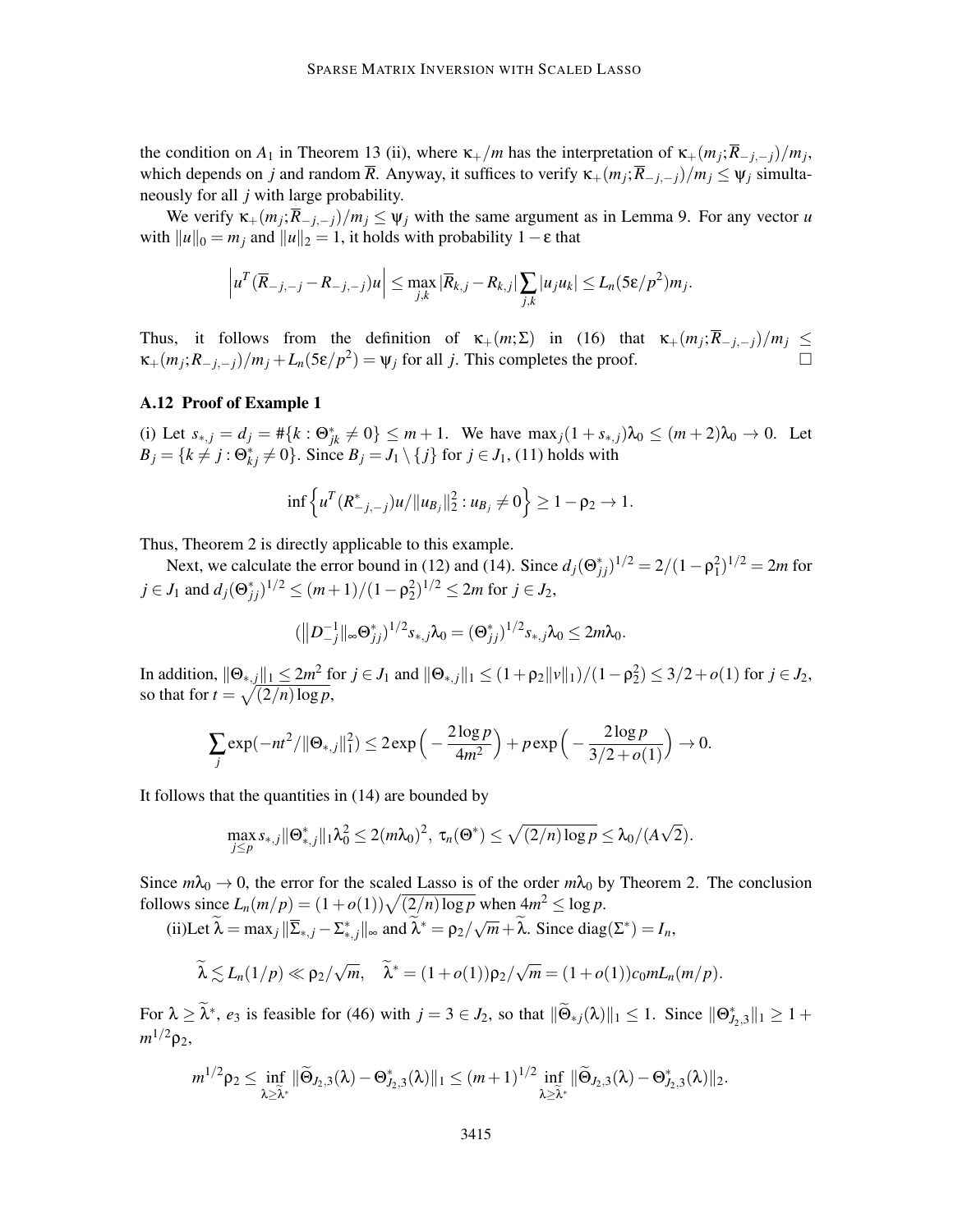the condition on $A_1$ in Theorem 13 (ii), where $\kappa_+/m$ has the interpretation of $\kappa_+(m_j;\overline{R}_{-j,-j})/m_j$, which depends on $j$ and random $\overline{R}$. Anyway, it suffices to verify $\kappa_+(m_j;\overline{R}_{-j,-j})/m_j \le \psi_j$ simultaneously for all $j$ with large probability.

We verify $\kappa_+(m_j;\overline{R}_{-j,-j})/m_j \le \psi_j$ with the same argument as in Lemma 9. For any vector $u$ with $\|u\|_0 = m_j$ and $\|u\|_2 = 1$, it holds with probability $1-\varepsilon$ that

$$\left| u^T(\overline{R}_{-j,-j} - R_{-j,-j})u \right| \le \max_{j,k} |\overline{R}_{k,j} - R_{k,j}| \sum_{j,k} |u_j u_k| \le L_n(5\varepsilon/p^2) m_j.$$

Thus, it follows from the definition of $\kappa_+(m;\Sigma)$ in (16) that $\kappa_+(m_j;\overline{R}_{-j,-j})/m_j \le \kappa_+(m_j;R_{-j,-j})/m_j + L_n(5\varepsilon/p^2) = \psi_j$ for all $j$. This completes the proof. $\square$

### A.12 Proof of Example 1

(i) Let $s_{*,j} = d_j = \#\{k : \Theta^*_{jk} \ne 0\} \le m+1$. We have $\max_j(1+s_{*,j})\lambda_0 \le (m+2)\lambda_0 \to 0$. Let $B_j = \{k \ne j : \Theta^*_{kj} \ne 0\}$. Since $B_j = J_1 \setminus \{j\}$ for $j \in J_1$, (11) holds with

$$\inf\left\{ u^T(R^*_{-j,-j})u/\|u_{B_j}\|_2^2 : u_{B_j} \ne 0 \right\} \ge 1 - \rho_2 \to 1.$$

Thus, Theorem 2 is directly applicable to this example.

Next, we calculate the error bound in (12) and (14). Since $d_j(\Theta^*_{jj})^{1/2} = 2/(1-\rho_1^2)^{1/2} = 2m$ for $j \in J_1$ and $d_j(\Theta^*_{jj})^{1/2} \le (m+1)/(1-\rho_2^2)^{1/2} \le 2m$ for $j \in J_2$,

$$(\|D_{-j}^{-1}\|_\infty \Theta^*_{jj})^{1/2} s_{*,j}\lambda_0 = (\Theta^*_{jj})^{1/2} s_{*,j}\lambda_0 \le 2m\lambda_0.$$

In addition, $\|\Theta_{*,j}\|_1 \le 2m^2$ for $j \in J_1$ and $\|\Theta_{*,j}\|_1 \le (1+\rho_2\|v\|_1)/(1-\rho_2^2) \le 3/2 + o(1)$ for $j \in J_2$, so that for $t = \sqrt{(2/n)\log p}$,

$$\sum_j \exp(-nt^2/\|\Theta_{*,j}\|_1^2) \le 2\exp\Big(-\frac{2\log p}{4m^2}\Big) + p\exp\Big(-\frac{2\log p}{3/2+o(1)}\Big) \to 0.$$

It follows that the quantities in (14) are bounded by

$$\max_{j\le p} s_{*,j}\|\Theta^*_{*,j}\|_1\lambda_0^2 \le 2(m\lambda_0)^2,\ \tau_n(\Theta^*) \le \sqrt{(2/n)\log p} \le \lambda_0/(A\sqrt{2}).$$

Since $m\lambda_0 \to 0$, the error for the scaled Lasso is of the order $m\lambda_0$ by Theorem 2. The conclusion follows since $L_n(m/p) = (1+o(1))\sqrt{(2/n)\log p}$ when $4m^2 \le \log p$.

(ii)Let $\widetilde{\lambda} = \max_j \|\overline{\Sigma}_{*,j} - \Sigma^*_{*,j}\|_\infty$ and $\widetilde{\lambda}^* = \rho_2/\sqrt{m} + \widetilde{\lambda}$. Since $\mathrm{diag}(\Sigma^*) = I_n$,

$$\widetilde{\lambda} \lesssim L_n(1/p) \ll \rho_2/\sqrt{m}, \quad \widetilde{\lambda}^* = (1+o(1))\rho_2/\sqrt{m} = (1+o(1))c_0 m L_n(m/p).$$

For $\lambda \ge \widetilde{\lambda}^*$, $e_3$ is feasible for (46) with $j = 3 \in J_2$, so that $\|\widetilde{\Theta}_{*j}(\lambda)\|_1 \le 1$. Since $\|\Theta^*_{J_2,3}\|_1 \ge 1 + m^{1/2}\rho_2$,

$$m^{1/2}\rho_2 \le \inf_{\lambda\ge\widetilde{\lambda}^*} \|\widetilde{\Theta}_{J_2,3}(\lambda) - \Theta^*_{J_2,3}(\lambda)\|_1 \le (m+1)^{1/2} \inf_{\lambda\ge\widetilde{\lambda}^*} \|\widetilde{\Theta}_{J_2,3}(\lambda) - \Theta^*_{J_2,3}(\lambda)\|_2.$$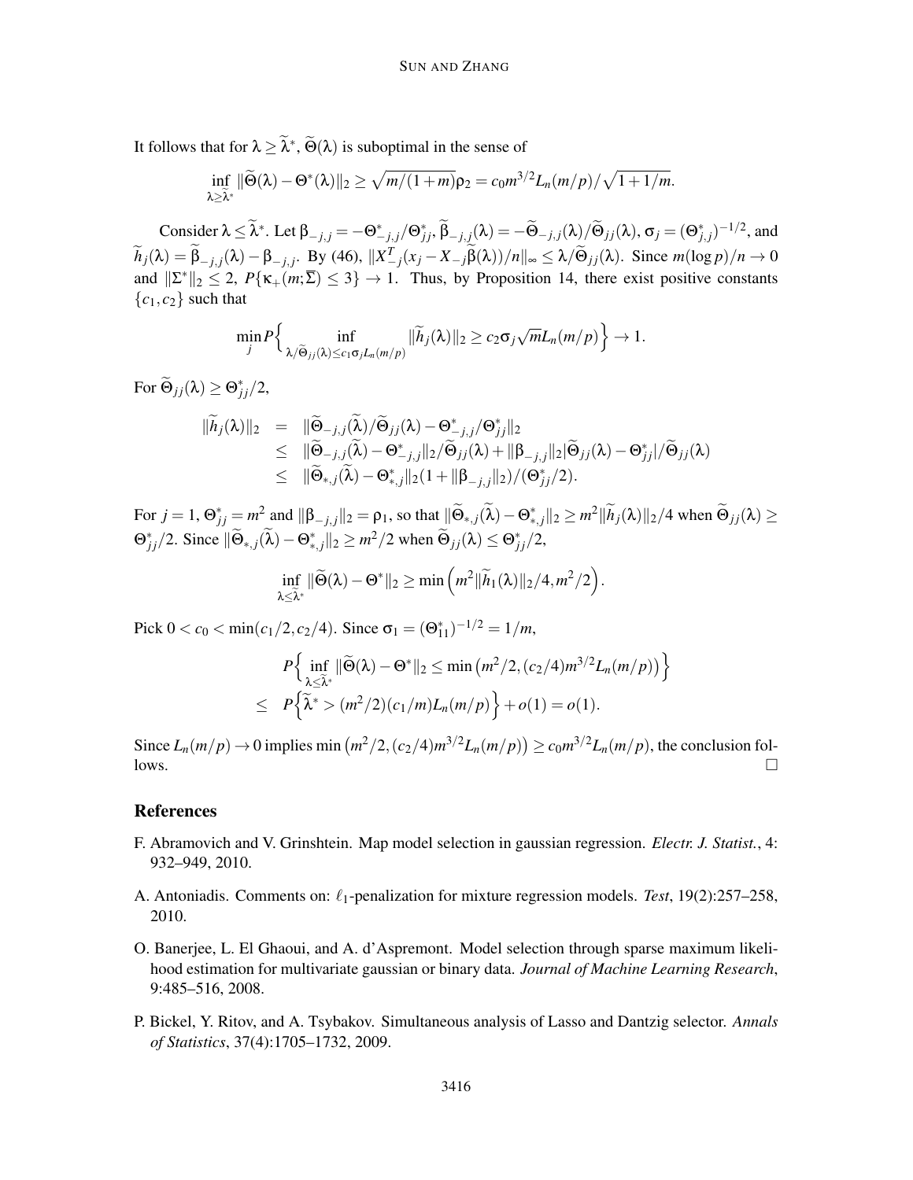It follows that for $\lambda \geq \widetilde{\lambda}^*$, $\widetilde{\Theta}(\lambda)$ is suboptimal in the sense of

$$\inf_{\lambda \geq \widetilde{\lambda}^*} \|\widetilde{\Theta}(\lambda) - \Theta^*(\lambda)\|_2 \geq \sqrt{m/(1+m)}\rho_2 = c_0 m^{3/2} L_n(m/p)/\sqrt{1+1/m}.$$

Consider $\lambda \leq \widetilde{\lambda}^*$. Let $\beta_{-j,j} = -\Theta^*_{-j,j}/\Theta^*_{jj}$, $\widetilde{\beta}_{-j,j}(\lambda) = -\widetilde{\Theta}_{-j,j}(\lambda)/\widetilde{\Theta}_{jj}(\lambda)$, $\sigma_j = (\Theta^*_{j,j})^{-1/2}$, and $\widetilde{h}_j(\lambda) = \widetilde{\beta}_{-j,j}(\lambda) - \beta_{-j,j}$. By (46), $\|X^T_{-j}(x_j - X_{-j}\widetilde{\beta}(\lambda))/n\|_\infty \leq \lambda/\widetilde{\Theta}_{jj}(\lambda)$. Since $m(\log p)/n \to 0$ and $\|\Sigma^*\|_2 \leq 2$, $P\{\kappa_+(m;\overline{\Sigma}) \leq 3\} \to 1$. Thus, by Proposition 14, there exist positive constants $\{c_1, c_2\}$ such that

$$\min_j P\Big\{ \inf_{\lambda/\widetilde{\Theta}_{jj}(\lambda) \leq c_1 \sigma_j L_n(m/p)} \|\widetilde{h}_j(\lambda)\|_2 \geq c_2 \sigma_j \sqrt{m} L_n(m/p) \Big\} \to 1.$$

For $\widetilde{\Theta}_{jj}(\lambda) \geq \Theta^*_{jj}/2$,

$$\begin{aligned}
\|\widetilde{h}_j(\lambda)\|_2 &= \|\widetilde{\Theta}_{-j,j}(\widetilde{\lambda})/\widetilde{\Theta}_{jj}(\lambda) - \Theta^*_{-j,j}/\Theta^*_{jj}\|_2 \\
&\leq \|\widetilde{\Theta}_{-j,j}(\widetilde{\lambda}) - \Theta^*_{-j,j}\|_2/\widetilde{\Theta}_{jj}(\lambda) + \|\beta_{-j,j}\|_2 |\widetilde{\Theta}_{jj}(\lambda) - \Theta^*_{jj}|/\widetilde{\Theta}_{jj}(\lambda) \\
&\leq \|\widetilde{\Theta}_{*,j}(\widetilde{\lambda}) - \Theta^*_{*,j}\|_2 (1 + \|\beta_{-j,j}\|_2)/(\Theta^*_{jj}/2).
\end{aligned}$$

For $j = 1$, $\Theta^*_{jj} = m^2$ and $\|\beta_{-j,j}\|_2 = \rho_1$, so that $\|\widetilde{\Theta}_{*,j}(\widetilde{\lambda}) - \Theta^*_{*,j}\|_2 \geq m^2 \|\widetilde{h}_j(\lambda)\|_2/4$ when $\widetilde{\Theta}_{jj}(\lambda) \geq \Theta^*_{jj}/2$. Since $\|\widetilde{\Theta}_{*,j}(\widetilde{\lambda}) - \Theta^*_{*,j}\|_2 \geq m^2/2$ when $\widetilde{\Theta}_{jj}(\lambda) \leq \Theta^*_{jj}/2$,

$$\inf_{\lambda \leq \widetilde{\lambda}^*} \|\widetilde{\Theta}(\lambda) - \Theta^*\|_2 \geq \min\Big( m^2 \|\widetilde{h}_1(\lambda)\|_2/4, m^2/2 \Big).$$

Pick $0 < c_0 < \min(c_1/2, c_2/4)$. Since $\sigma_1 = (\Theta^*_{11})^{-1/2} = 1/m$,

$$\begin{aligned}
& P\Big\{ \inf_{\lambda \leq \widetilde{\lambda}^*} \|\widetilde{\Theta}(\lambda) - \Theta^*\|_2 \leq \min\big(m^2/2, (c_2/4) m^{3/2} L_n(m/p)\big) \Big\} \\
\leq\ & P\Big\{ \widetilde{\lambda}^* > (m^2/2)(c_1/m) L_n(m/p) \Big\} + o(1) = o(1).
\end{aligned}$$

Since $L_n(m/p) \to 0$ implies $\min\big(m^2/2, (c_2/4) m^{3/2} L_n(m/p)\big) \geq c_0 m^{3/2} L_n(m/p)$, the conclusion follows. $\square$

## References

F. Abramovich and V. Grinshtein. Map model selection in gaussian regression. *Electr. J. Statist.*, 4: 932–949, 2010.

A. Antoniadis. Comments on: $\ell_1$-penalization for mixture regression models. *Test*, 19(2):257–258, 2010.

O. Banerjee, L. El Ghaoui, and A. d'Aspremont. Model selection through sparse maximum likelihood estimation for multivariate gaussian or binary data. *Journal of Machine Learning Research*, 9:485–516, 2008.

P. Bickel, Y. Ritov, and A. Tsybakov. Simultaneous analysis of Lasso and Dantzig selector. *Annals of Statistics*, 37(4):1705–1732, 2009.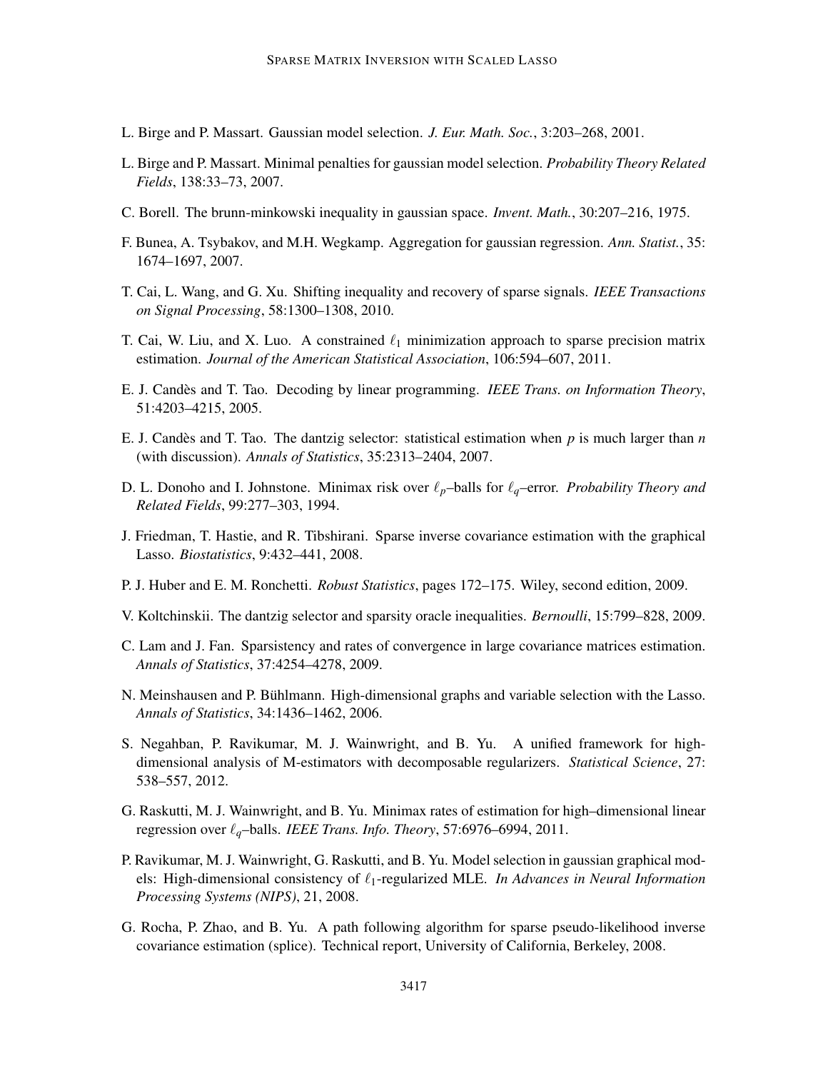L. Birge and P. Massart. Gaussian model selection. *J. Eur. Math. Soc.*, 3:203–268, 2001.

L. Birge and P. Massart. Minimal penalties for gaussian model selection. *Probability Theory Related Fields*, 138:33–73, 2007.

C. Borell. The brunn-minkowski inequality in gaussian space. *Invent. Math.*, 30:207–216, 1975.

F. Bunea, A. Tsybakov, and M.H. Wegkamp. Aggregation for gaussian regression. *Ann. Statist.*, 35: 1674–1697, 2007.

T. Cai, L. Wang, and G. Xu. Shifting inequality and recovery of sparse signals. *IEEE Transactions on Signal Processing*, 58:1300–1308, 2010.

T. Cai, W. Liu, and X. Luo. A constrained $\ell_1$ minimization approach to sparse precision matrix estimation. *Journal of the American Statistical Association*, 106:594–607, 2011.

E. J. Candès and T. Tao. Decoding by linear programming. *IEEE Trans. on Information Theory*, 51:4203–4215, 2005.

E. J. Candès and T. Tao. The dantzig selector: statistical estimation when $p$ is much larger than $n$ (with discussion). *Annals of Statistics*, 35:2313–2404, 2007.

D. L. Donoho and I. Johnstone. Minimax risk over $\ell_p$–balls for $\ell_q$–error. *Probability Theory and Related Fields*, 99:277–303, 1994.

J. Friedman, T. Hastie, and R. Tibshirani. Sparse inverse covariance estimation with the graphical Lasso. *Biostatistics*, 9:432–441, 2008.

P. J. Huber and E. M. Ronchetti. *Robust Statistics*, pages 172–175. Wiley, second edition, 2009.

V. Koltchinskii. The dantzig selector and sparsity oracle inequalities. *Bernoulli*, 15:799–828, 2009.

C. Lam and J. Fan. Sparsistency and rates of convergence in large covariance matrices estimation. *Annals of Statistics*, 37:4254–4278, 2009.

N. Meinshausen and P. Bühlmann. High-dimensional graphs and variable selection with the Lasso. *Annals of Statistics*, 34:1436–1462, 2006.

S. Negahban, P. Ravikumar, M. J. Wainwright, and B. Yu. A unified framework for high-dimensional analysis of M-estimators with decomposable regularizers. *Statistical Science*, 27: 538–557, 2012.

G. Raskutti, M. J. Wainwright, and B. Yu. Minimax rates of estimation for high–dimensional linear regression over $\ell_q$–balls. *IEEE Trans. Info. Theory*, 57:6976–6994, 2011.

P. Ravikumar, M. J. Wainwright, G. Raskutti, and B. Yu. Model selection in gaussian graphical models: High-dimensional consistency of $\ell_1$-regularized MLE. *In Advances in Neural Information Processing Systems (NIPS)*, 21, 2008.

G. Rocha, P. Zhao, and B. Yu. A path following algorithm for sparse pseudo-likelihood inverse covariance estimation (splice). Technical report, University of California, Berkeley, 2008.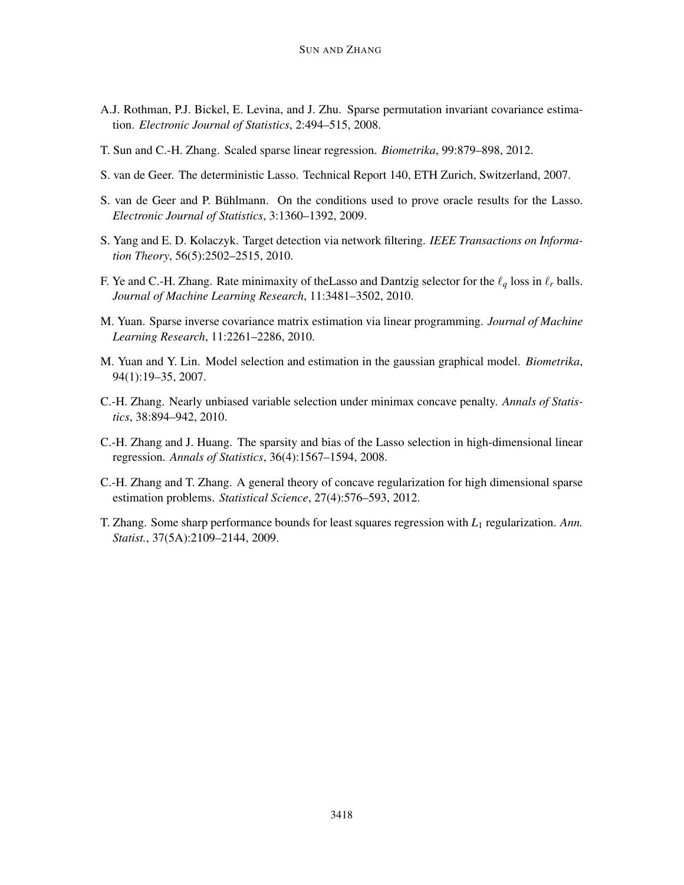A.J. Rothman, P.J. Bickel, E. Levina, and J. Zhu. Sparse permutation invariant covariance estimation. *Electronic Journal of Statistics*, 2:494–515, 2008.

T. Sun and C.-H. Zhang. Scaled sparse linear regression. *Biometrika*, 99:879–898, 2012.

S. van de Geer. The deterministic Lasso. Technical Report 140, ETH Zurich, Switzerland, 2007.

S. van de Geer and P. Bühlmann. On the conditions used to prove oracle results for the Lasso. *Electronic Journal of Statistics*, 3:1360–1392, 2009.

S. Yang and E. D. Kolaczyk. Target detection via network filtering. *IEEE Transactions on Information Theory*, 56(5):2502–2515, 2010.

F. Ye and C.-H. Zhang. Rate minimaxity of theLasso and Dantzig selector for the $\ell_q$ loss in $\ell_r$ balls. *Journal of Machine Learning Research*, 11:3481–3502, 2010.

M. Yuan. Sparse inverse covariance matrix estimation via linear programming. *Journal of Machine Learning Research*, 11:2261–2286, 2010.

M. Yuan and Y. Lin. Model selection and estimation in the gaussian graphical model. *Biometrika*, 94(1):19–35, 2007.

C.-H. Zhang. Nearly unbiased variable selection under minimax concave penalty. *Annals of Statistics*, 38:894–942, 2010.

C.-H. Zhang and J. Huang. The sparsity and bias of the Lasso selection in high-dimensional linear regression. *Annals of Statistics*, 36(4):1567–1594, 2008.

C.-H. Zhang and T. Zhang. A general theory of concave regularization for high dimensional sparse estimation problems. *Statistical Science*, 27(4):576–593, 2012.

T. Zhang. Some sharp performance bounds for least squares regression with $L_1$ regularization. *Ann. Statist.*, 37(5A):2109–2144, 2009.